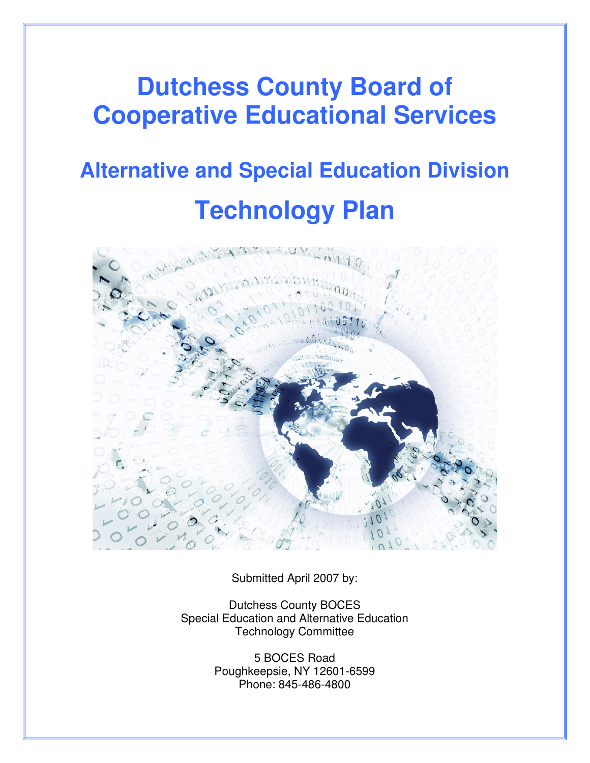# Dutchess County Board of Cooperative Educational Services

## Alternative and Special Education Division

## Technology Plan

Submitted April 2007 by:

Dutchess County BOCES
Special Education and Alternative Education
Technology Committee

5 BOCES Road
Poughkeepsie, NY 12601-6599
Phone: 845-486-4800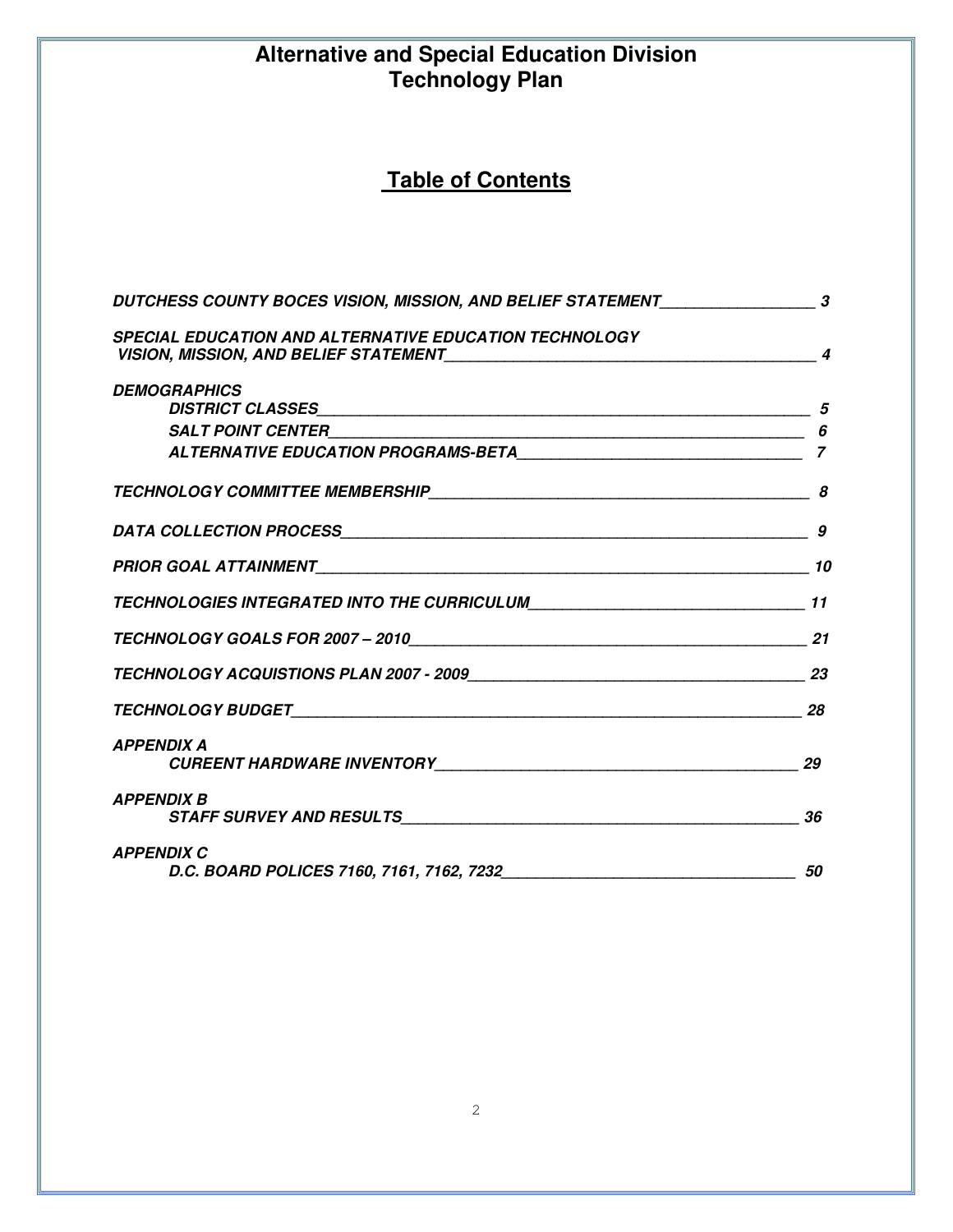# Alternative and Special Education Division
# Technology Plan

## Table of Contents

*DUTCHESS COUNTY BOCES VISION, MISSION, AND BELIEF STATEMENT* ______ *3*

*SPECIAL EDUCATION AND ALTERNATIVE EDUCATION TECHNOLOGY VISION, MISSION, AND BELIEF STATEMENT* ______ *4*

*DEMOGRAPHICS*
- *DISTRICT CLASSES* ______ *5*
- *SALT POINT CENTER* ______ *6*
- *ALTERNATIVE EDUCATION PROGRAMS-BETA* ______ *7*

*TECHNOLOGY COMMITTEE MEMBERSHIP* ______ *8*

*DATA COLLECTION PROCESS* ______ *9*

*PRIOR GOAL ATTAINMENT* ______ *10*

*TECHNOLOGIES INTEGRATED INTO THE CURRICULUM* ______ *11*

*TECHNOLOGY GOALS FOR 2007 – 2010* ______ *21*

*TECHNOLOGY ACQUISTIONS PLAN 2007 - 2009* ______ *23*

*TECHNOLOGY BUDGET* ______ *28*

*APPENDIX A*
- *CUREENT HARDWARE INVENTORY* ______ *29*

*APPENDIX B*
- *STAFF SURVEY AND RESULTS* ______ *36*

*APPENDIX C*
- *D.C. BOARD POLICES 7160, 7161, 7162, 7232* ______ *50*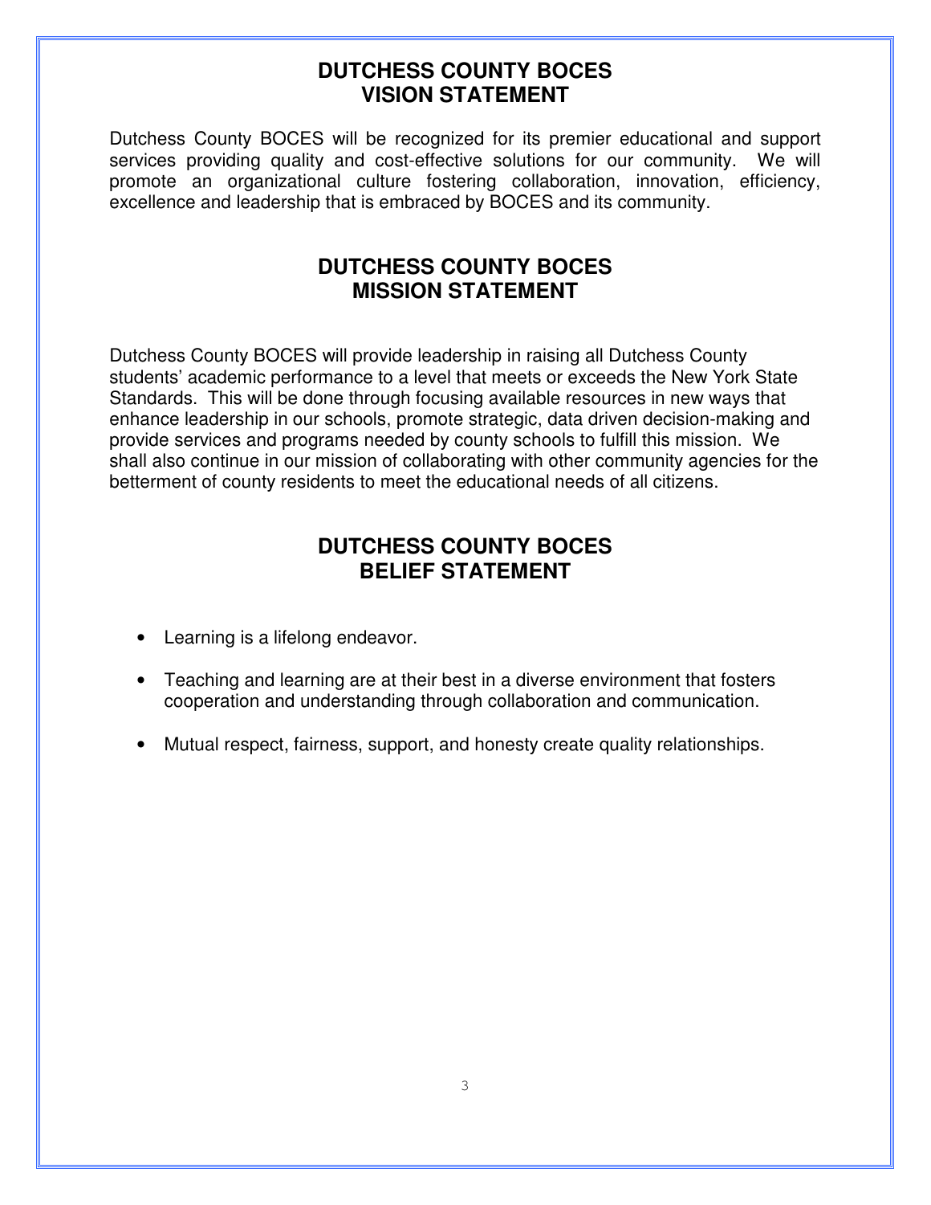## DUTCHESS COUNTY BOCES VISION STATEMENT

Dutchess County BOCES will be recognized for its premier educational and support services providing quality and cost-effective solutions for our community. We will promote an organizational culture fostering collaboration, innovation, efficiency, excellence and leadership that is embraced by BOCES and its community.

## DUTCHESS COUNTY BOCES MISSION STATEMENT

Dutchess County BOCES will provide leadership in raising all Dutchess County students' academic performance to a level that meets or exceeds the New York State Standards. This will be done through focusing available resources in new ways that enhance leadership in our schools, promote strategic, data driven decision-making and provide services and programs needed by county schools to fulfill this mission. We shall also continue in our mission of collaborating with other community agencies for the betterment of county residents to meet the educational needs of all citizens.

## DUTCHESS COUNTY BOCES BELIEF STATEMENT

- Learning is a lifelong endeavor.
- Teaching and learning are at their best in a diverse environment that fosters cooperation and understanding through collaboration and communication.
- Mutual respect, fairness, support, and honesty create quality relationships.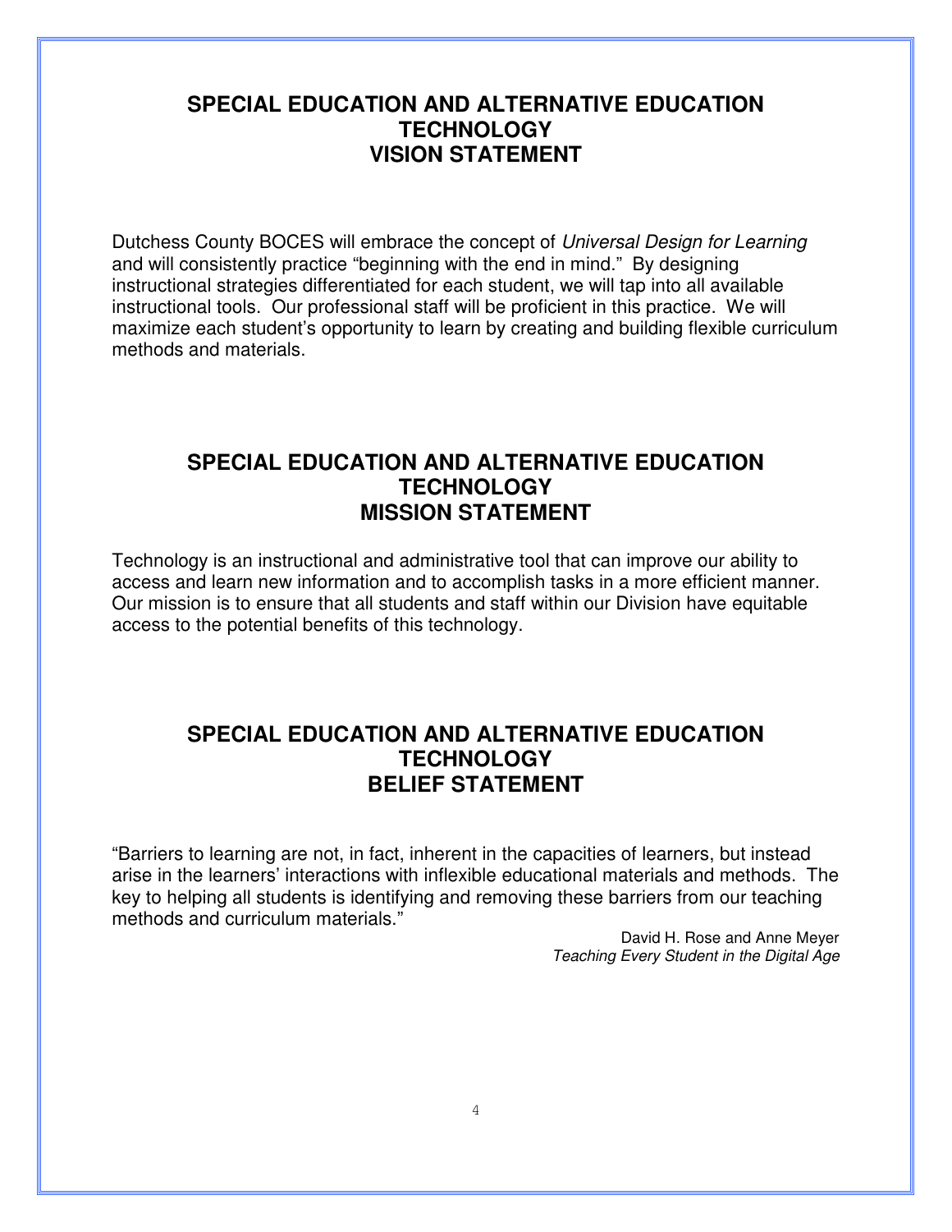## SPECIAL EDUCATION AND ALTERNATIVE EDUCATION TECHNOLOGY VISION STATEMENT

Dutchess County BOCES will embrace the concept of *Universal Design for Learning* and will consistently practice "beginning with the end in mind." By designing instructional strategies differentiated for each student, we will tap into all available instructional tools. Our professional staff will be proficient in this practice. We will maximize each student's opportunity to learn by creating and building flexible curriculum methods and materials.

## SPECIAL EDUCATION AND ALTERNATIVE EDUCATION TECHNOLOGY MISSION STATEMENT

Technology is an instructional and administrative tool that can improve our ability to access and learn new information and to accomplish tasks in a more efficient manner. Our mission is to ensure that all students and staff within our Division have equitable access to the potential benefits of this technology.

## SPECIAL EDUCATION AND ALTERNATIVE EDUCATION TECHNOLOGY BELIEF STATEMENT

"Barriers to learning are not, in fact, inherent in the capacities of learners, but instead arise in the learners' interactions with inflexible educational materials and methods. The key to helping all students is identifying and removing these barriers from our teaching methods and curriculum materials."

David H. Rose and Anne Meyer
*Teaching Every Student in the Digital Age*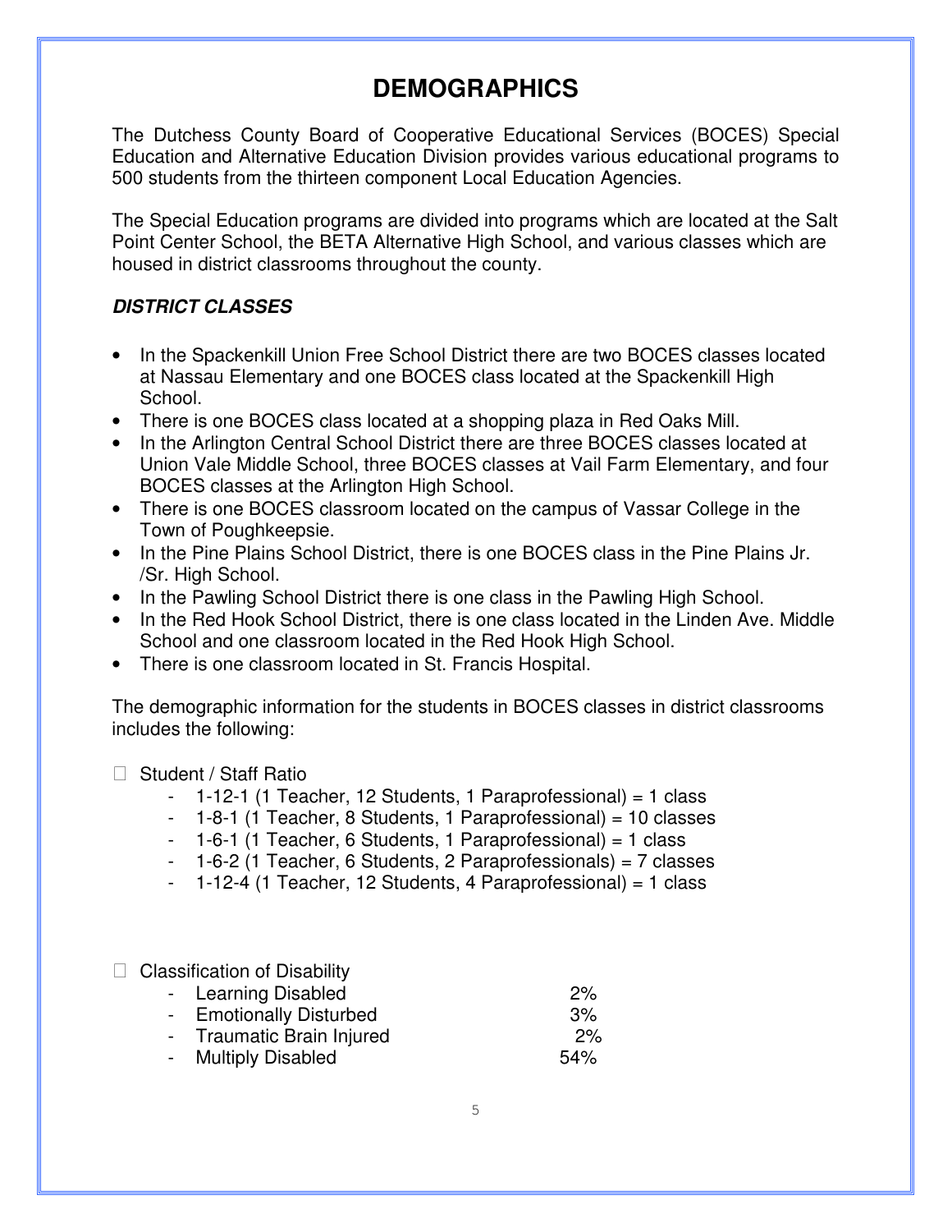# DEMOGRAPHICS

The Dutchess County Board of Cooperative Educational Services (BOCES) Special Education and Alternative Education Division provides various educational programs to 500 students from the thirteen component Local Education Agencies.

The Special Education programs are divided into programs which are located at the Salt Point Center School, the BETA Alternative High School, and various classes which are housed in district classrooms throughout the county.

### *DISTRICT CLASSES*

- In the Spackenkill Union Free School District there are two BOCES classes located at Nassau Elementary and one BOCES class located at the Spackenkill High School.
- There is one BOCES class located at a shopping plaza in Red Oaks Mill.
- In the Arlington Central School District there are three BOCES classes located at Union Vale Middle School, three BOCES classes at Vail Farm Elementary, and four BOCES classes at the Arlington High School.
- There is one BOCES classroom located on the campus of Vassar College in the Town of Poughkeepsie.
- In the Pine Plains School District, there is one BOCES class in the Pine Plains Jr. /Sr. High School.
- In the Pawling School District there is one class in the Pawling High School.
- In the Red Hook School District, there is one class located in the Linden Ave. Middle School and one classroom located in the Red Hook High School.
- There is one classroom located in St. Francis Hospital.

The demographic information for the students in BOCES classes in district classrooms includes the following:

- Student / Staff Ratio
  - 1-12-1 (1 Teacher, 12 Students, 1 Paraprofessional) = 1 class
  - 1-8-1 (1 Teacher, 8 Students, 1 Paraprofessional) = 10 classes
  - 1-6-1 (1 Teacher, 6 Students, 1 Paraprofessional) = 1 class
  - 1-6-2 (1 Teacher, 6 Students, 2 Paraprofessionals) = 7 classes
  - 1-12-4 (1 Teacher, 12 Students, 4 Paraprofessional) = 1 class

- Classification of Disability
  - Learning Disabled 2%
  - Emotionally Disturbed 3%
  - Traumatic Brain Injured 2%
  - Multiply Disabled 54%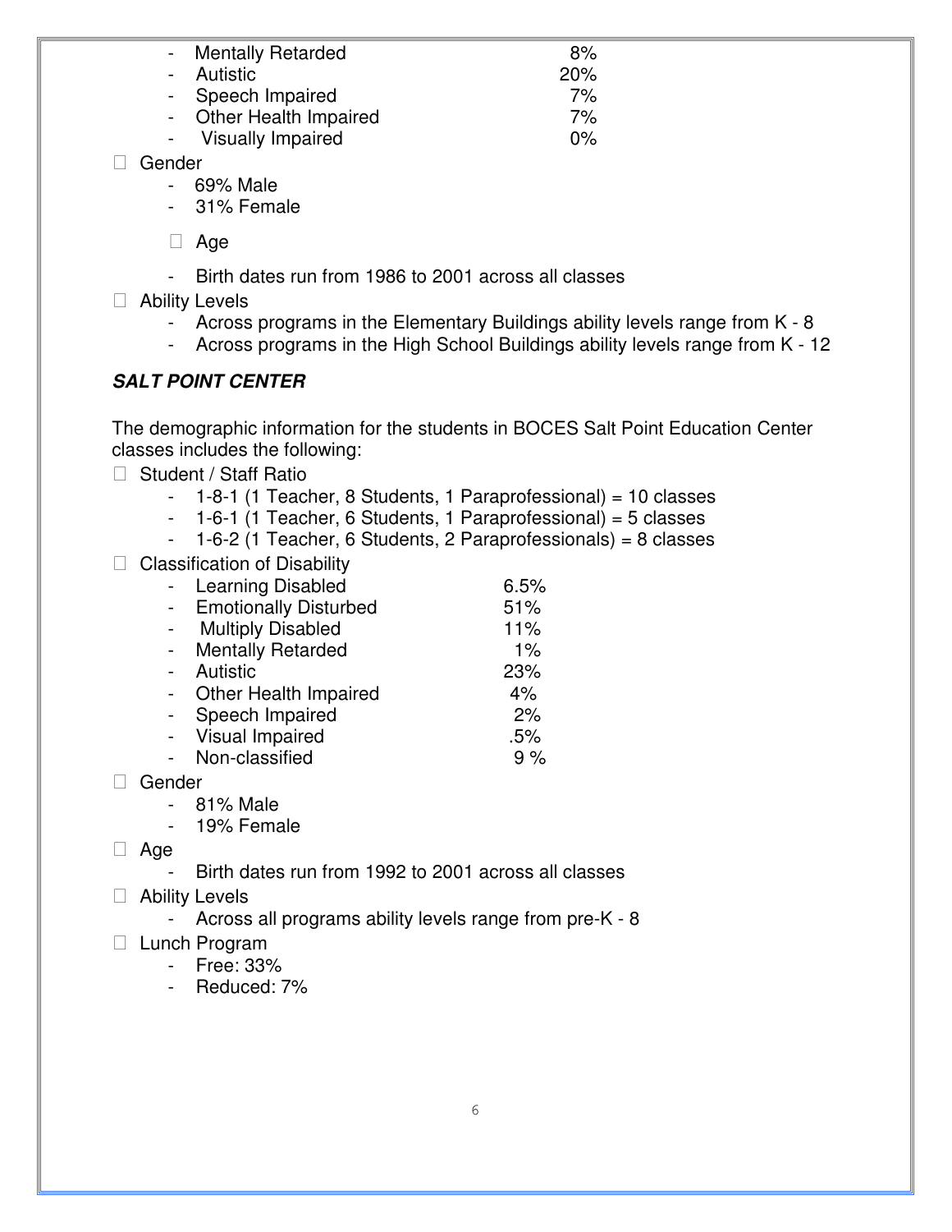- Mentally Retarded 8%
- Autistic 20%
- Speech Impaired 7%
- Other Health Impaired 7%
- Visually Impaired 0%

- Gender
  - 69% Male
  - 31% Female
- Age
  - Birth dates run from 1986 to 2001 across all classes
- Ability Levels
  - Across programs in the Elementary Buildings ability levels range from K - 8
  - Across programs in the High School Buildings ability levels range from K - 12

***SALT POINT CENTER***

The demographic information for the students in BOCES Salt Point Education Center classes includes the following:

- Student / Staff Ratio
  - 1-8-1 (1 Teacher, 8 Students, 1 Paraprofessional) = 10 classes
  - 1-6-1 (1 Teacher, 6 Students, 1 Paraprofessional) = 5 classes
  - 1-6-2 (1 Teacher, 6 Students, 2 Paraprofessionals) = 8 classes
- Classification of Disability
  - Learning Disabled 6.5%
  - Emotionally Disturbed 51%
  - Multiply Disabled 11%
  - Mentally Retarded 1%
  - Autistic 23%
  - Other Health Impaired 4%
  - Speech Impaired 2%
  - Visual Impaired .5%
  - Non-classified 9 %
- Gender
  - 81% Male
  - 19% Female
- Age
  - Birth dates run from 1992 to 2001 across all classes
- Ability Levels
  - Across all programs ability levels range from pre-K - 8
- Lunch Program
  - Free: 33%
  - Reduced: 7%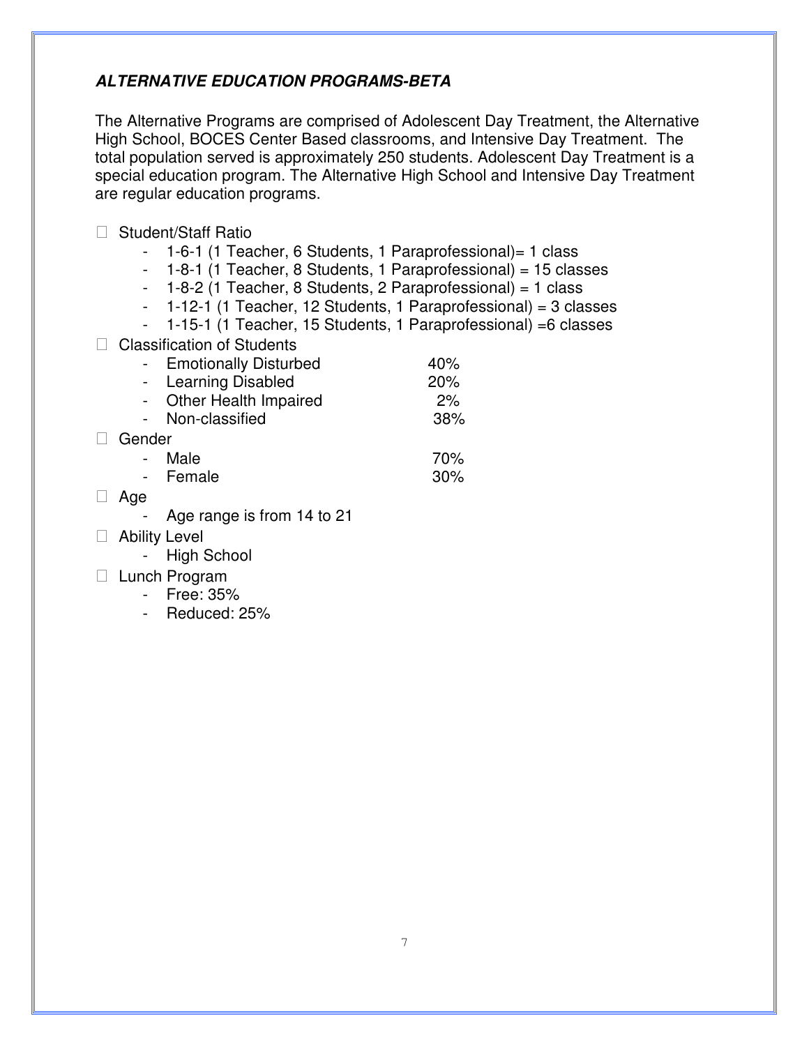### ***ALTERNATIVE EDUCATION PROGRAMS-BETA***

The Alternative Programs are comprised of Adolescent Day Treatment, the Alternative High School, BOCES Center Based classrooms, and Intensive Day Treatment. The total population served is approximately 250 students. Adolescent Day Treatment is a special education program. The Alternative High School and Intensive Day Treatment are regular education programs.

- Student/Staff Ratio
  - 1-6-1 (1 Teacher, 6 Students, 1 Paraprofessional)= 1 class
  - 1-8-1 (1 Teacher, 8 Students, 1 Paraprofessional) = 15 classes
  - 1-8-2 (1 Teacher, 8 Students, 2 Paraprofessional) = 1 class
  - 1-12-1 (1 Teacher, 12 Students, 1 Paraprofessional) = 3 classes
  - 1-15-1 (1 Teacher, 15 Students, 1 Paraprofessional) =6 classes
- Classification of Students
  - Emotionally Disturbed 40%
  - Learning Disabled 20%
  - Other Health Impaired 2%
  - Non-classified 38%
- Gender
  - Male 70%
  - Female 30%
- Age
  - Age range is from 14 to 21
- Ability Level
  - High School
- Lunch Program
  - Free: 35%
  - Reduced: 25%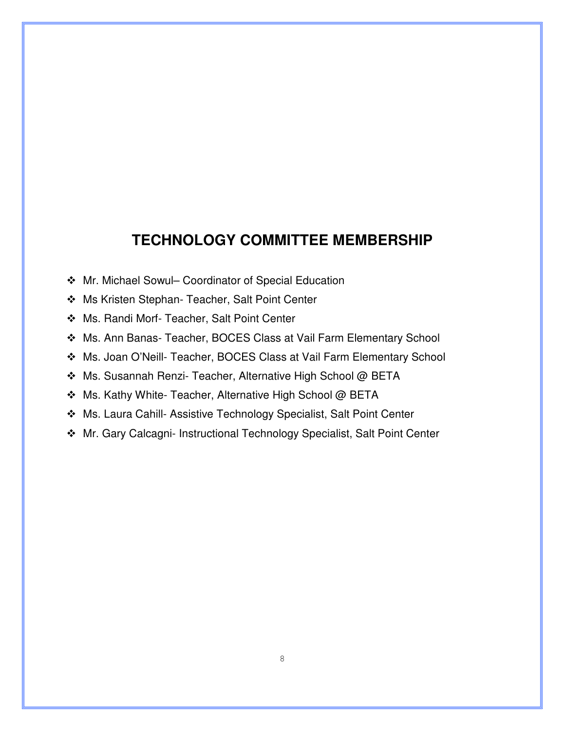## TECHNOLOGY COMMITTEE MEMBERSHIP

- Mr. Michael Sowul– Coordinator of Special Education
- Ms Kristen Stephan- Teacher, Salt Point Center
- Ms. Randi Morf- Teacher, Salt Point Center
- Ms. Ann Banas- Teacher, BOCES Class at Vail Farm Elementary School
- Ms. Joan O'Neill- Teacher, BOCES Class at Vail Farm Elementary School
- Ms. Susannah Renzi- Teacher, Alternative High School @ BETA
- Ms. Kathy White- Teacher, Alternative High School @ BETA
- Ms. Laura Cahill- Assistive Technology Specialist, Salt Point Center
- Mr. Gary Calcagni- Instructional Technology Specialist, Salt Point Center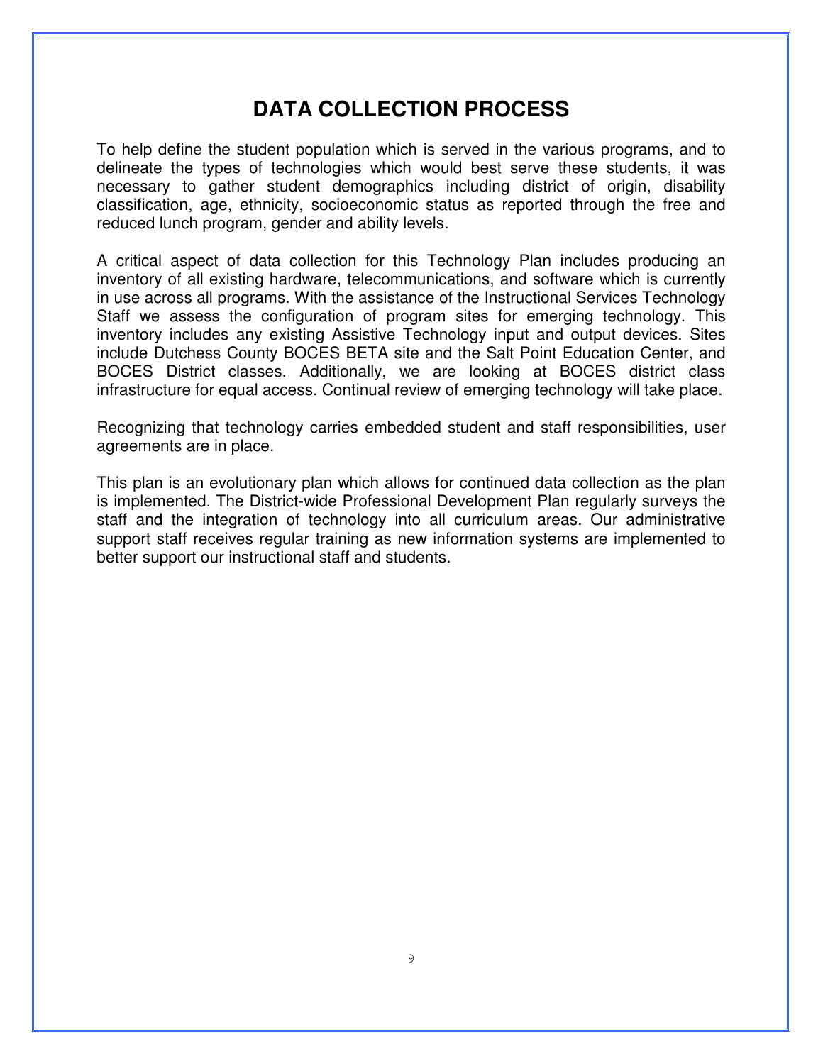# DATA COLLECTION PROCESS

To help define the student population which is served in the various programs, and to delineate the types of technologies which would best serve these students, it was necessary to gather student demographics including district of origin, disability classification, age, ethnicity, socioeconomic status as reported through the free and reduced lunch program, gender and ability levels.

A critical aspect of data collection for this Technology Plan includes producing an inventory of all existing hardware, telecommunications, and software which is currently in use across all programs. With the assistance of the Instructional Services Technology Staff we assess the configuration of program sites for emerging technology. This inventory includes any existing Assistive Technology input and output devices. Sites include Dutchess County BOCES BETA site and the Salt Point Education Center, and BOCES District classes. Additionally, we are looking at BOCES district class infrastructure for equal access. Continual review of emerging technology will take place.

Recognizing that technology carries embedded student and staff responsibilities, user agreements are in place.

This plan is an evolutionary plan which allows for continued data collection as the plan is implemented. The District-wide Professional Development Plan regularly surveys the staff and the integration of technology into all curriculum areas. Our administrative support staff receives regular training as new information systems are implemented to better support our instructional staff and students.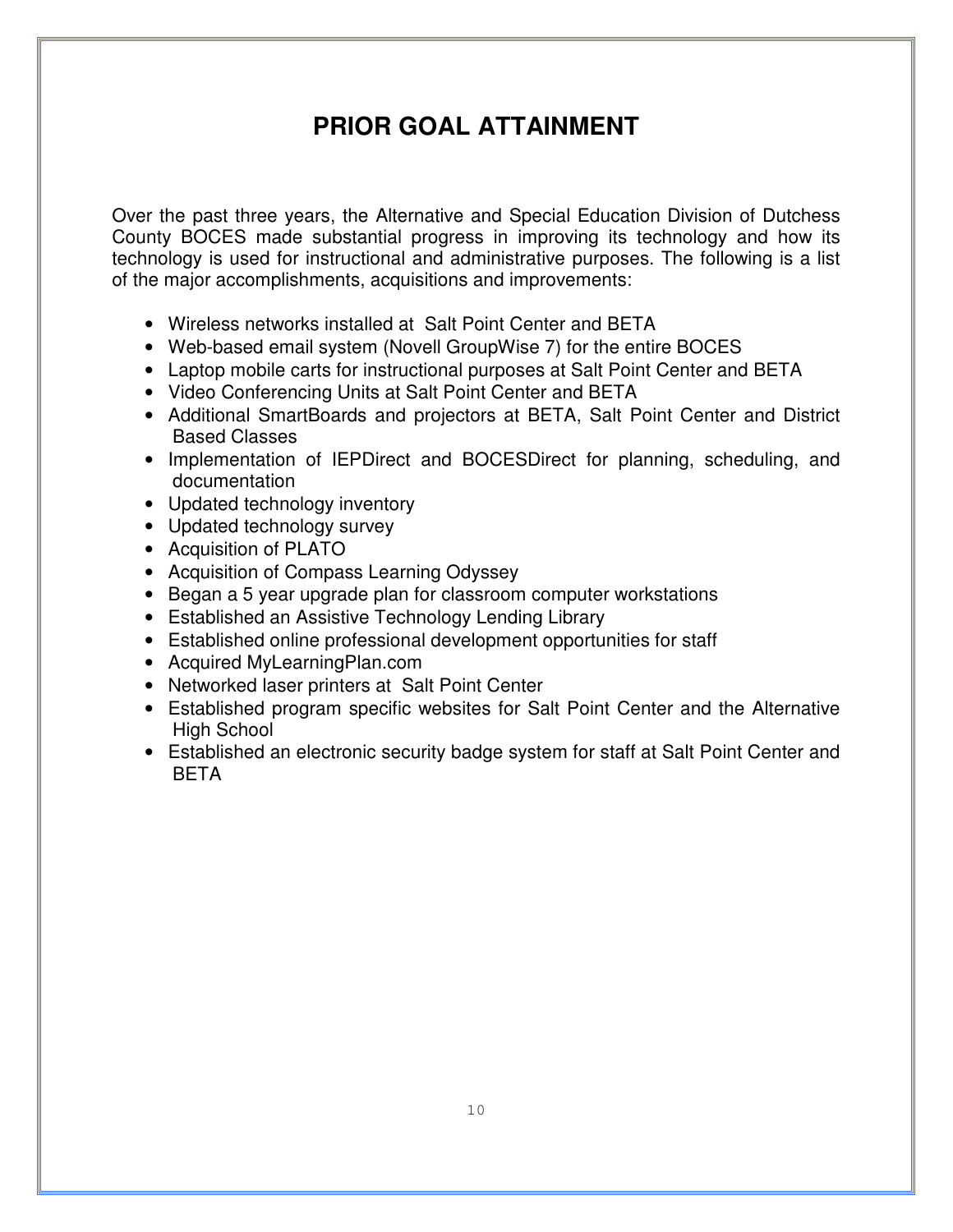# PRIOR GOAL ATTAINMENT

Over the past three years, the Alternative and Special Education Division of Dutchess County BOCES made substantial progress in improving its technology and how its technology is used for instructional and administrative purposes. The following is a list of the major accomplishments, acquisitions and improvements:

- Wireless networks installed at Salt Point Center and BETA
- Web-based email system (Novell GroupWise 7) for the entire BOCES
- Laptop mobile carts for instructional purposes at Salt Point Center and BETA
- Video Conferencing Units at Salt Point Center and BETA
- Additional SmartBoards and projectors at BETA, Salt Point Center and District Based Classes
- Implementation of IEPDirect and BOCESDirect for planning, scheduling, and documentation
- Updated technology inventory
- Updated technology survey
- Acquisition of PLATO
- Acquisition of Compass Learning Odyssey
- Began a 5 year upgrade plan for classroom computer workstations
- Established an Assistive Technology Lending Library
- Established online professional development opportunities for staff
- Acquired MyLearningPlan.com
- Networked laser printers at Salt Point Center
- Established program specific websites for Salt Point Center and the Alternative High School
- Established an electronic security badge system for staff at Salt Point Center and BETA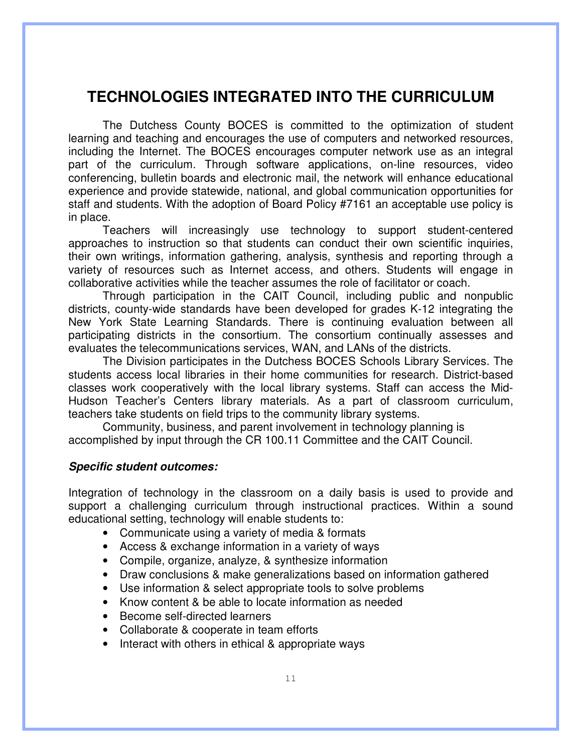# TECHNOLOGIES INTEGRATED INTO THE CURRICULUM

The Dutchess County BOCES is committed to the optimization of student learning and teaching and encourages the use of computers and networked resources, including the Internet. The BOCES encourages computer network use as an integral part of the curriculum. Through software applications, on-line resources, video conferencing, bulletin boards and electronic mail, the network will enhance educational experience and provide statewide, national, and global communication opportunities for staff and students. With the adoption of Board Policy #7161 an acceptable use policy is in place.

Teachers will increasingly use technology to support student-centered approaches to instruction so that students can conduct their own scientific inquiries, their own writings, information gathering, analysis, synthesis and reporting through a variety of resources such as Internet access, and others. Students will engage in collaborative activities while the teacher assumes the role of facilitator or coach.

Through participation in the CAIT Council, including public and nonpublic districts, county-wide standards have been developed for grades K-12 integrating the New York State Learning Standards. There is continuing evaluation between all participating districts in the consortium. The consortium continually assesses and evaluates the telecommunications services, WAN, and LANs of the districts.

The Division participates in the Dutchess BOCES Schools Library Services. The students access local libraries in their home communities for research. District-based classes work cooperatively with the local library systems. Staff can access the Mid-Hudson Teacher's Centers library materials. As a part of classroom curriculum, teachers take students on field trips to the community library systems.

Community, business, and parent involvement in technology planning is accomplished by input through the CR 100.11 Committee and the CAIT Council.

***Specific student outcomes:***

Integration of technology in the classroom on a daily basis is used to provide and support a challenging curriculum through instructional practices. Within a sound educational setting, technology will enable students to:

- Communicate using a variety of media & formats
- Access & exchange information in a variety of ways
- Compile, organize, analyze, & synthesize information
- Draw conclusions & make generalizations based on information gathered
- Use information & select appropriate tools to solve problems
- Know content & be able to locate information as needed
- Become self-directed learners
- Collaborate & cooperate in team efforts
- Interact with others in ethical & appropriate ways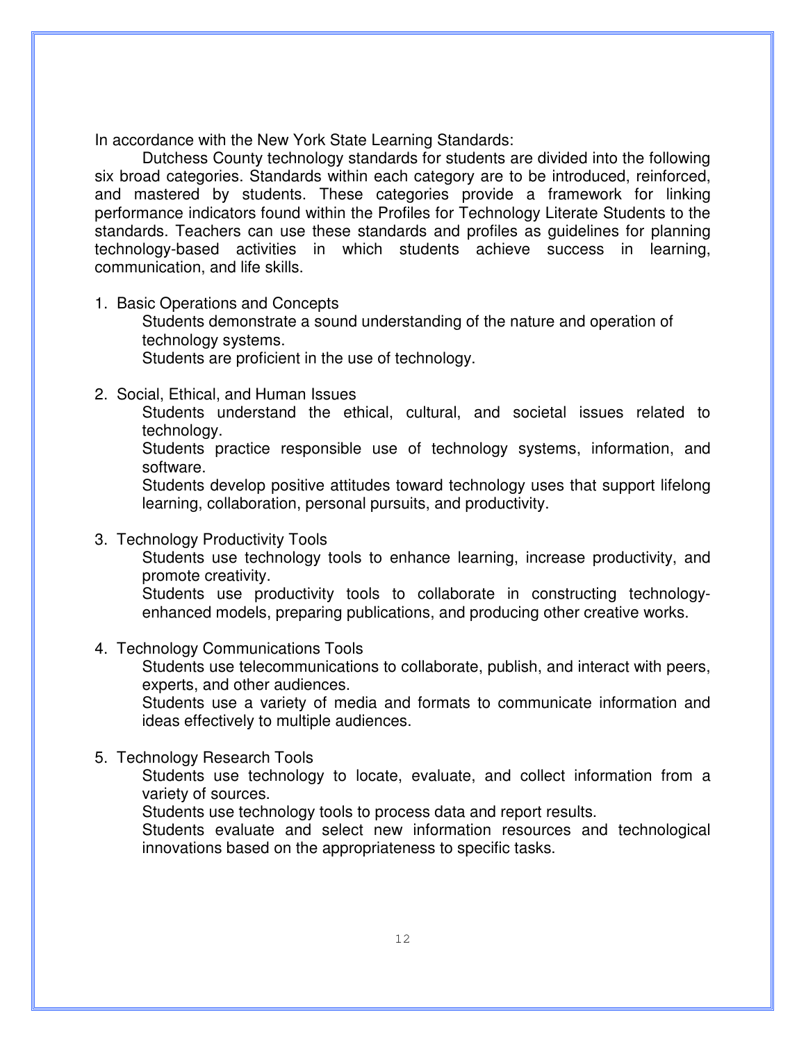In accordance with the New York State Learning Standards:

Dutchess County technology standards for students are divided into the following six broad categories. Standards within each category are to be introduced, reinforced, and mastered by students. These categories provide a framework for linking performance indicators found within the Profiles for Technology Literate Students to the standards. Teachers can use these standards and profiles as guidelines for planning technology-based activities in which students achieve success in learning, communication, and life skills.

1. Basic Operations and Concepts

   Students demonstrate a sound understanding of the nature and operation of technology systems.

   Students are proficient in the use of technology.

2. Social, Ethical, and Human Issues

   Students understand the ethical, cultural, and societal issues related to technology.

   Students practice responsible use of technology systems, information, and software.

   Students develop positive attitudes toward technology uses that support lifelong learning, collaboration, personal pursuits, and productivity.

3. Technology Productivity Tools

   Students use technology tools to enhance learning, increase productivity, and promote creativity.

   Students use productivity tools to collaborate in constructing technology-enhanced models, preparing publications, and producing other creative works.

4. Technology Communications Tools

   Students use telecommunications to collaborate, publish, and interact with peers, experts, and other audiences.

   Students use a variety of media and formats to communicate information and ideas effectively to multiple audiences.

5. Technology Research Tools

   Students use technology to locate, evaluate, and collect information from a variety of sources.

   Students use technology tools to process data and report results.

   Students evaluate and select new information resources and technological innovations based on the appropriateness to specific tasks.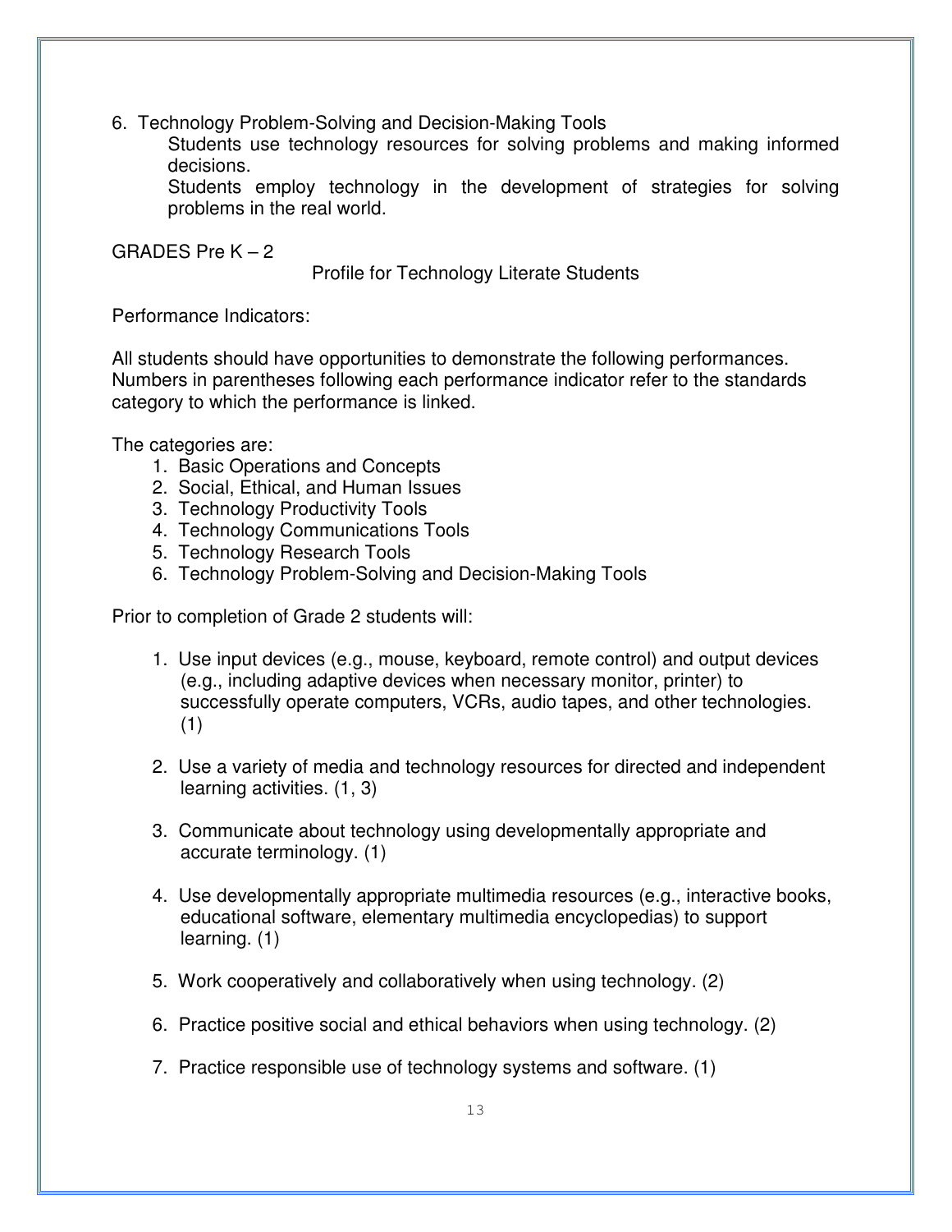6. Technology Problem-Solving and Decision-Making Tools

    Students use technology resources for solving problems and making informed decisions.

    Students employ technology in the development of strategies for solving problems in the real world.

GRADES Pre K – 2

Profile for Technology Literate Students

Performance Indicators:

All students should have opportunities to demonstrate the following performances. Numbers in parentheses following each performance indicator refer to the standards category to which the performance is linked.

The categories are:

1. Basic Operations and Concepts
2. Social, Ethical, and Human Issues
3. Technology Productivity Tools
4. Technology Communications Tools
5. Technology Research Tools
6. Technology Problem-Solving and Decision-Making Tools

Prior to completion of Grade 2 students will:

1. Use input devices (e.g., mouse, keyboard, remote control) and output devices (e.g., including adaptive devices when necessary monitor, printer) to successfully operate computers, VCRs, audio tapes, and other technologies. (1)

2. Use a variety of media and technology resources for directed and independent learning activities. (1, 3)

3. Communicate about technology using developmentally appropriate and accurate terminology. (1)

4. Use developmentally appropriate multimedia resources (e.g., interactive books, educational software, elementary multimedia encyclopedias) to support learning. (1)

5. Work cooperatively and collaboratively when using technology. (2)

6. Practice positive social and ethical behaviors when using technology. (2)

7. Practice responsible use of technology systems and software. (1)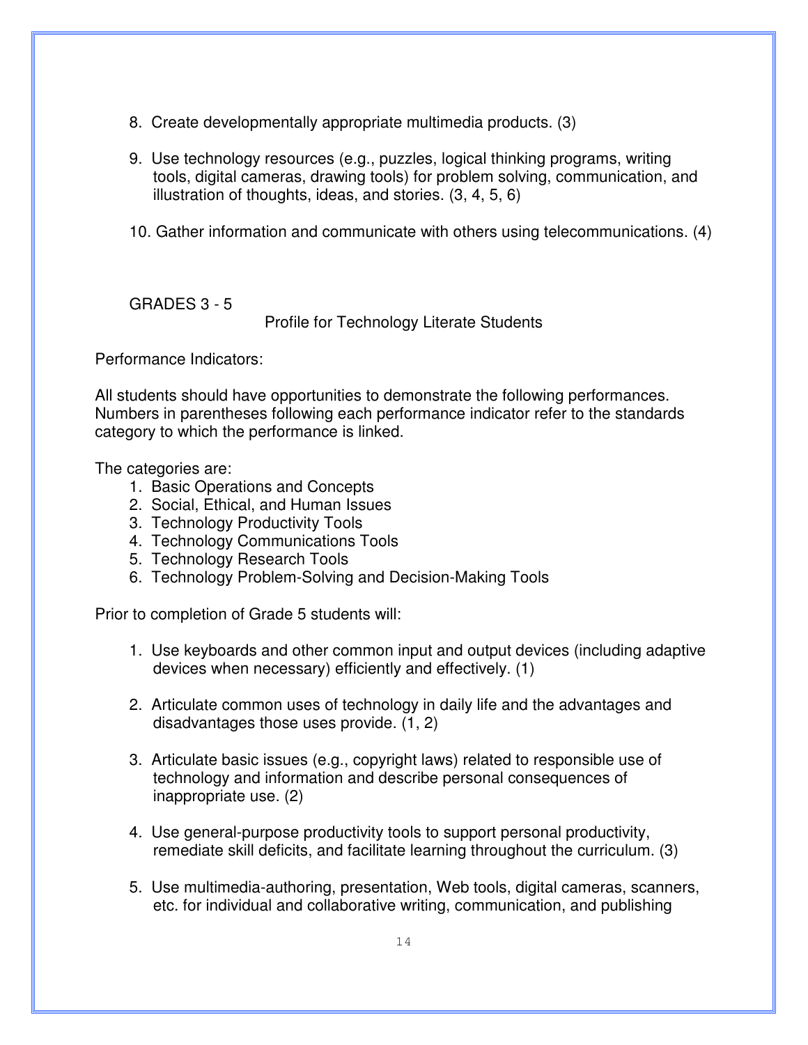8. Create developmentally appropriate multimedia products. (3)

9. Use technology resources (e.g., puzzles, logical thinking programs, writing tools, digital cameras, drawing tools) for problem solving, communication, and illustration of thoughts, ideas, and stories. (3, 4, 5, 6)

10. Gather information and communicate with others using telecommunications. (4)

GRADES 3 - 5

## Profile for Technology Literate Students

Performance Indicators:

All students should have opportunities to demonstrate the following performances. Numbers in parentheses following each performance indicator refer to the standards category to which the performance is linked.

The categories are:

1. Basic Operations and Concepts
2. Social, Ethical, and Human Issues
3. Technology Productivity Tools
4. Technology Communications Tools
5. Technology Research Tools
6. Technology Problem-Solving and Decision-Making Tools

Prior to completion of Grade 5 students will:

1. Use keyboards and other common input and output devices (including adaptive devices when necessary) efficiently and effectively. (1)

2. Articulate common uses of technology in daily life and the advantages and disadvantages those uses provide. (1, 2)

3. Articulate basic issues (e.g., copyright laws) related to responsible use of technology and information and describe personal consequences of inappropriate use. (2)

4. Use general-purpose productivity tools to support personal productivity, remediate skill deficits, and facilitate learning throughout the curriculum. (3)

5. Use multimedia-authoring, presentation, Web tools, digital cameras, scanners, etc. for individual and collaborative writing, communication, and publishing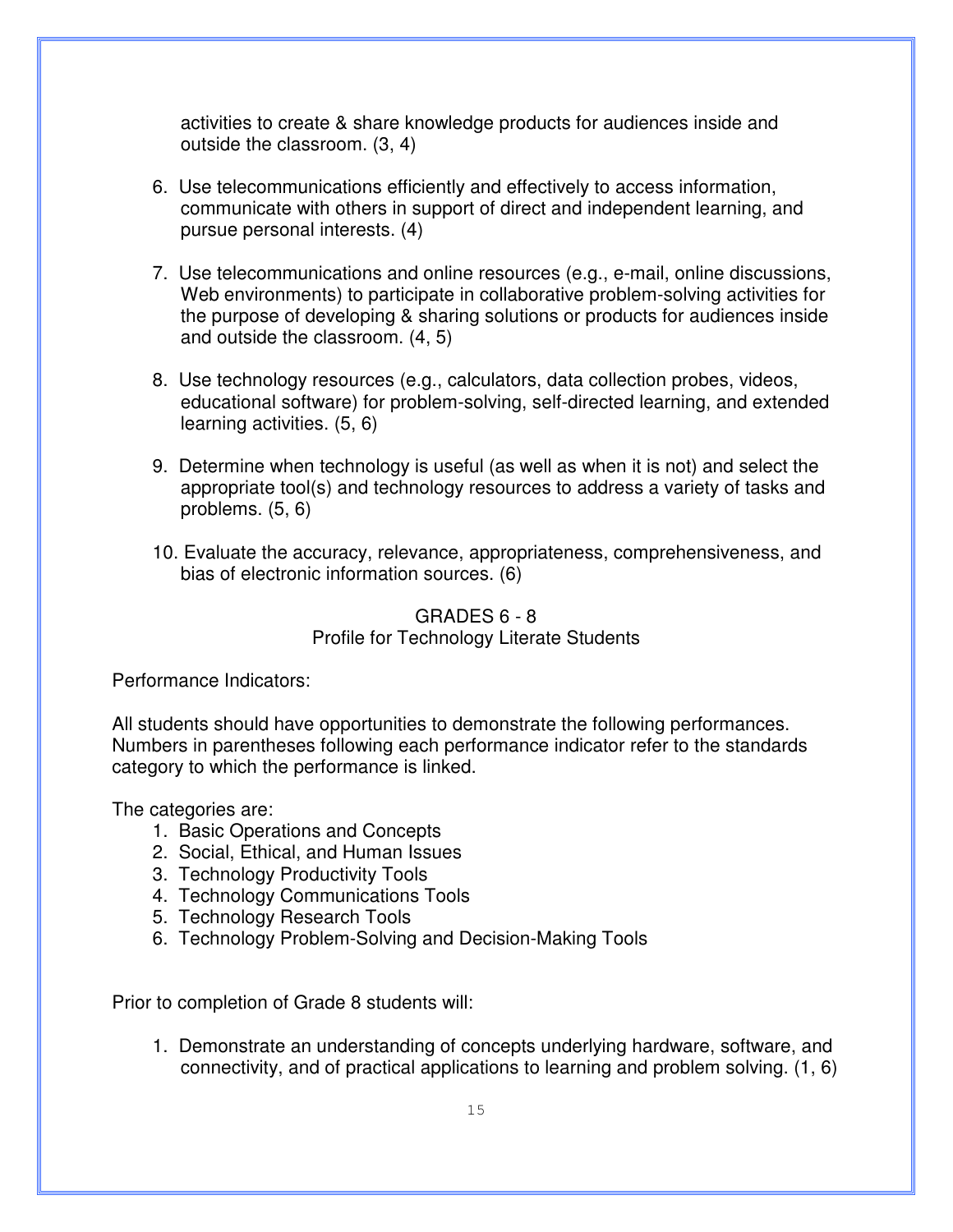activities to create & share knowledge products for audiences inside and outside the classroom. (3, 4)

6. Use telecommunications efficiently and effectively to access information, communicate with others in support of direct and independent learning, and pursue personal interests. (4)

7. Use telecommunications and online resources (e.g., e-mail, online discussions, Web environments) to participate in collaborative problem-solving activities for the purpose of developing & sharing solutions or products for audiences inside and outside the classroom. (4, 5)

8. Use technology resources (e.g., calculators, data collection probes, videos, educational software) for problem-solving, self-directed learning, and extended learning activities. (5, 6)

9. Determine when technology is useful (as well as when it is not) and select the appropriate tool(s) and technology resources to address a variety of tasks and problems. (5, 6)

10. Evaluate the accuracy, relevance, appropriateness, comprehensiveness, and bias of electronic information sources. (6)

## GRADES 6 - 8
### Profile for Technology Literate Students

Performance Indicators:

All students should have opportunities to demonstrate the following performances. Numbers in parentheses following each performance indicator refer to the standards category to which the performance is linked.

The categories are:

1. Basic Operations and Concepts
2. Social, Ethical, and Human Issues
3. Technology Productivity Tools
4. Technology Communications Tools
5. Technology Research Tools
6. Technology Problem-Solving and Decision-Making Tools

Prior to completion of Grade 8 students will:

1. Demonstrate an understanding of concepts underlying hardware, software, and connectivity, and of practical applications to learning and problem solving. (1, 6)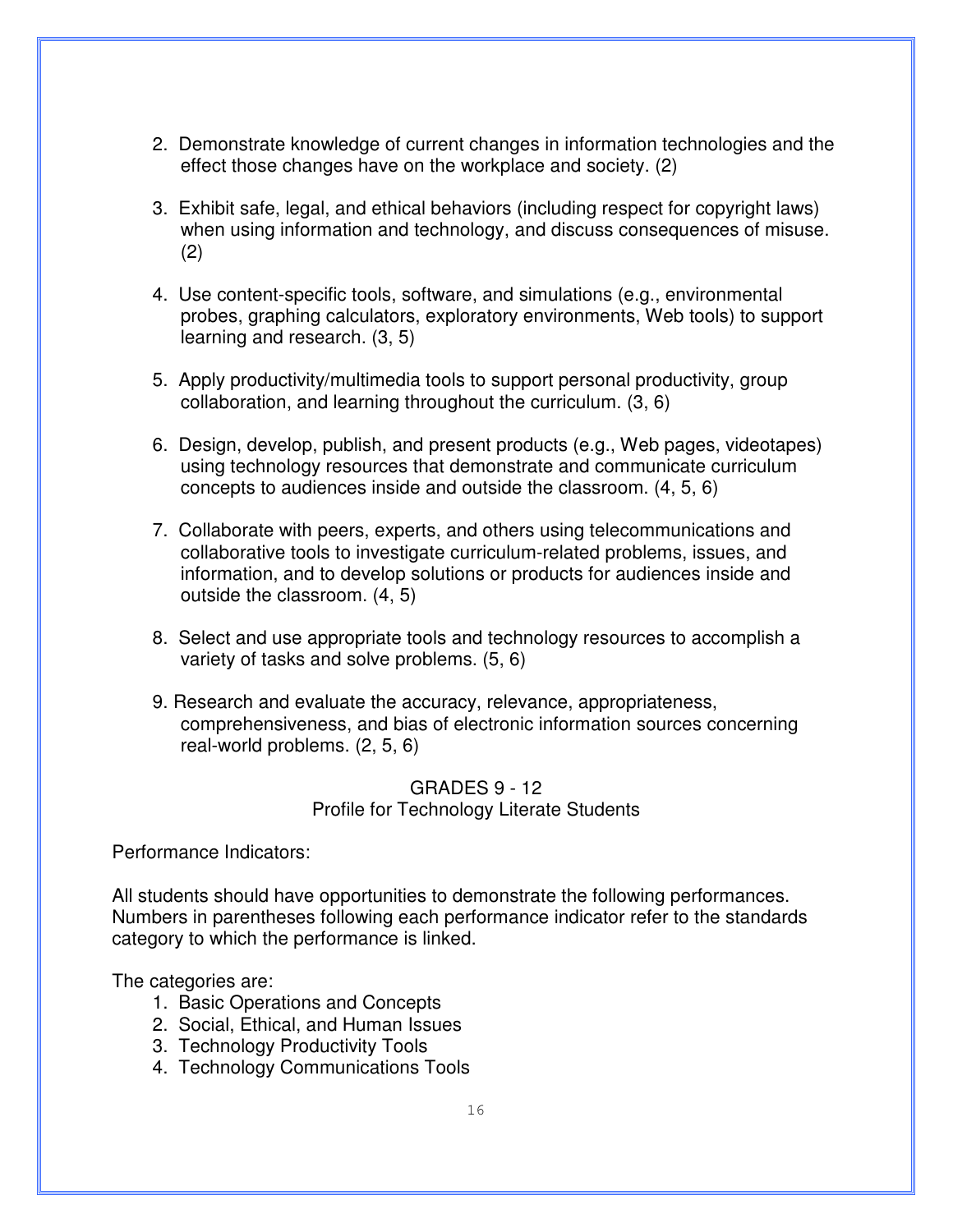2. Demonstrate knowledge of current changes in information technologies and the effect those changes have on the workplace and society. (2)

3. Exhibit safe, legal, and ethical behaviors (including respect for copyright laws) when using information and technology, and discuss consequences of misuse. (2)

4. Use content-specific tools, software, and simulations (e.g., environmental probes, graphing calculators, exploratory environments, Web tools) to support learning and research. (3, 5)

5. Apply productivity/multimedia tools to support personal productivity, group collaboration, and learning throughout the curriculum. (3, 6)

6. Design, develop, publish, and present products (e.g., Web pages, videotapes) using technology resources that demonstrate and communicate curriculum concepts to audiences inside and outside the classroom. (4, 5, 6)

7. Collaborate with peers, experts, and others using telecommunications and collaborative tools to investigate curriculum-related problems, issues, and information, and to develop solutions or products for audiences inside and outside the classroom. (4, 5)

8. Select and use appropriate tools and technology resources to accomplish a variety of tasks and solve problems. (5, 6)

9. Research and evaluate the accuracy, relevance, appropriateness, comprehensiveness, and bias of electronic information sources concerning real-world problems. (2, 5, 6)

## GRADES 9 - 12
### Profile for Technology Literate Students

Performance Indicators:

All students should have opportunities to demonstrate the following performances. Numbers in parentheses following each performance indicator refer to the standards category to which the performance is linked.

The categories are:

1. Basic Operations and Concepts
2. Social, Ethical, and Human Issues
3. Technology Productivity Tools
4. Technology Communications Tools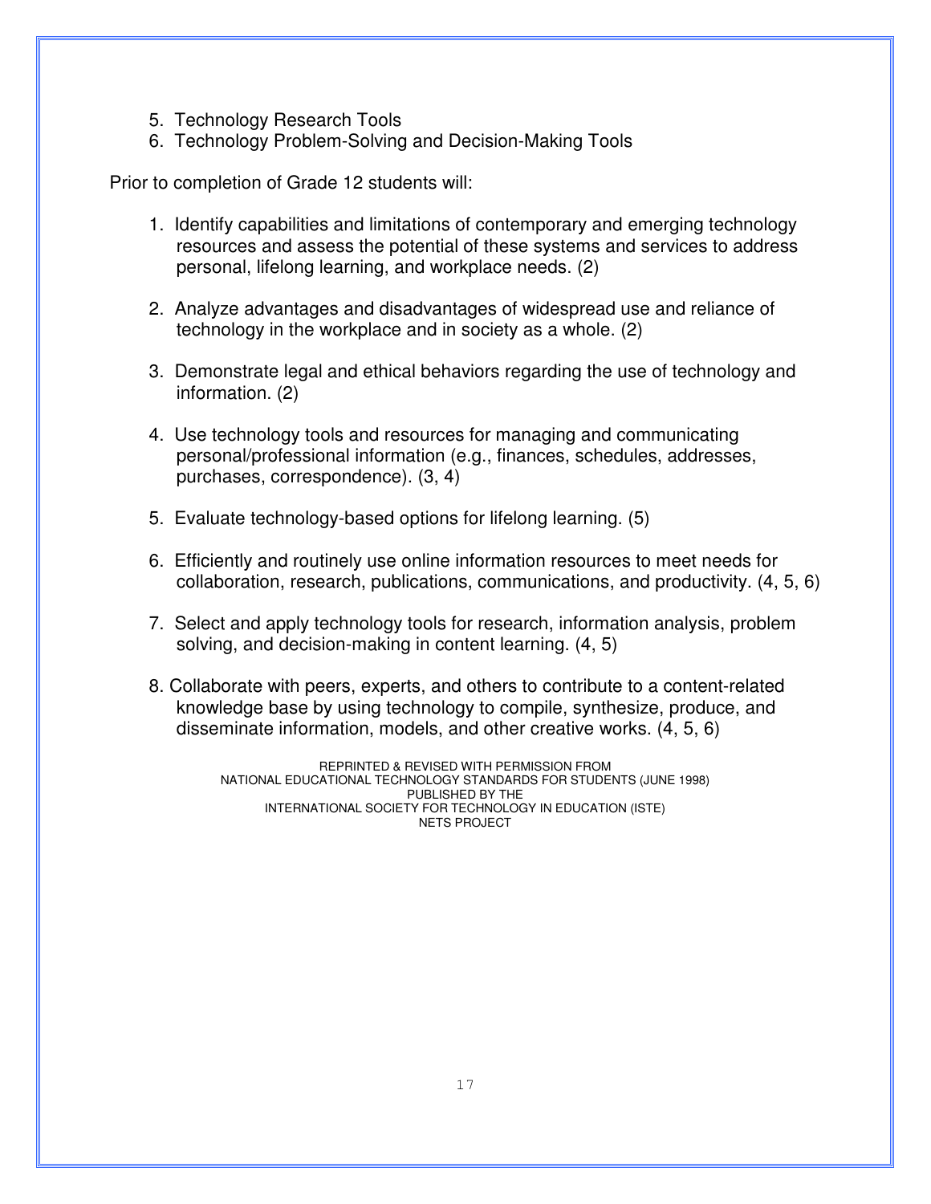5. Technology Research Tools
6. Technology Problem-Solving and Decision-Making Tools

Prior to completion of Grade 12 students will:

1. Identify capabilities and limitations of contemporary and emerging technology resources and assess the potential of these systems and services to address personal, lifelong learning, and workplace needs. (2)

2. Analyze advantages and disadvantages of widespread use and reliance of technology in the workplace and in society as a whole. (2)

3. Demonstrate legal and ethical behaviors regarding the use of technology and information. (2)

4. Use technology tools and resources for managing and communicating personal/professional information (e.g., finances, schedules, addresses, purchases, correspondence). (3, 4)

5. Evaluate technology-based options for lifelong learning. (5)

6. Efficiently and routinely use online information resources to meet needs for collaboration, research, publications, communications, and productivity. (4, 5, 6)

7. Select and apply technology tools for research, information analysis, problem solving, and decision-making in content learning. (4, 5)

8. Collaborate with peers, experts, and others to contribute to a content-related knowledge base by using technology to compile, synthesize, produce, and disseminate information, models, and other creative works. (4, 5, 6)

REPRINTED & REVISED WITH PERMISSION FROM
NATIONAL EDUCATIONAL TECHNOLOGY STANDARDS FOR STUDENTS (JUNE 1998)
PUBLISHED BY THE
INTERNATIONAL SOCIETY FOR TECHNOLOGY IN EDUCATION (ISTE)
NETS PROJECT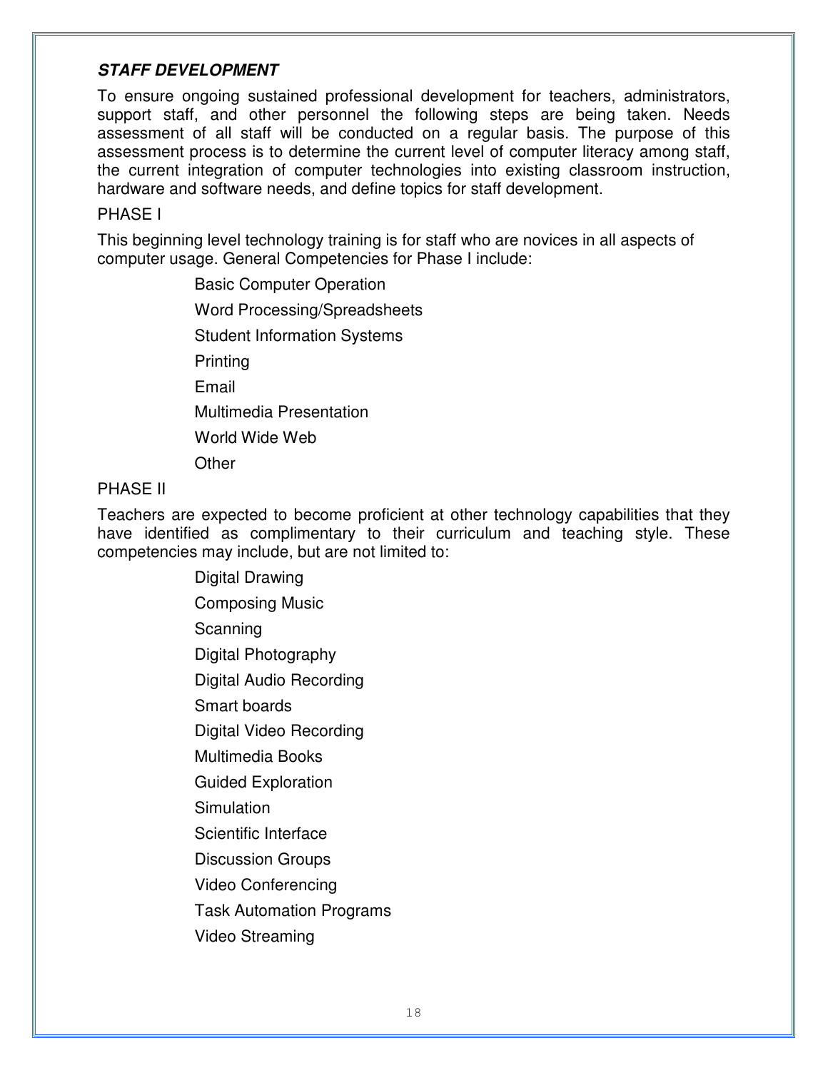### ***STAFF DEVELOPMENT***

To ensure ongoing sustained professional development for teachers, administrators, support staff, and other personnel the following steps are being taken. Needs assessment of all staff will be conducted on a regular basis. The purpose of this assessment process is to determine the current level of computer literacy among staff, the current integration of computer technologies into existing classroom instruction, hardware and software needs, and define topics for staff development.

PHASE I

This beginning level technology training is for staff who are novices in all aspects of computer usage. General Competencies for Phase I include:

- Basic Computer Operation
- Word Processing/Spreadsheets
- Student Information Systems
- Printing
- Email
- Multimedia Presentation
- World Wide Web
- Other

PHASE II

Teachers are expected to become proficient at other technology capabilities that they have identified as complimentary to their curriculum and teaching style. These competencies may include, but are not limited to:

- Digital Drawing
- Composing Music
- Scanning
- Digital Photography
- Digital Audio Recording
- Smart boards
- Digital Video Recording
- Multimedia Books
- Guided Exploration
- Simulation
- Scientific Interface
- Discussion Groups
- Video Conferencing
- Task Automation Programs
- Video Streaming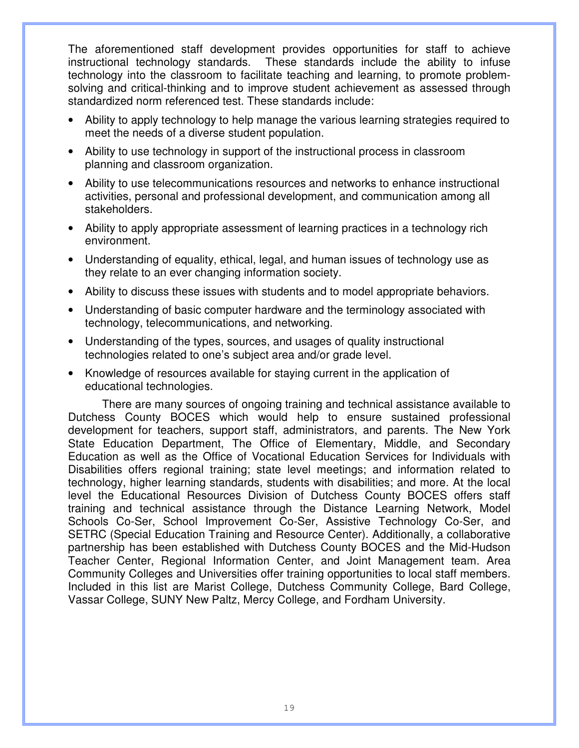The aforementioned staff development provides opportunities for staff to achieve instructional technology standards. These standards include the ability to infuse technology into the classroom to facilitate teaching and learning, to promote problem-solving and critical-thinking and to improve student achievement as assessed through standardized norm referenced test. These standards include:

- Ability to apply technology to help manage the various learning strategies required to meet the needs of a diverse student population.
- Ability to use technology in support of the instructional process in classroom planning and classroom organization.
- Ability to use telecommunications resources and networks to enhance instructional activities, personal and professional development, and communication among all stakeholders.
- Ability to apply appropriate assessment of learning practices in a technology rich environment.
- Understanding of equality, ethical, legal, and human issues of technology use as they relate to an ever changing information society.
- Ability to discuss these issues with students and to model appropriate behaviors.
- Understanding of basic computer hardware and the terminology associated with technology, telecommunications, and networking.
- Understanding of the types, sources, and usages of quality instructional technologies related to one's subject area and/or grade level.
- Knowledge of resources available for staying current in the application of educational technologies.

There are many sources of ongoing training and technical assistance available to Dutchess County BOCES which would help to ensure sustained professional development for teachers, support staff, administrators, and parents. The New York State Education Department, The Office of Elementary, Middle, and Secondary Education as well as the Office of Vocational Education Services for Individuals with Disabilities offers regional training; state level meetings; and information related to technology, higher learning standards, students with disabilities; and more. At the local level the Educational Resources Division of Dutchess County BOCES offers staff training and technical assistance through the Distance Learning Network, Model Schools Co-Ser, School Improvement Co-Ser, Assistive Technology Co-Ser, and SETRC (Special Education Training and Resource Center). Additionally, a collaborative partnership has been established with Dutchess County BOCES and the Mid-Hudson Teacher Center, Regional Information Center, and Joint Management team. Area Community Colleges and Universities offer training opportunities to local staff members. Included in this list are Marist College, Dutchess Community College, Bard College, Vassar College, SUNY New Paltz, Mercy College, and Fordham University.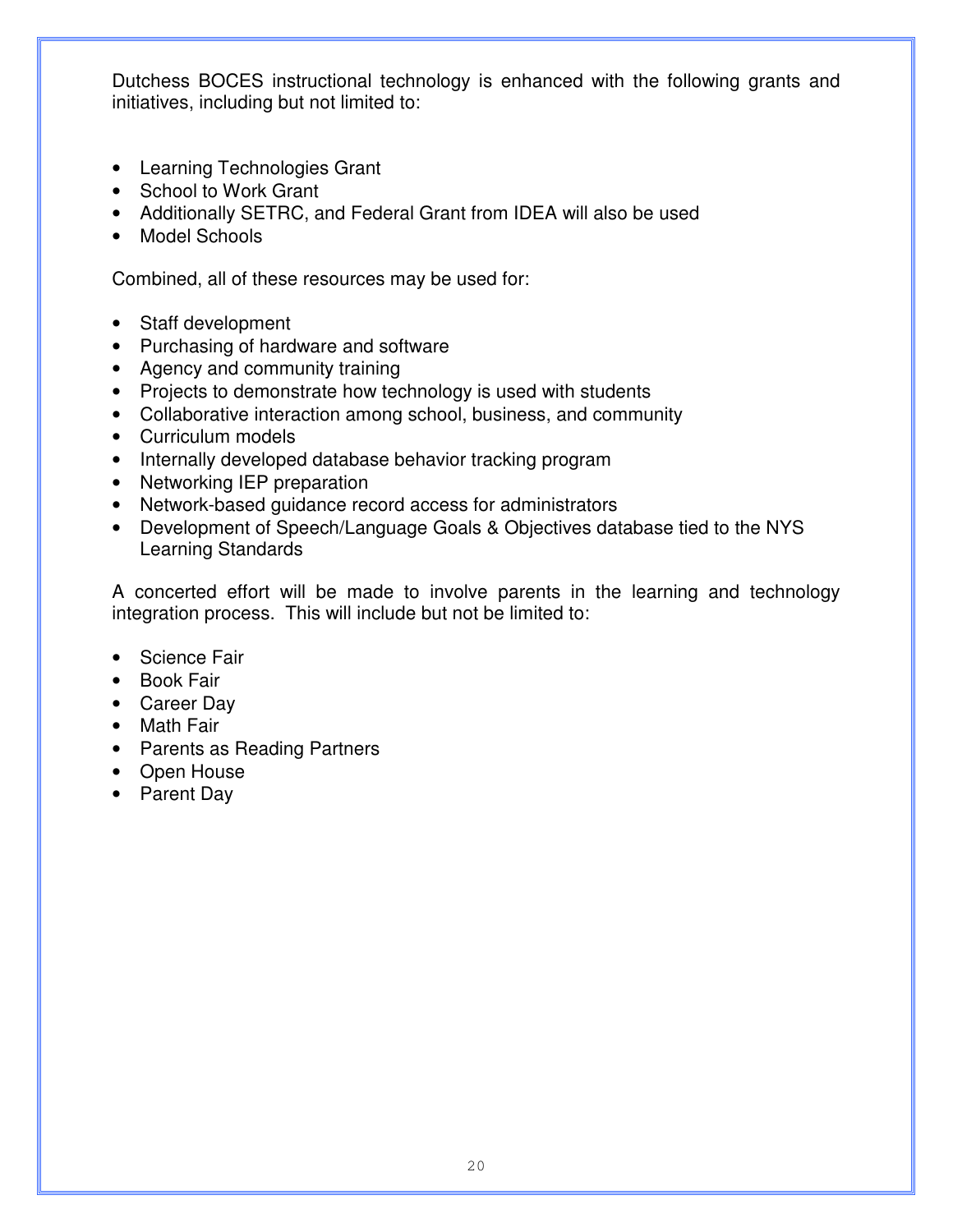Dutchess BOCES instructional technology is enhanced with the following grants and initiatives, including but not limited to:

- Learning Technologies Grant
- School to Work Grant
- Additionally SETRC, and Federal Grant from IDEA will also be used
- Model Schools

Combined, all of these resources may be used for:

- Staff development
- Purchasing of hardware and software
- Agency and community training
- Projects to demonstrate how technology is used with students
- Collaborative interaction among school, business, and community
- Curriculum models
- Internally developed database behavior tracking program
- Networking IEP preparation
- Network-based guidance record access for administrators
- Development of Speech/Language Goals & Objectives database tied to the NYS Learning Standards

A concerted effort will be made to involve parents in the learning and technology integration process. This will include but not be limited to:

- Science Fair
- Book Fair
- Career Day
- Math Fair
- Parents as Reading Partners
- Open House
- Parent Day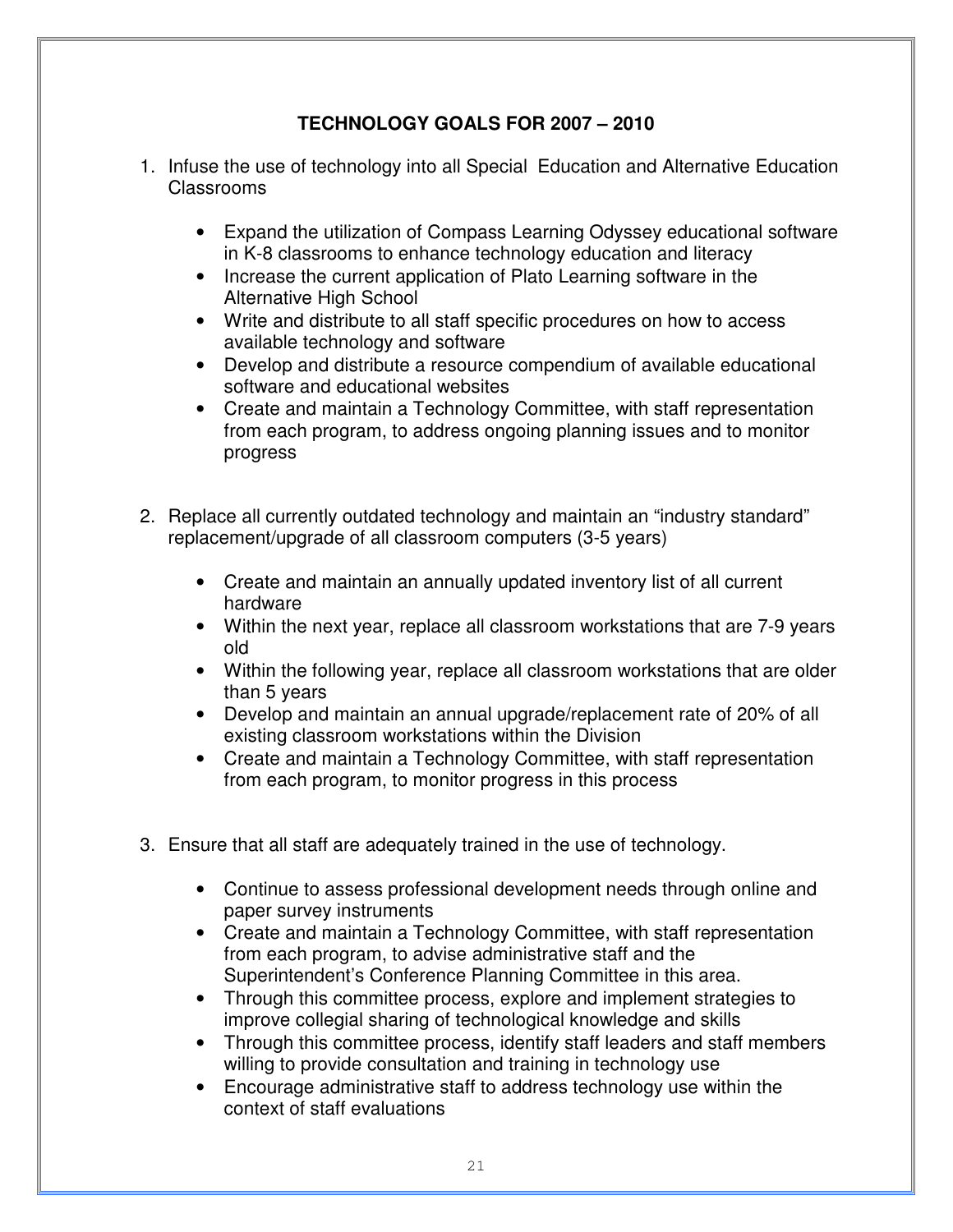## TECHNOLOGY GOALS FOR 2007 – 2010

1. Infuse the use of technology into all Special Education and Alternative Education Classrooms

    - Expand the utilization of Compass Learning Odyssey educational software in K-8 classrooms to enhance technology education and literacy
    - Increase the current application of Plato Learning software in the Alternative High School
    - Write and distribute to all staff specific procedures on how to access available technology and software
    - Develop and distribute a resource compendium of available educational software and educational websites
    - Create and maintain a Technology Committee, with staff representation from each program, to address ongoing planning issues and to monitor progress

2. Replace all currently outdated technology and maintain an "industry standard" replacement/upgrade of all classroom computers (3-5 years)

    - Create and maintain an annually updated inventory list of all current hardware
    - Within the next year, replace all classroom workstations that are 7-9 years old
    - Within the following year, replace all classroom workstations that are older than 5 years
    - Develop and maintain an annual upgrade/replacement rate of 20% of all existing classroom workstations within the Division
    - Create and maintain a Technology Committee, with staff representation from each program, to monitor progress in this process

3. Ensure that all staff are adequately trained in the use of technology.

    - Continue to assess professional development needs through online and paper survey instruments
    - Create and maintain a Technology Committee, with staff representation from each program, to advise administrative staff and the Superintendent's Conference Planning Committee in this area.
    - Through this committee process, explore and implement strategies to improve collegial sharing of technological knowledge and skills
    - Through this committee process, identify staff leaders and staff members willing to provide consultation and training in technology use
    - Encourage administrative staff to address technology use within the context of staff evaluations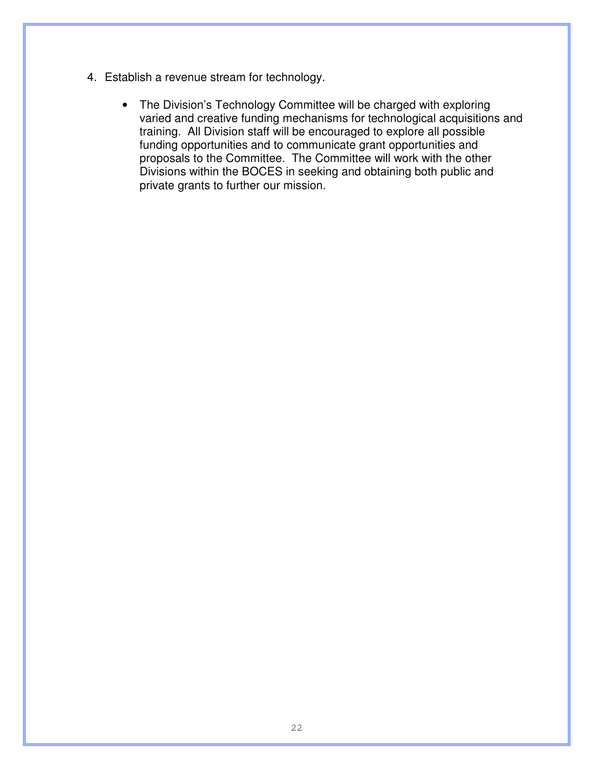4. Establish a revenue stream for technology.

    - The Division's Technology Committee will be charged with exploring varied and creative funding mechanisms for technological acquisitions and training. All Division staff will be encouraged to explore all possible funding opportunities and to communicate grant opportunities and proposals to the Committee. The Committee will work with the other Divisions within the BOCES in seeking and obtaining both public and private grants to further our mission.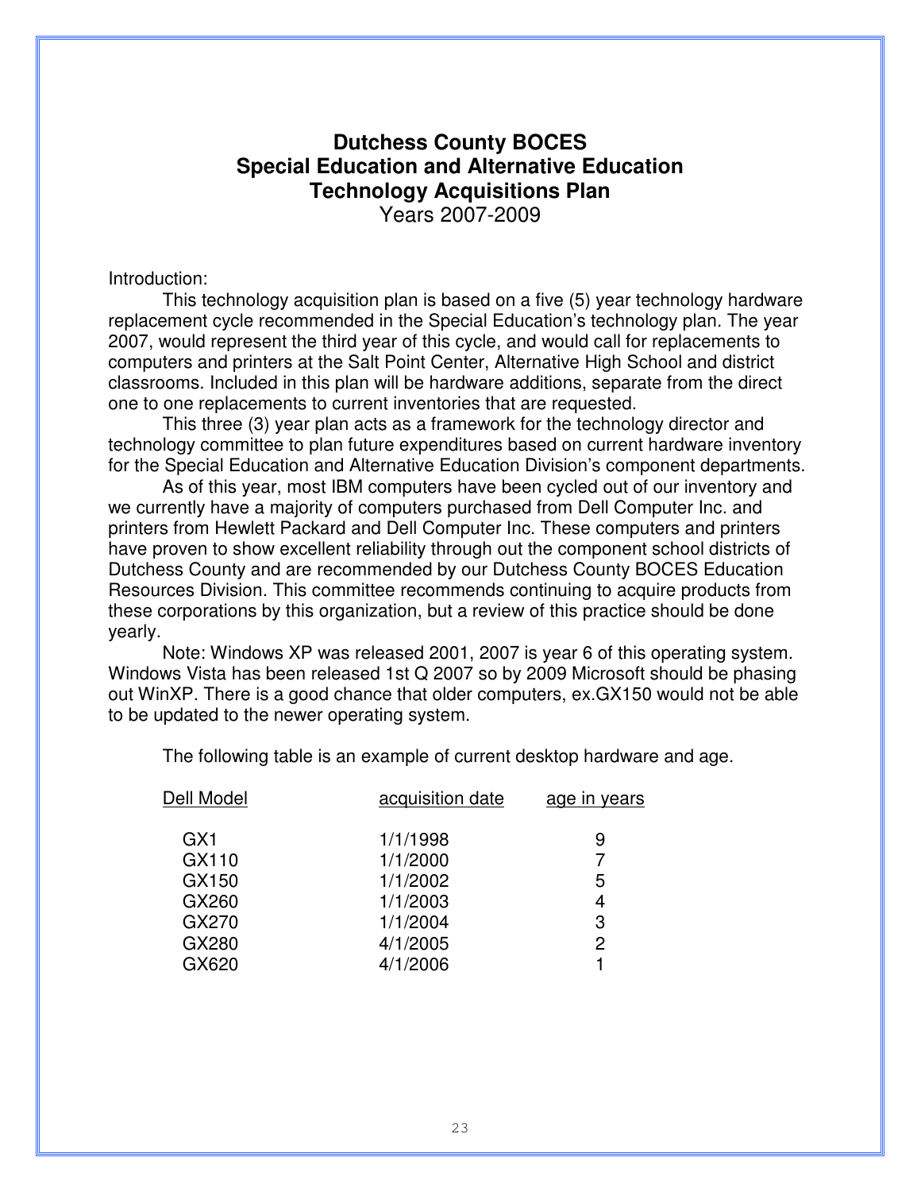# Dutchess County BOCES
# Special Education and Alternative Education
# Technology Acquisitions Plan

Years 2007-2009

Introduction:

This technology acquisition plan is based on a five (5) year technology hardware replacement cycle recommended in the Special Education's technology plan. The year 2007, would represent the third year of this cycle, and would call for replacements to computers and printers at the Salt Point Center, Alternative High School and district classrooms. Included in this plan will be hardware additions, separate from the direct one to one replacements to current inventories that are requested.

This three (3) year plan acts as a framework for the technology director and technology committee to plan future expenditures based on current hardware inventory for the Special Education and Alternative Education Division's component departments.

As of this year, most IBM computers have been cycled out of our inventory and we currently have a majority of computers purchased from Dell Computer Inc. and printers from Hewlett Packard and Dell Computer Inc. These computers and printers have proven to show excellent reliability through out the component school districts of Dutchess County and are recommended by our Dutchess County BOCES Education Resources Division. This committee recommends continuing to acquire products from these corporations by this organization, but a review of this practice should be done yearly.

Note: Windows XP was released 2001, 2007 is year 6 of this operating system. Windows Vista has been released 1st Q 2007 so by 2009 Microsoft should be phasing out WinXP. There is a good chance that older computers, ex.GX150 would not be able to be updated to the newer operating system.

The following table is an example of current desktop hardware and age.

| Dell Model | acquisition date | age in years |
|---|---|---|
| GX1 | 1/1/1998 | 9 |
| GX110 | 1/1/2000 | 7 |
| GX150 | 1/1/2002 | 5 |
| GX260 | 1/1/2003 | 4 |
| GX270 | 1/1/2004 | 3 |
| GX280 | 4/1/2005 | 2 |
| GX620 | 4/1/2006 | 1 |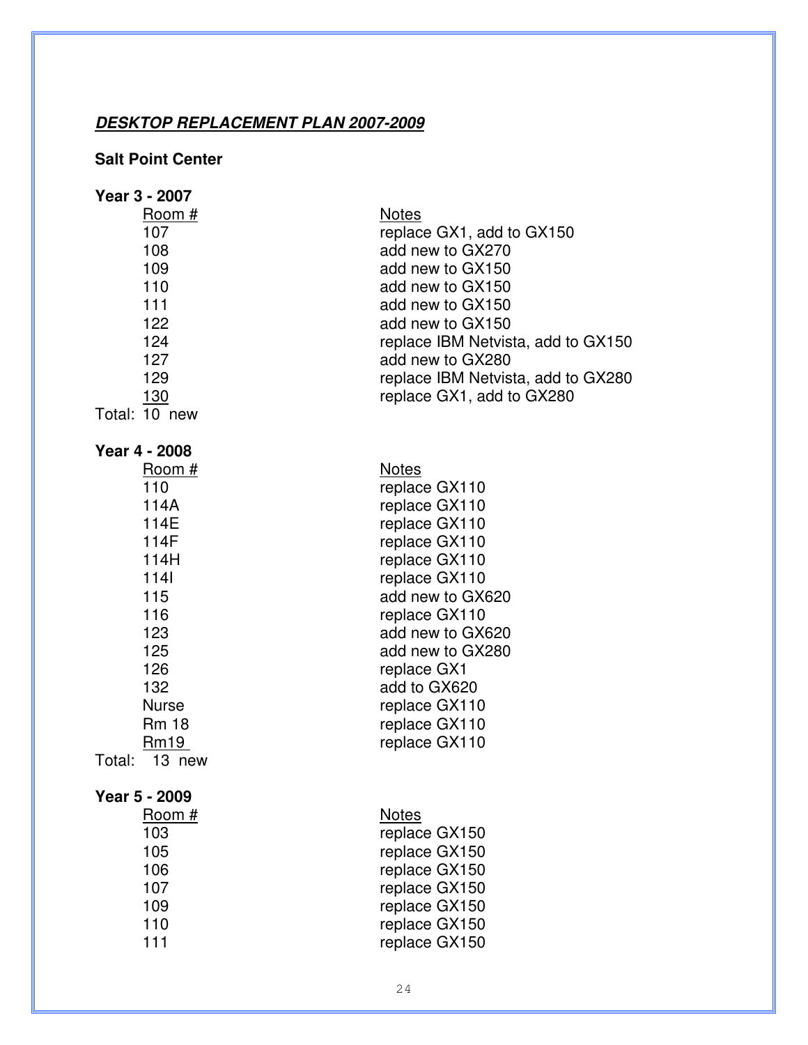***DESKTOP REPLACEMENT PLAN 2007-2009***

**Salt Point Center**

**Year 3 - 2007**

| Room # | Notes |
|---|---|
| 107 | replace GX1, add to GX150 |
| 108 | add new to GX270 |
| 109 | add new to GX150 |
| 110 | add new to GX150 |
| 111 | add new to GX150 |
| 122 | add new to GX150 |
| 124 | replace IBM Netvista, add to GX150 |
| 127 | add new to GX280 |
| 129 | replace IBM Netvista, add to GX280 |
| 130 | replace GX1, add to GX280 |

Total: 10 new

**Year 4 - 2008**

| Room # | Notes |
|---|---|
| 110 | replace GX110 |
| 114A | replace GX110 |
| 114E | replace GX110 |
| 114F | replace GX110 |
| 114H | replace GX110 |
| 114I | replace GX110 |
| 115 | add new to GX620 |
| 116 | replace GX110 |
| 123 | add new to GX620 |
| 125 | add new to GX280 |
| 126 | replace GX1 |
| 132 | add to GX620 |
| Nurse | replace GX110 |
| Rm 18 | replace GX110 |
| Rm19 | replace GX110 |

Total: 13 new

**Year 5 - 2009**

| Room # | Notes |
|---|---|
| 103 | replace GX150 |
| 105 | replace GX150 |
| 106 | replace GX150 |
| 107 | replace GX150 |
| 109 | replace GX150 |
| 110 | replace GX150 |
| 111 | replace GX150 |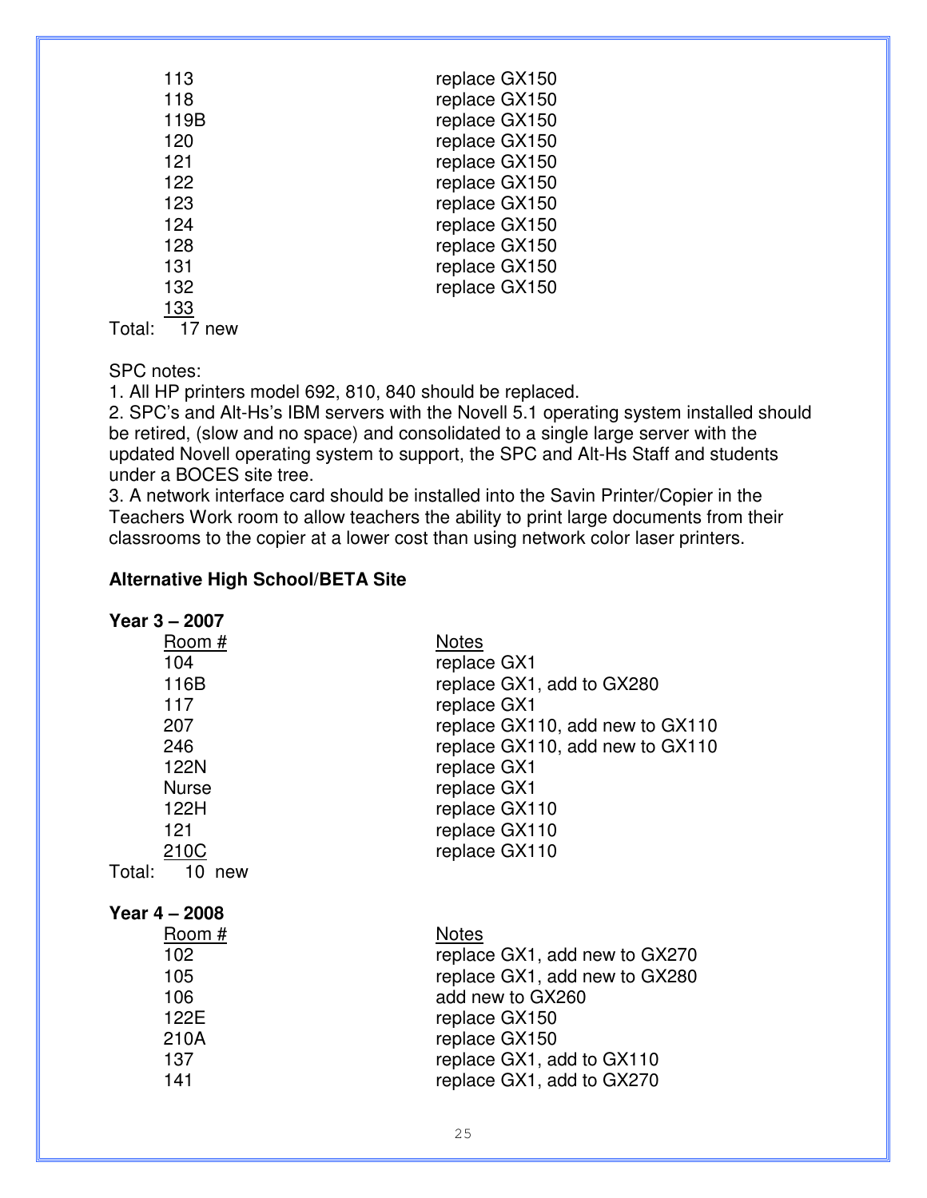| | |
|---|---|
| 113 | replace GX150 |
| 118 | replace GX150 |
| 119B | replace GX150 |
| 120 | replace GX150 |
| 121 | replace GX150 |
| 122 | replace GX150 |
| 123 | replace GX150 |
| 124 | replace GX150 |
| 128 | replace GX150 |
| 131 | replace GX150 |
| 132 | replace GX150 |
| 133 | |

Total: 17 new

SPC notes:

1. All HP printers model 692, 810, 840 should be replaced.
2. SPC's and Alt-Hs's IBM servers with the Novell 5.1 operating system installed should be retired, (slow and no space) and consolidated to a single large server with the updated Novell operating system to support, the SPC and Alt-Hs Staff and students under a BOCES site tree.
3. A network interface card should be installed into the Savin Printer/Copier in the Teachers Work room to allow teachers the ability to print large documents from their classrooms to the copier at a lower cost than using network color laser printers.

**Alternative High School/BETA Site**

**Year 3 – 2007**

| Room # | Notes |
|---|---|
| 104 | replace GX1 |
| 116B | replace GX1, add to GX280 |
| 117 | replace GX1 |
| 207 | replace GX110, add new to GX110 |
| 246 | replace GX110, add new to GX110 |
| 122N | replace GX1 |
| Nurse | replace GX1 |
| 122H | replace GX110 |
| 121 | replace GX110 |
| 210C | replace GX110 |

Total: 10 new

**Year 4 – 2008**

| Room # | Notes |
|---|---|
| 102 | replace GX1, add new to GX270 |
| 105 | replace GX1, add new to GX280 |
| 106 | add new to GX260 |
| 122E | replace GX150 |
| 210A | replace GX150 |
| 137 | replace GX1, add to GX110 |
| 141 | replace GX1, add to GX270 |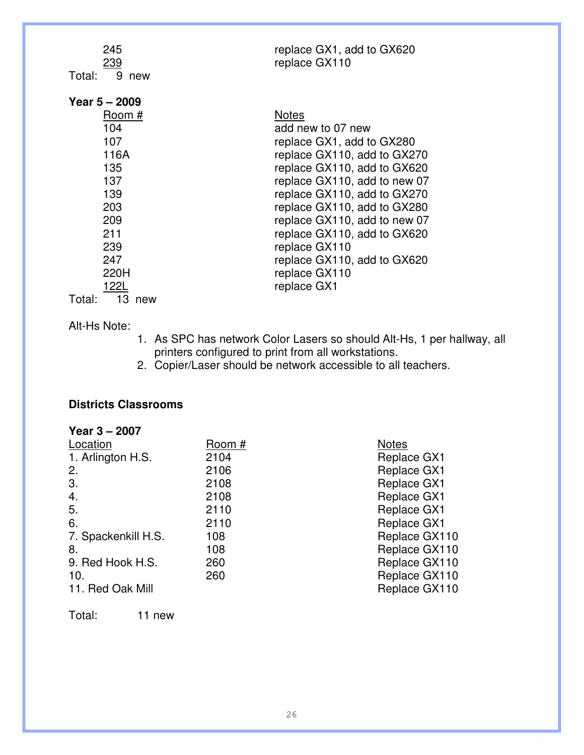| | |
|---|---|
| 245 | replace GX1, add to GX620 |
| 239 | replace GX110 |

Total: 9 new

**Year 5 – 2009**

| Room # | Notes |
|---|---|
| 104 | add new to 07 new |
| 107 | replace GX1, add to GX280 |
| 116A | replace GX110, add to GX270 |
| 135 | replace GX110, add to GX620 |
| 137 | replace GX110, add to new 07 |
| 139 | replace GX110, add to GX270 |
| 203 | replace GX110, add to GX280 |
| 209 | replace GX110, add to new 07 |
| 211 | replace GX110, add to GX620 |
| 239 | replace GX110 |
| 247 | replace GX110, add to GX620 |
| 220H | replace GX110 |
| 122L | replace GX1 |

Total: 13 new

Alt-Hs Note:

1. As SPC has network Color Lasers so should Alt-Hs, 1 per hallway, all printers configured to print from all workstations.
2. Copier/Laser should be network accessible to all teachers.

**Districts Classrooms**

**Year 3 – 2007**

| Location | Room # | Notes |
|---|---|---|
| 1. Arlington H.S. | 2104 | Replace GX1 |
| 2. | 2106 | Replace GX1 |
| 3. | 2108 | Replace GX1 |
| 4. | 2108 | Replace GX1 |
| 5. | 2110 | Replace GX1 |
| 6. | 2110 | Replace GX1 |
| 7. Spackenkill H.S. | 108 | Replace GX110 |
| 8. | 108 | Replace GX110 |
| 9. Red Hook H.S. | 260 | Replace GX110 |
| 10. | 260 | Replace GX110 |
| 11. Red Oak Mill | | Replace GX110 |

Total: 11 new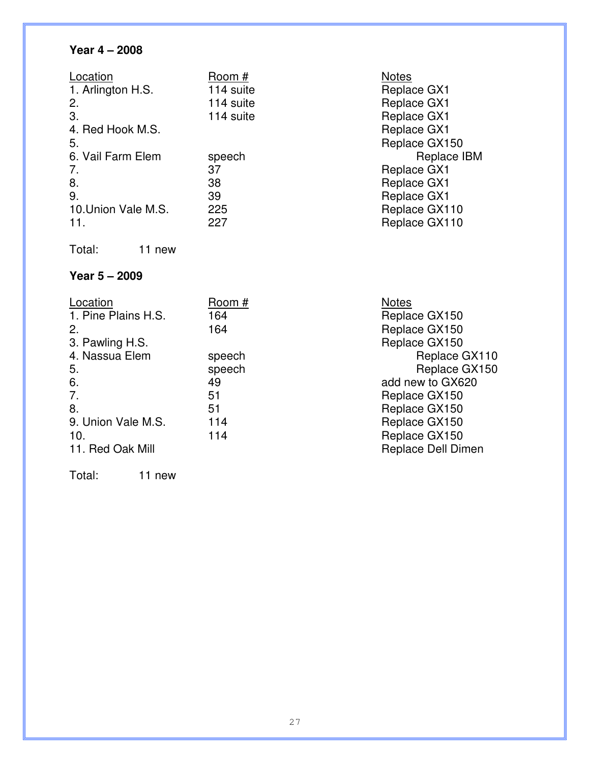**Year 4 – 2008**

| Location | Room # | Notes |
|---|---|---|
| 1. Arlington H.S. | 114 suite | Replace GX1 |
| 2. | 114 suite | Replace GX1 |
| 3. | 114 suite | Replace GX1 |
| 4. Red Hook M.S. | | Replace GX1 |
| 5. | | Replace GX150 |
| 6. Vail Farm Elem | speech | Replace IBM |
| 7. | 37 | Replace GX1 |
| 8. | 38 | Replace GX1 |
| 9. | 39 | Replace GX1 |
| 10.Union Vale M.S. | 225 | Replace GX110 |
| 11. | 227 | Replace GX110 |

Total: 11 new

**Year 5 – 2009**

| Location | Room # | Notes |
|---|---|---|
| 1. Pine Plains H.S. | 164 | Replace GX150 |
| 2. | 164 | Replace GX150 |
| 3. Pawling H.S. | | Replace GX150 |
| 4. Nassua Elem | speech | Replace GX110 |
| 5. | speech | Replace GX150 |
| 6. | 49 | add new to GX620 |
| 7. | 51 | Replace GX150 |
| 8. | 51 | Replace GX150 |
| 9. Union Vale M.S. | 114 | Replace GX150 |
| 10. | 114 | Replace GX150 |
| 11. Red Oak Mill | | Replace Dell Dimen |

Total: 11 new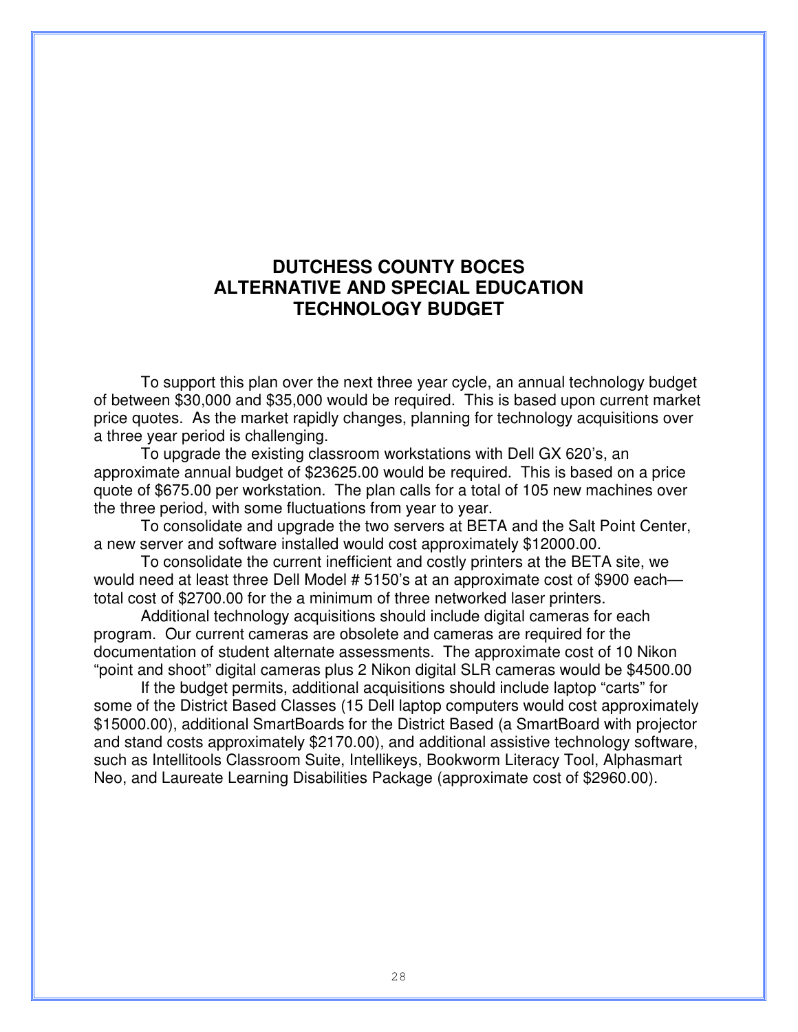# DUTCHESS COUNTY BOCES
# ALTERNATIVE AND SPECIAL EDUCATION
# TECHNOLOGY BUDGET

To support this plan over the next three year cycle, an annual technology budget of between $30,000 and $35,000 would be required. This is based upon current market price quotes. As the market rapidly changes, planning for technology acquisitions over a three year period is challenging.

To upgrade the existing classroom workstations with Dell GX 620's, an approximate annual budget of $23625.00 would be required. This is based on a price quote of $675.00 per workstation. The plan calls for a total of 105 new machines over the three period, with some fluctuations from year to year.

To consolidate and upgrade the two servers at BETA and the Salt Point Center, a new server and software installed would cost approximately $12000.00.

To consolidate the current inefficient and costly printers at the BETA site, we would need at least three Dell Model # 5150's at an approximate cost of $900 each—total cost of $2700.00 for the a minimum of three networked laser printers.

Additional technology acquisitions should include digital cameras for each program. Our current cameras are obsolete and cameras are required for the documentation of student alternate assessments. The approximate cost of 10 Nikon "point and shoot" digital cameras plus 2 Nikon digital SLR cameras would be $4500.00

If the budget permits, additional acquisitions should include laptop "carts" for some of the District Based Classes (15 Dell laptop computers would cost approximately $15000.00), additional SmartBoards for the District Based (a SmartBoard with projector and stand costs approximately $2170.00), and additional assistive technology software, such as Intellitools Classroom Suite, Intellikeys, Bookworm Literacy Tool, Alphasmart Neo, and Laureate Learning Disabilities Package (approximate cost of $2960.00).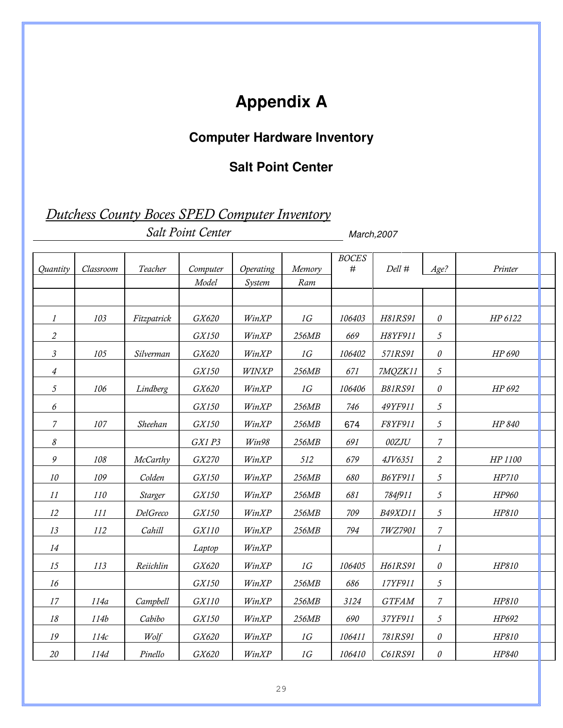# Appendix A

## Computer Hardware Inventory

## Salt Point Center

*Dutchess County Boces SPED Computer Inventory*

*Salt Point Center* March,2007

| Quantity | Classroom | Teacher | Computer Model | Operating System | Memory Ram | BOCES # | Dell # | Age? | Printer |
|---|---|---|---|---|---|---|---|---|---|
| | | | | | | | | | |
| 1 | 103 | Fitzpatrick | GX620 | WinXP | 1G | 106403 | H81RS91 | 0 | HP 6122 |
| 2 | | | GX150 | WinXP | 256MB | 669 | H8YF911 | 5 | |
| 3 | 105 | Silverman | GX620 | WinXP | 1G | 106402 | 571RS91 | 0 | HP 690 |
| 4 | | | GX150 | WINXP | 256MB | 671 | 7MQZK11 | 5 | |
| 5 | 106 | Lindberg | GX620 | WinXP | 1G | 106406 | B81RS91 | 0 | HP 692 |
| 6 | | | GX150 | WinXP | 256MB | 746 | 49YF911 | 5 | |
| 7 | 107 | Sheehan | GX150 | WinXP | 256MB | 674 | F8YF911 | 5 | HP 840 |
| 8 | | | GX1 P3 | Win98 | 256MB | 691 | 00ZJU | 7 | |
| 9 | 108 | McCarthy | GX270 | WinXP | 512 | 679 | 4JV6351 | 2 | HP 1100 |
| 10 | 109 | Colden | GX150 | WinXP | 256MB | 680 | B6YF911 | 5 | HP710 |
| 11 | 110 | Starger | GX150 | WinXP | 256MB | 681 | 784f911 | 5 | HP960 |
| 12 | 111 | DelGreco | GX150 | WinXP | 256MB | 709 | B49XD11 | 5 | HP810 |
| 13 | 112 | Cahill | GX110 | WinXP | 256MB | 794 | 7WZ7901 | 7 | |
| 14 | | | Laptop | WinXP | | | | 1 | |
| 15 | 113 | Reiichlin | GX620 | WinXP | 1G | 106405 | H61RS91 | 0 | HP810 |
| 16 | | | GX150 | WinXP | 256MB | 686 | 17YF911 | 5 | |
| 17 | 114a | Campbell | GX110 | WinXP | 256MB | 3124 | GTFAM | 7 | HP810 |
| 18 | 114b | Cabibo | GX150 | WinXP | 256MB | 690 | 37YF911 | 5 | HP692 |
| 19 | 114c | Wolf | GX620 | WinXP | 1G | 106411 | 781RS91 | 0 | HP810 |
| 20 | 114d | Pinello | GX620 | WinXP | 1G | 106410 | C61RS91 | 0 | HP840 |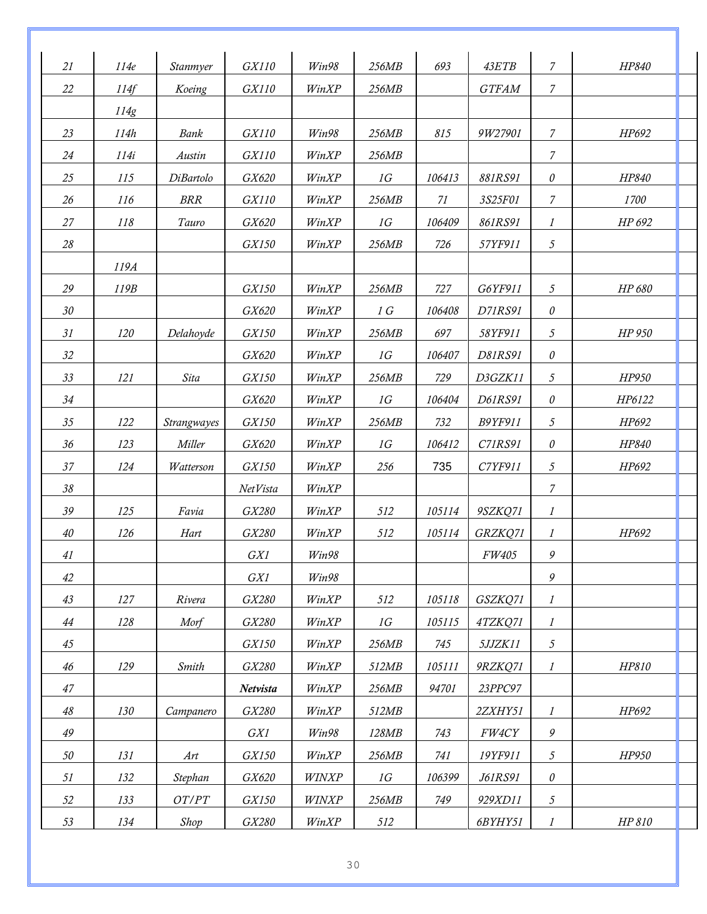| | | | | | | | | | | |
|---|---|---|---|---|---|---|---|---|---|---|
| 21 | 114e | Stanmyer | GX110 | Win98 | 256MB | 693 | 43ETB | 7 | HP840 | |
| 22 | 114f | Koeing | GX110 | WinXP | 256MB | | GTFAM | 7 | | |
| | 114g | | | | | | | | | |
| 23 | 114h | Bank | GX110 | Win98 | 256MB | 815 | 9W27901 | 7 | HP692 | |
| 24 | 114i | Austin | GX110 | WinXP | 256MB | | | 7 | | |
| 25 | 115 | DiBartolo | GX620 | WinXP | 1G | 106413 | 881RS91 | 0 | HP840 | |
| 26 | 116 | BRR | GX110 | WinXP | 256MB | 71 | 3S25F01 | 7 | 1700 | |
| 27 | 118 | Tauro | GX620 | WinXP | 1G | 106409 | 861RS91 | 1 | HP 692 | |
| 28 | | | GX150 | WinXP | 256MB | 726 | 57YF911 | 5 | | |
| | 119A | | | | | | | | | |
| 29 | 119B | | GX150 | WinXP | 256MB | 727 | G6YF911 | 5 | HP 680 | |
| 30 | | | GX620 | WinXP | 1 G | 106408 | D71RS91 | 0 | | |
| 31 | 120 | Delahoyde | GX150 | WinXP | 256MB | 697 | 58YF911 | 5 | HP 950 | |
| 32 | | | GX620 | WinXP | 1G | 106407 | D81RS91 | 0 | | |
| 33 | 121 | Sita | GX150 | WinXP | 256MB | 729 | D3GZK11 | 5 | HP950 | |
| 34 | | | GX620 | WinXP | 1G | 106404 | D61RS91 | 0 | HP6122 | |
| 35 | 122 | Strangwayes | GX150 | WinXP | 256MB | 732 | B9YF911 | 5 | HP692 | |
| 36 | 123 | Miller | GX620 | WinXP | 1G | 106412 | C71RS91 | 0 | HP840 | |
| 37 | 124 | Watterson | GX150 | WinXP | 256 | 735 | C7YF911 | 5 | HP692 | |
| 38 | | | NetVista | WinXP | | | | 7 | | |
| 39 | 125 | Favia | GX280 | WinXP | 512 | 105114 | 9SZKQ71 | 1 | | |
| 40 | 126 | Hart | GX280 | WinXP | 512 | 105114 | GRZKQ71 | 1 | HP692 | |
| 41 | | | GX1 | Win98 | | | FW405 | 9 | | |
| 42 | | | GX1 | Win98 | | | | 9 | | |
| 43 | 127 | Rivera | GX280 | WinXP | 512 | 105118 | GSZKQ71 | 1 | | |
| 44 | 128 | Morf | GX280 | WinXP | 1G | 105115 | 4TZKQ71 | 1 | | |
| 45 | | | GX150 | WinXP | 256MB | 745 | 5JJZK11 | 5 | | |
| 46 | 129 | Smith | GX280 | WinXP | 512MB | 105111 | 9RZKQ71 | 1 | HP810 | |
| 47 | | | **Netvista** | WinXP | 256MB | 94701 | 23PPC97 | | | |
| 48 | 130 | Campanero | GX280 | WinXP | 512MB | | 2ZXHY51 | 1 | HP692 | |
| 49 | | | GX1 | Win98 | 128MB | 743 | FW4CY | 9 | | |
| 50 | 131 | Art | GX150 | WinXP | 256MB | 741 | 19YF911 | 5 | HP950 | |
| 51 | 132 | Stephan | GX620 | WINXP | 1G | 106399 | J61RS91 | 0 | | |
| 52 | 133 | OT/PT | GX150 | WINXP | 256MB | 749 | 929XD11 | 5 | | |
| 53 | 134 | Shop | GX280 | WinXP | 512 | | 6BYHY51 | 1 | HP 810 | |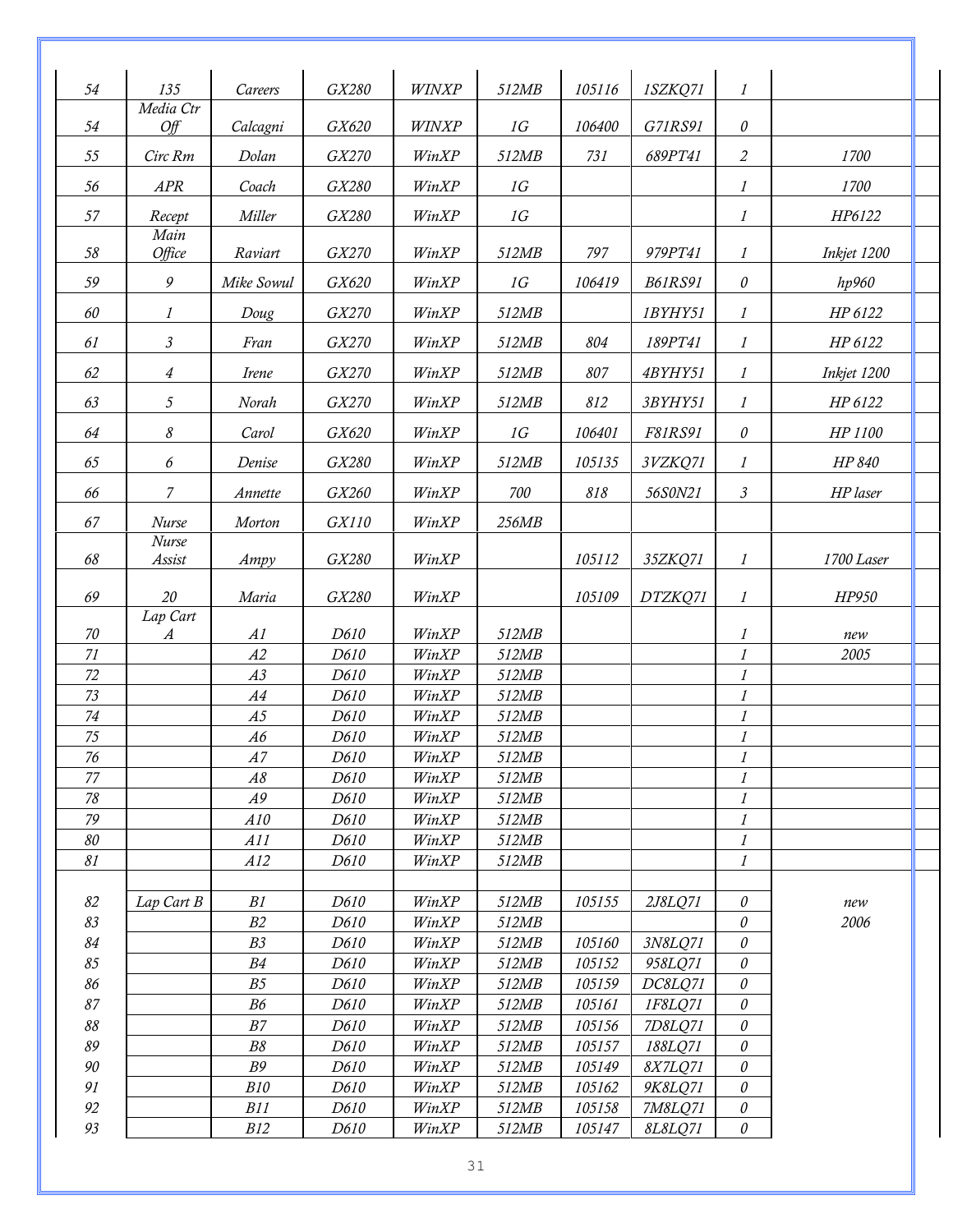| | | | | | | | | | |
|---|---|---|---|---|---|---|---|---|---|
| 54 | 135 | Careers | GX280 | WINXP | 512MB | 105116 | 1SZKQ71 | 1 | |
| 54 | Media Ctr Off | Calcagni | GX620 | WINXP | 1G | 106400 | G71RS91 | 0 | |
| 55 | Circ Rm | Dolan | GX270 | WinXP | 512MB | 731 | 689PT41 | 2 | 1700 |
| 56 | APR | Coach | GX280 | WinXP | 1G | | | 1 | 1700 |
| 57 | Recept | Miller | GX280 | WinXP | 1G | | | 1 | HP6122 |
| 58 | Main Office | Raviart | GX270 | WinXP | 512MB | 797 | 979PT41 | 1 | Inkjet 1200 |
| 59 | 9 | Mike Sowul | GX620 | WinXP | 1G | 106419 | B61RS91 | 0 | hp960 |
| 60 | 1 | Doug | GX270 | WinXP | 512MB | | 1BYHY51 | 1 | HP 6122 |
| 61 | 3 | Fran | GX270 | WinXP | 512MB | 804 | 189PT41 | 1 | HP 6122 |
| 62 | 4 | Irene | GX270 | WinXP | 512MB | 807 | 4BYHY51 | 1 | Inkjet 1200 |
| 63 | 5 | Norah | GX270 | WinXP | 512MB | 812 | 3BYHY51 | 1 | HP 6122 |
| 64 | 8 | Carol | GX620 | WinXP | 1G | 106401 | F81RS91 | 0 | HP 1100 |
| 65 | 6 | Denise | GX280 | WinXP | 512MB | 105135 | 3VZKQ71 | 1 | HP 840 |
| 66 | 7 | Annette | GX260 | WinXP | 700 | 818 | 56S0N21 | 3 | HP laser |
| 67 | Nurse | Morton | GX110 | WinXP | 256MB | | | | |
| 68 | Nurse Assist | Ampy | GX280 | WinXP | | 105112 | 35ZKQ71 | 1 | 1700 Laser |
| 69 | 20 | Maria | GX280 | WinXP | | 105109 | DTZKQ71 | 1 | HP950 |
| 70 | Lap Cart A | A1 | D610 | WinXP | 512MB | | | 1 | new |
| 71 | | A2 | D610 | WinXP | 512MB | | | 1 | 2005 |
| 72 | | A3 | D610 | WinXP | 512MB | | | 1 | |
| 73 | | A4 | D610 | WinXP | 512MB | | | 1 | |
| 74 | | A5 | D610 | WinXP | 512MB | | | 1 | |
| 75 | | A6 | D610 | WinXP | 512MB | | | 1 | |
| 76 | | A7 | D610 | WinXP | 512MB | | | 1 | |
| 77 | | A8 | D610 | WinXP | 512MB | | | 1 | |
| 78 | | A9 | D610 | WinXP | 512MB | | | 1 | |
| 79 | | A10 | D610 | WinXP | 512MB | | | 1 | |
| 80 | | A11 | D610 | WinXP | 512MB | | | 1 | |
| 81 | | A12 | D610 | WinXP | 512MB | | | 1 | |
| | | | | | | | | | |
| 82 | Lap Cart B | B1 | D610 | WinXP | 512MB | 105155 | 2J8LQ71 | 0 | new |
| 83 | | B2 | D610 | WinXP | 512MB | | | 0 | 2006 |
| 84 | | B3 | D610 | WinXP | 512MB | 105160 | 3N8LQ71 | 0 | |
| 85 | | B4 | D610 | WinXP | 512MB | 105152 | 958LQ71 | 0 | |
| 86 | | B5 | D610 | WinXP | 512MB | 105159 | DC8LQ71 | 0 | |
| 87 | | B6 | D610 | WinXP | 512MB | 105161 | 1F8LQ71 | 0 | |
| 88 | | B7 | D610 | WinXP | 512MB | 105156 | 7D8LQ71 | 0 | |
| 89 | | B8 | D610 | WinXP | 512MB | 105157 | 188LQ71 | 0 | |
| 90 | | B9 | D610 | WinXP | 512MB | 105149 | 8X7LQ71 | 0 | |
| 91 | | B10 | D610 | WinXP | 512MB | 105162 | 9K8LQ71 | 0 | |
| 92 | | B11 | D610 | WinXP | 512MB | 105158 | 7M8LQ71 | 0 | |
| 93 | | B12 | D610 | WinXP | 512MB | 105147 | 8L8LQ71 | 0 | |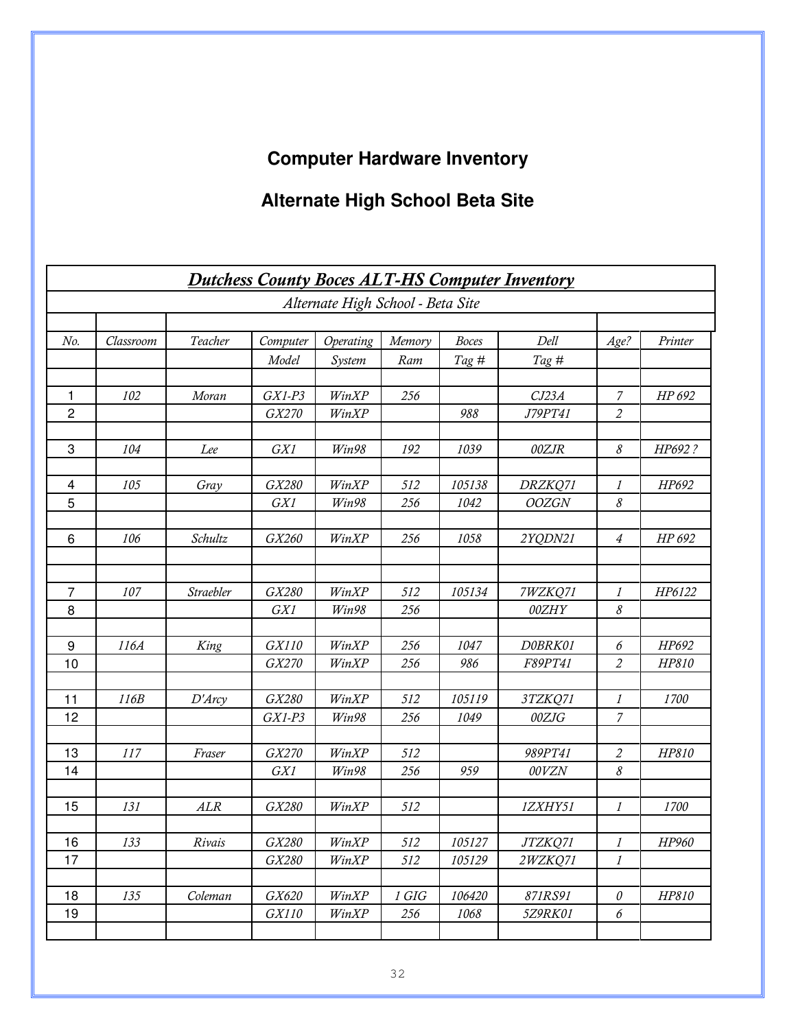# Computer Hardware Inventory

## Alternate High School Beta Site

| *Dutchess County Boces ALT-HS Computer Inventory* | | | | | | | | | |
|---|---|---|---|---|---|---|---|---|---|
| *Alternate High School - Beta Site* | | | | | | | | | |
| *No.* | *Classroom* | *Teacher* | *Computer Model* | *Operating System* | *Memory Ram* | *Boces Tag #* | *Dell Tag #* | *Age?* | *Printer* |
| 1 | *102* | *Moran* | *GX1-P3* | *WinXP* | *256* | | *CJ23A* | *7* | *HP 692* |
| 2 | | | *GX270* | *WinXP* | | *988* | *J79PT41* | *2* | |
| 3 | *104* | *Lee* | *GX1* | *Win98* | *192* | *1039* | *00ZJR* | *8* | *HP692 ?* |
| 4 | *105* | *Gray* | *GX280* | *WinXP* | *512* | *105138* | *DRZKQ71* | *1* | *HP692* |
| 5 | | | *GX1* | *Win98* | *256* | *1042* | *OOZGN* | *8* | |
| 6 | *106* | *Schultz* | *GX260* | *WinXP* | *256* | *1058* | *2YQDN21* | *4* | *HP 692* |
| 7 | *107* | *Straebler* | *GX280* | *WinXP* | *512* | *105134* | *7WZKQ71* | *1* | *HP6122* |
| 8 | | | *GX1* | *Win98* | *256* | | *00ZHY* | *8* | |
| 9 | *116A* | *King* | *GX110* | *WinXP* | *256* | *1047* | *D0BRK01* | *6* | *HP692* |
| 10 | | | *GX270* | *WinXP* | *256* | *986* | *F89PT41* | *2* | *HP810* |
| 11 | *116B* | *D'Arcy* | *GX280* | *WinXP* | *512* | *105119* | *3TZKQ71* | *1* | *1700* |
| 12 | | | *GX1-P3* | *Win98* | *256* | *1049* | *00ZJG* | *7* | |
| 13 | *117* | *Fraser* | *GX270* | *WinXP* | *512* | | *989PT41* | *2* | *HP810* |
| 14 | | | *GX1* | *Win98* | *256* | *959* | *00VZN* | *8* | |
| 15 | *131* | *ALR* | *GX280* | *WinXP* | *512* | | *1ZXHY51* | *1* | *1700* |
| 16 | *133* | *Rivais* | *GX280* | *WinXP* | *512* | *105127* | *JTZKQ71* | *1* | *HP960* |
| 17 | | | *GX280* | *WinXP* | *512* | *105129* | *2WZKQ71* | *1* | |
| 18 | *135* | *Coleman* | *GX620* | *WinXP* | *1 GIG* | *106420* | *871RS91* | *0* | *HP810* |
| 19 | | | *GX110* | *WinXP* | *256* | *1068* | *5Z9RK01* | *6* | |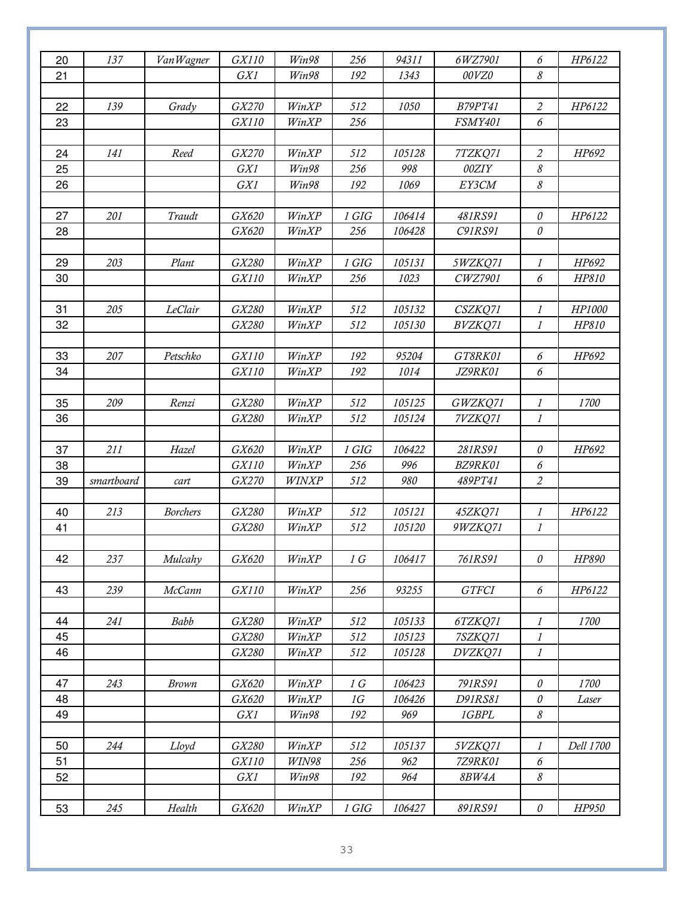| | | | | | | | | | |
|---|---|---|---|---|---|---|---|---|---|
| 20 | *137* | *VanWagner* | *GX110* | *Win98* | *256* | *94311* | *6WZ7901* | *6* | *HP6122* |
| 21 | | | *GX1* | *Win98* | *192* | *1343* | *00VZ0* | *8* | |
| | | | | | | | | | |
| 22 | *139* | *Grady* | *GX270* | *WinXP* | *512* | *1050* | *B79PT41* | *2* | *HP6122* |
| 23 | | | *GX110* | *WinXP* | *256* | | *FSMY401* | *6* | |
| | | | | | | | | | |
| 24 | *141* | *Reed* | *GX270* | *WinXP* | *512* | *105128* | *7TZKQ71* | *2* | *HP692* |
| 25 | | | *GX1* | *Win98* | *256* | *998* | *00ZIY* | *8* | |
| 26 | | | *GX1* | *Win98* | *192* | *1069* | *EY3CM* | *8* | |
| | | | | | | | | | |
| 27 | *201* | *Traudt* | *GX620* | *WinXP* | *1 GIG* | *106414* | *481RS91* | *0* | *HP6122* |
| 28 | | | *GX620* | *WinXP* | *256* | *106428* | *C91RS91* | *0* | |
| | | | | | | | | | |
| 29 | *203* | *Plant* | *GX280* | *WinXP* | *1 GIG* | *105131* | *5WZKQ71* | *1* | *HP692* |
| 30 | | | *GX110* | *WinXP* | *256* | *1023* | *CWZ7901* | *6* | *HP810* |
| | | | | | | | | | |
| 31 | *205* | *LeClair* | *GX280* | *WinXP* | *512* | *105132* | *CSZKQ71* | *1* | *HP1000* |
| 32 | | | *GX280* | *WinXP* | *512* | *105130* | *BVZKQ71* | *1* | *HP810* |
| | | | | | | | | | |
| 33 | *207* | *Petschko* | *GX110* | *WinXP* | *192* | *95204* | *GT8RK01* | *6* | *HP692* |
| 34 | | | *GX110* | *WinXP* | *192* | *1014* | *JZ9RK01* | *6* | |
| | | | | | | | | | |
| 35 | *209* | *Renzi* | *GX280* | *WinXP* | *512* | *105125* | *GWZKQ71* | *1* | *1700* |
| 36 | | | *GX280* | *WinXP* | *512* | *105124* | *7VZKQ71* | *1* | |
| | | | | | | | | | |
| 37 | *211* | *Hazel* | *GX620* | *WinXP* | *1 GIG* | *106422* | *281RS91* | *0* | *HP692* |
| 38 | | | *GX110* | *WinXP* | *256* | *996* | *BZ9RK01* | *6* | |
| 39 | *smartboard* | *cart* | *GX270* | *WINXP* | *512* | *980* | *489PT41* | *2* | |
| | | | | | | | | | |
| 40 | *213* | *Borchers* | *GX280* | *WinXP* | *512* | *105121* | *45ZKQ71* | *1* | *HP6122* |
| 41 | | | *GX280* | *WinXP* | *512* | *105120* | *9WZKQ71* | *1* | |
| | | | | | | | | | |
| 42 | *237* | *Mulcahy* | *GX620* | *WinXP* | *1 G* | *106417* | *761RS91* | *0* | *HP890* |
| | | | | | | | | | |
| 43 | *239* | *McCann* | *GX110* | *WinXP* | *256* | *93255* | *GTFCI* | *6* | *HP6122* |
| | | | | | | | | | |
| 44 | *241* | *Babb* | *GX280* | *WinXP* | *512* | *105133* | *6TZKQ71* | *1* | *1700* |
| 45 | | | *GX280* | *WinXP* | *512* | *105123* | *7SZKQ71* | *1* | |
| 46 | | | *GX280* | *WinXP* | *512* | *105128* | *DVZKQ71* | *1* | |
| | | | | | | | | | |
| 47 | *243* | *Brown* | *GX620* | *WinXP* | *1 G* | *106423* | *791RS91* | *0* | *1700* |
| 48 | | | *GX620* | *WinXP* | *1G* | *106426* | *D91RS81* | *0* | *Laser* |
| 49 | | | *GX1* | *Win98* | *192* | *969* | *1GBPL* | *8* | |
| | | | | | | | | | |
| 50 | *244* | *Lloyd* | *GX280* | *WinXP* | *512* | *105137* | *5VZKQ71* | *1* | *Dell 1700* |
| 51 | | | *GX110* | *WIN98* | *256* | *962* | *7Z9RK01* | *6* | |
| 52 | | | *GX1* | *Win98* | *192* | *964* | *8BW4A* | *8* | |
| | | | | | | | | | |
| 53 | *245* | *Health* | *GX620* | *WinXP* | *1 GIG* | *106427* | *891RS91* | *0* | *HP950* |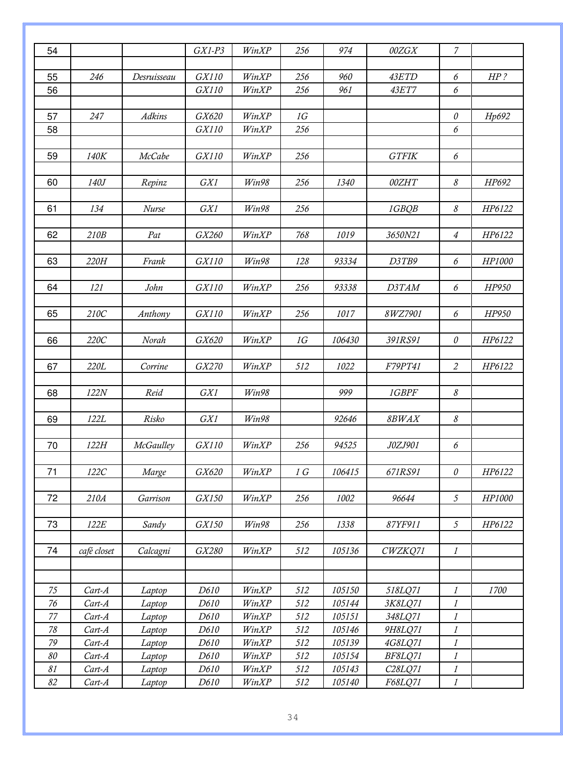| 54 | | | GX1-P3 | WinXP | 256 | 974 | 00ZGX | 7 | |
|---|---|---|---|---|---|---|---|---|---|
| | | | | | | | | | |
| 55 | 246 | Desruisseau | GX110 | WinXP | 256 | 960 | 43ETD | 6 | HP ? |
| 56 | | | GX110 | WinXP | 256 | 961 | 43ET7 | 6 | |
| | | | | | | | | | |
| 57 | 247 | Adkins | GX620 | WinXP | 1G | | | 0 | Hp692 |
| 58 | | | GX110 | WinXP | 256 | | | 6 | |
| | | | | | | | | | |
| 59 | 140K | McCabe | GX110 | WinXP | 256 | | GTFIK | 6 | |
| | | | | | | | | | |
| 60 | 140J | Repinz | GX1 | Win98 | 256 | 1340 | 00ZHT | 8 | HP692 |
| | | | | | | | | | |
| 61 | 134 | Nurse | GX1 | Win98 | 256 | | 1GBQB | 8 | HP6122 |
| | | | | | | | | | |
| 62 | 210B | Pat | GX260 | WinXP | 768 | 1019 | 3650N21 | 4 | HP6122 |
| | | | | | | | | | |
| 63 | 220H | Frank | GX110 | Win98 | 128 | 93334 | D3TB9 | 6 | HP1000 |
| | | | | | | | | | |
| 64 | 121 | John | GX110 | WinXP | 256 | 93338 | D3TAM | 6 | HP950 |
| | | | | | | | | | |
| 65 | 210C | Anthony | GX110 | WinXP | 256 | 1017 | 8WZ7901 | 6 | HP950 |
| | | | | | | | | | |
| 66 | 220C | Norah | GX620 | WinXP | 1G | 106430 | 391RS91 | 0 | HP6122 |
| | | | | | | | | | |
| 67 | 220L | Corrine | GX270 | WinXP | 512 | 1022 | F79PT41 | 2 | HP6122 |
| | | | | | | | | | |
| 68 | 122N | Reid | GX1 | Win98 | | 999 | 1GBPF | 8 | |
| | | | | | | | | | |
| 69 | 122L | Risko | GX1 | Win98 | | 92646 | 8BWAX | 8 | |
| | | | | | | | | | |
| 70 | 122H | McGaulley | GX110 | WinXP | 256 | 94525 | J0ZJ901 | 6 | |
| | | | | | | | | | |
| 71 | 122C | Marge | GX620 | WinXP | 1 G | 106415 | 671RS91 | 0 | HP6122 |
| | | | | | | | | | |
| 72 | 210A | Garrison | GX150 | WinXP | 256 | 1002 | 96644 | 5 | HP1000 |
| | | | | | | | | | |
| 73 | 122E | Sandy | GX150 | Win98 | 256 | 1338 | 87YF911 | 5 | HP6122 |
| | | | | | | | | | |
| 74 | café closet | Calcagni | GX280 | WinXP | 512 | 105136 | CWZKQ71 | 1 | |
| | | | | | | | | | |
| | | | | | | | | | |
| 75 | Cart-A | Laptop | D610 | WinXP | 512 | 105150 | 518LQ71 | 1 | 1700 |
| 76 | Cart-A | Laptop | D610 | WinXP | 512 | 105144 | 3K8LQ71 | 1 | |
| 77 | Cart-A | Laptop | D610 | WinXP | 512 | 105151 | 348LQ71 | 1 | |
| 78 | Cart-A | Laptop | D610 | WinXP | 512 | 105146 | 9H8LQ71 | 1 | |
| 79 | Cart-A | Laptop | D610 | WinXP | 512 | 105139 | 4G8LQ71 | 1 | |
| 80 | Cart-A | Laptop | D610 | WinXP | 512 | 105154 | BF8LQ71 | 1 | |
| 81 | Cart-A | Laptop | D610 | WinXP | 512 | 105143 | C28LQ71 | 1 | |
| 82 | Cart-A | Laptop | D610 | WinXP | 512 | 105140 | F68LQ71 | 1 | |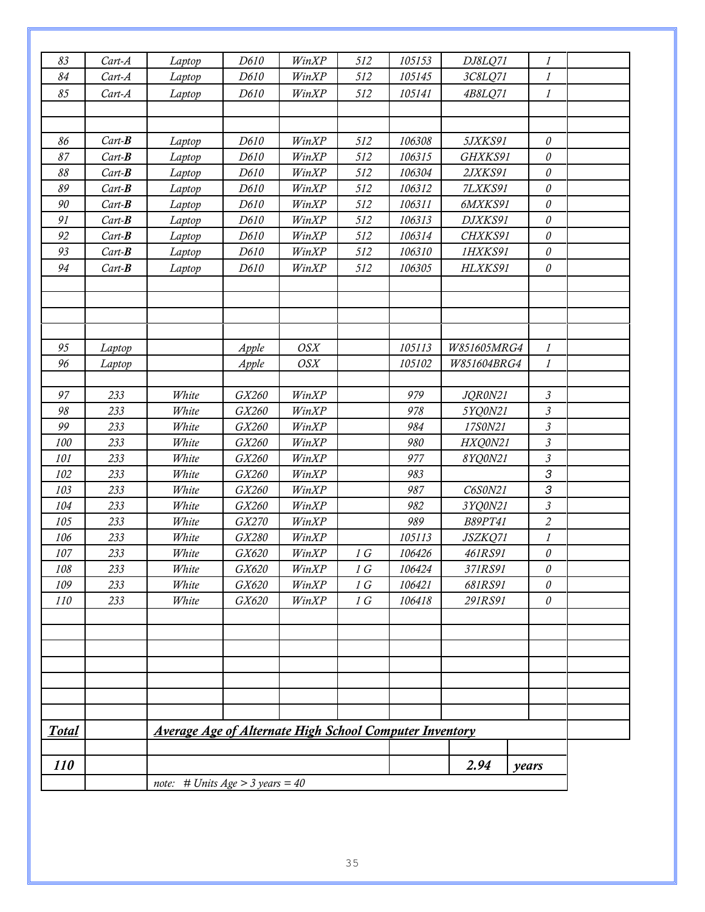| | | | | | | | | | |
|---|---|---|---|---|---|---|---|---|---|
| *83* | *Cart-A* | *Laptop* | *D610* | *WinXP* | *512* | *105153* | *DJ8LQ71* | *1* | |
| *84* | *Cart-A* | *Laptop* | *D610* | *WinXP* | *512* | *105145* | *3C8LQ71* | *1* | |
| *85* | *Cart-A* | *Laptop* | *D610* | *WinXP* | *512* | *105141* | *4B8LQ71* | *1* | |
| | | | | | | | | | |
| | | | | | | | | | |
| *86* | *Cart-**B*** | *Laptop* | *D610* | *WinXP* | *512* | *106308* | *5JXKS91* | *0* | |
| *87* | *Cart-**B*** | *Laptop* | *D610* | *WinXP* | *512* | *106315* | *GHXKS91* | *0* | |
| *88* | *Cart-**B*** | *Laptop* | *D610* | *WinXP* | *512* | *106304* | *2JXKS91* | *0* | |
| *89* | *Cart-**B*** | *Laptop* | *D610* | *WinXP* | *512* | *106312* | *7LXKS91* | *0* | |
| *90* | *Cart-**B*** | *Laptop* | *D610* | *WinXP* | *512* | *106311* | *6MXKS91* | *0* | |
| *91* | *Cart-**B*** | *Laptop* | *D610* | *WinXP* | *512* | *106313* | *DJXKS91* | *0* | |
| *92* | *Cart-**B*** | *Laptop* | *D610* | *WinXP* | *512* | *106314* | *CHXKS91* | *0* | |
| *93* | *Cart-**B*** | *Laptop* | *D610* | *WinXP* | *512* | *106310* | *1HXKS91* | *0* | |
| *94* | *Cart-**B*** | *Laptop* | *D610* | *WinXP* | *512* | *106305* | *HLXKS91* | *0* | |
| | | | | | | | | | |
| | | | | | | | | | |
| | | | | | | | | | |
| | | | | | | | | | |
| *95* | *Laptop* | | *Apple* | *OSX* | | *105113* | *W851605MRG4* | *1* | |
| *96* | *Laptop* | | *Apple* | *OSX* | | *105102* | *W851604BRG4* | *1* | |
| | | | | | | | | | |
| *97* | *233* | *White* | *GX260* | *WinXP* | | *979* | *JQR0N21* | *3* | |
| *98* | *233* | *White* | *GX260* | *WinXP* | | *978* | *5YQ0N21* | *3* | |
| *99* | *233* | *White* | *GX260* | *WinXP* | | *984* | *17S0N21* | *3* | |
| *100* | *233* | *White* | *GX260* | *WinXP* | | *980* | *HXQ0N21* | *3* | |
| *101* | *233* | *White* | *GX260* | *WinXP* | | *977* | *8YQ0N21* | *3* | |
| *102* | *233* | *White* | *GX260* | *WinXP* | | *983* | | 3 | |
| *103* | *233* | *White* | *GX260* | *WinXP* | | *987* | *C6S0N21* | 3 | |
| *104* | *233* | *White* | *GX260* | *WinXP* | | *982* | *3YQ0N21* | *3* | |
| *105* | *233* | *White* | *GX270* | *WinXP* | | *989* | *B89PT41* | *2* | |
| *106* | *233* | *White* | *GX280* | *WinXP* | | *105113* | *JSZKQ71* | *1* | |
| *107* | *233* | *White* | *GX620* | *WinXP* | *1 G* | *106426* | *461RS91* | *0* | |
| *108* | *233* | *White* | *GX620* | *WinXP* | *1 G* | *106424* | *371RS91* | *0* | |
| *109* | *233* | *White* | *GX620* | *WinXP* | *1 G* | *106421* | *681RS91* | *0* | |
| *110* | *233* | *White* | *GX620* | *WinXP* | *1 G* | *106418* | *291RS91* | *0* | |
| | | | | | | | | | |
| | | | | | | | | | |
| | | | | | | | | | |
| | | | | | | | | | |
| | | | | | | | | | |
| | | | | | | | | | |
| | | | | | | | | | |
| ***Total*** | | ***Average Age of Alternate High School Computer Inventory*** | | | | | | | |
| | | | | | | | | | |
| ***110*** | | | | | | | ***2.94*** | ***years*** | |
| | | *note: # Units Age > 3 years = 40* | | | | | | | |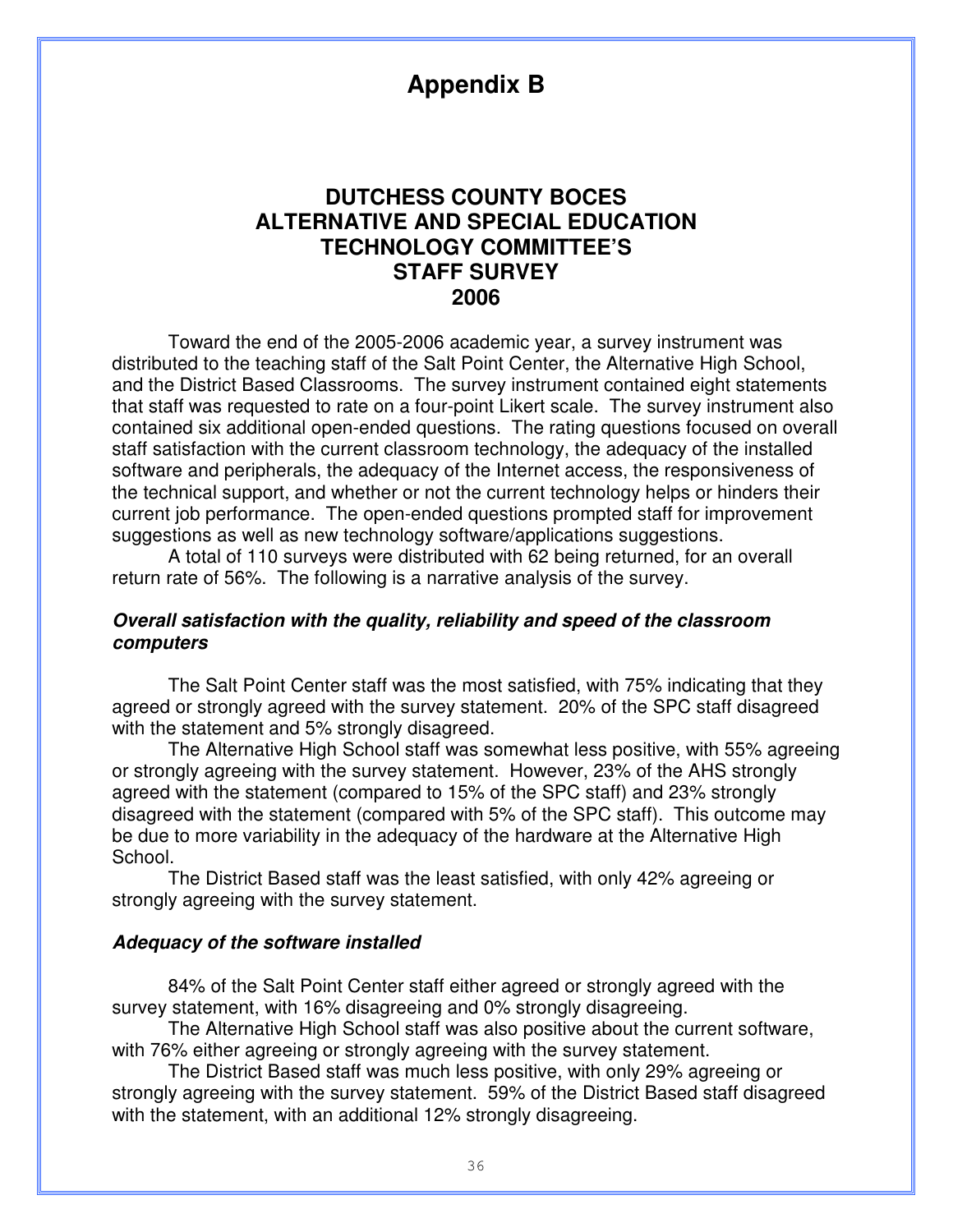# Appendix B

## DUTCHESS COUNTY BOCES
## ALTERNATIVE AND SPECIAL EDUCATION
## TECHNOLOGY COMMITTEE'S
## STAFF SURVEY
## 2006

Toward the end of the 2005-2006 academic year, a survey instrument was distributed to the teaching staff of the Salt Point Center, the Alternative High School, and the District Based Classrooms. The survey instrument contained eight statements that staff was requested to rate on a four-point Likert scale. The survey instrument also contained six additional open-ended questions. The rating questions focused on overall staff satisfaction with the current classroom technology, the adequacy of the installed software and peripherals, the adequacy of the Internet access, the responsiveness of the technical support, and whether or not the current technology helps or hinders their current job performance. The open-ended questions prompted staff for improvement suggestions as well as new technology software/applications suggestions.

A total of 110 surveys were distributed with 62 being returned, for an overall return rate of 56%. The following is a narrative analysis of the survey.

### *Overall satisfaction with the quality, reliability and speed of the classroom computers*

The Salt Point Center staff was the most satisfied, with 75% indicating that they agreed or strongly agreed with the survey statement. 20% of the SPC staff disagreed with the statement and 5% strongly disagreed.

The Alternative High School staff was somewhat less positive, with 55% agreeing or strongly agreeing with the survey statement. However, 23% of the AHS strongly agreed with the statement (compared to 15% of the SPC staff) and 23% strongly disagreed with the statement (compared with 5% of the SPC staff). This outcome may be due to more variability in the adequacy of the hardware at the Alternative High School.

The District Based staff was the least satisfied, with only 42% agreeing or strongly agreeing with the survey statement.

### *Adequacy of the software installed*

84% of the Salt Point Center staff either agreed or strongly agreed with the survey statement, with 16% disagreeing and 0% strongly disagreeing.

The Alternative High School staff was also positive about the current software, with 76% either agreeing or strongly agreeing with the survey statement.

The District Based staff was much less positive, with only 29% agreeing or strongly agreeing with the survey statement. 59% of the District Based staff disagreed with the statement, with an additional 12% strongly disagreeing.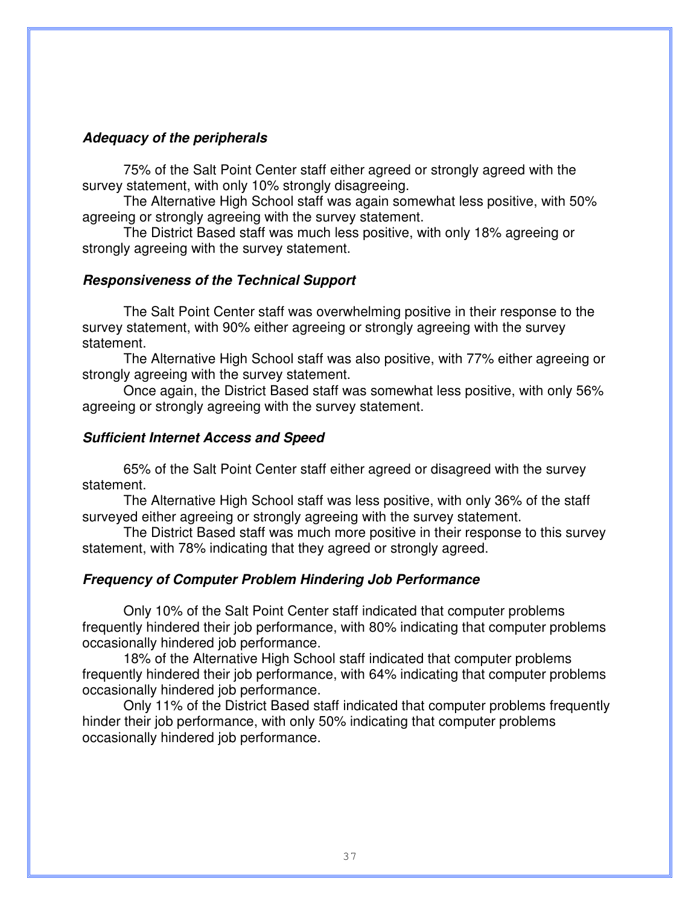***Adequacy of the peripherals***

75% of the Salt Point Center staff either agreed or strongly agreed with the survey statement, with only 10% strongly disagreeing.

The Alternative High School staff was again somewhat less positive, with 50% agreeing or strongly agreeing with the survey statement.

The District Based staff was much less positive, with only 18% agreeing or strongly agreeing with the survey statement.

***Responsiveness of the Technical Support***

The Salt Point Center staff was overwhelming positive in their response to the survey statement, with 90% either agreeing or strongly agreeing with the survey statement.

The Alternative High School staff was also positive, with 77% either agreeing or strongly agreeing with the survey statement.

Once again, the District Based staff was somewhat less positive, with only 56% agreeing or strongly agreeing with the survey statement.

***Sufficient Internet Access and Speed***

65% of the Salt Point Center staff either agreed or disagreed with the survey statement.

The Alternative High School staff was less positive, with only 36% of the staff surveyed either agreeing or strongly agreeing with the survey statement.

The District Based staff was much more positive in their response to this survey statement, with 78% indicating that they agreed or strongly agreed.

***Frequency of Computer Problem Hindering Job Performance***

Only 10% of the Salt Point Center staff indicated that computer problems frequently hindered their job performance, with 80% indicating that computer problems occasionally hindered job performance.

18% of the Alternative High School staff indicated that computer problems frequently hindered their job performance, with 64% indicating that computer problems occasionally hindered job performance.

Only 11% of the District Based staff indicated that computer problems frequently hinder their job performance, with only 50% indicating that computer problems occasionally hindered job performance.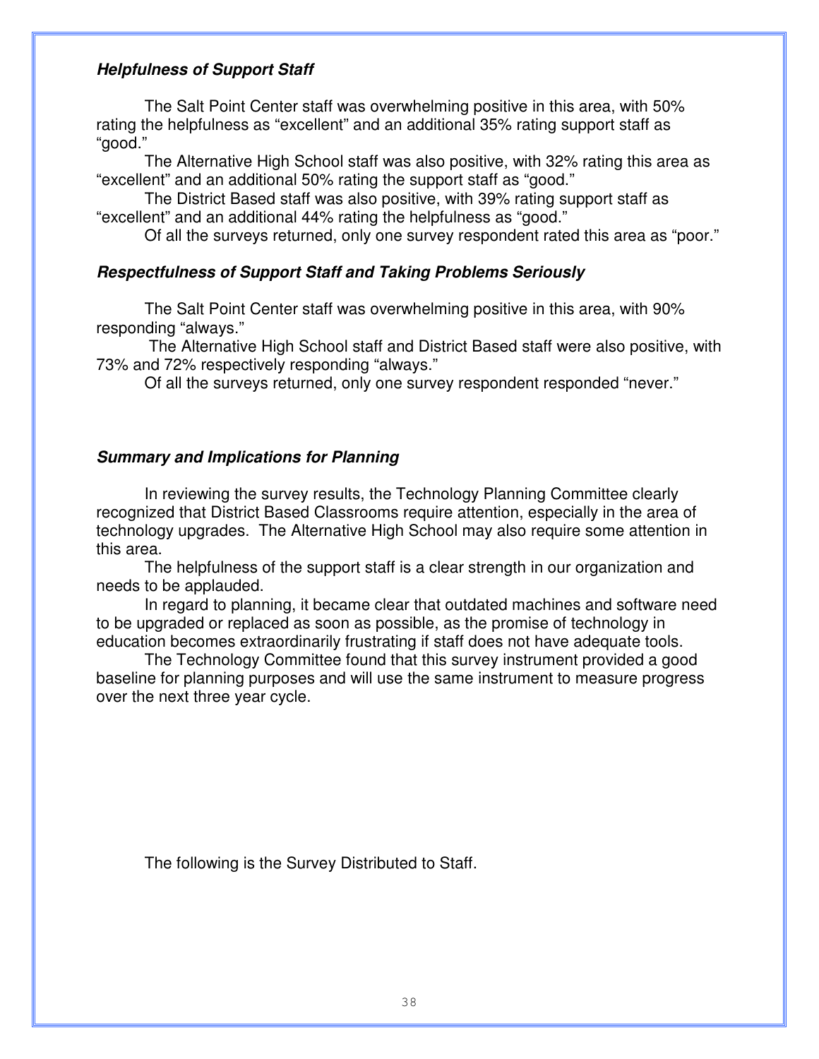### *Helpfulness of Support Staff*

The Salt Point Center staff was overwhelming positive in this area, with 50% rating the helpfulness as "excellent" and an additional 35% rating support staff as "good."

The Alternative High School staff was also positive, with 32% rating this area as "excellent" and an additional 50% rating the support staff as "good."

The District Based staff was also positive, with 39% rating support staff as "excellent" and an additional 44% rating the helpfulness as "good."

Of all the surveys returned, only one survey respondent rated this area as "poor."

### *Respectfulness of Support Staff and Taking Problems Seriously*

The Salt Point Center staff was overwhelming positive in this area, with 90% responding "always."

The Alternative High School staff and District Based staff were also positive, with 73% and 72% respectively responding "always."

Of all the surveys returned, only one survey respondent responded "never."

### *Summary and Implications for Planning*

In reviewing the survey results, the Technology Planning Committee clearly recognized that District Based Classrooms require attention, especially in the area of technology upgrades. The Alternative High School may also require some attention in this area.

The helpfulness of the support staff is a clear strength in our organization and needs to be applauded.

In regard to planning, it became clear that outdated machines and software need to be upgraded or replaced as soon as possible, as the promise of technology in education becomes extraordinarily frustrating if staff does not have adequate tools.

The Technology Committee found that this survey instrument provided a good baseline for planning purposes and will use the same instrument to measure progress over the next three year cycle.

The following is the Survey Distributed to Staff.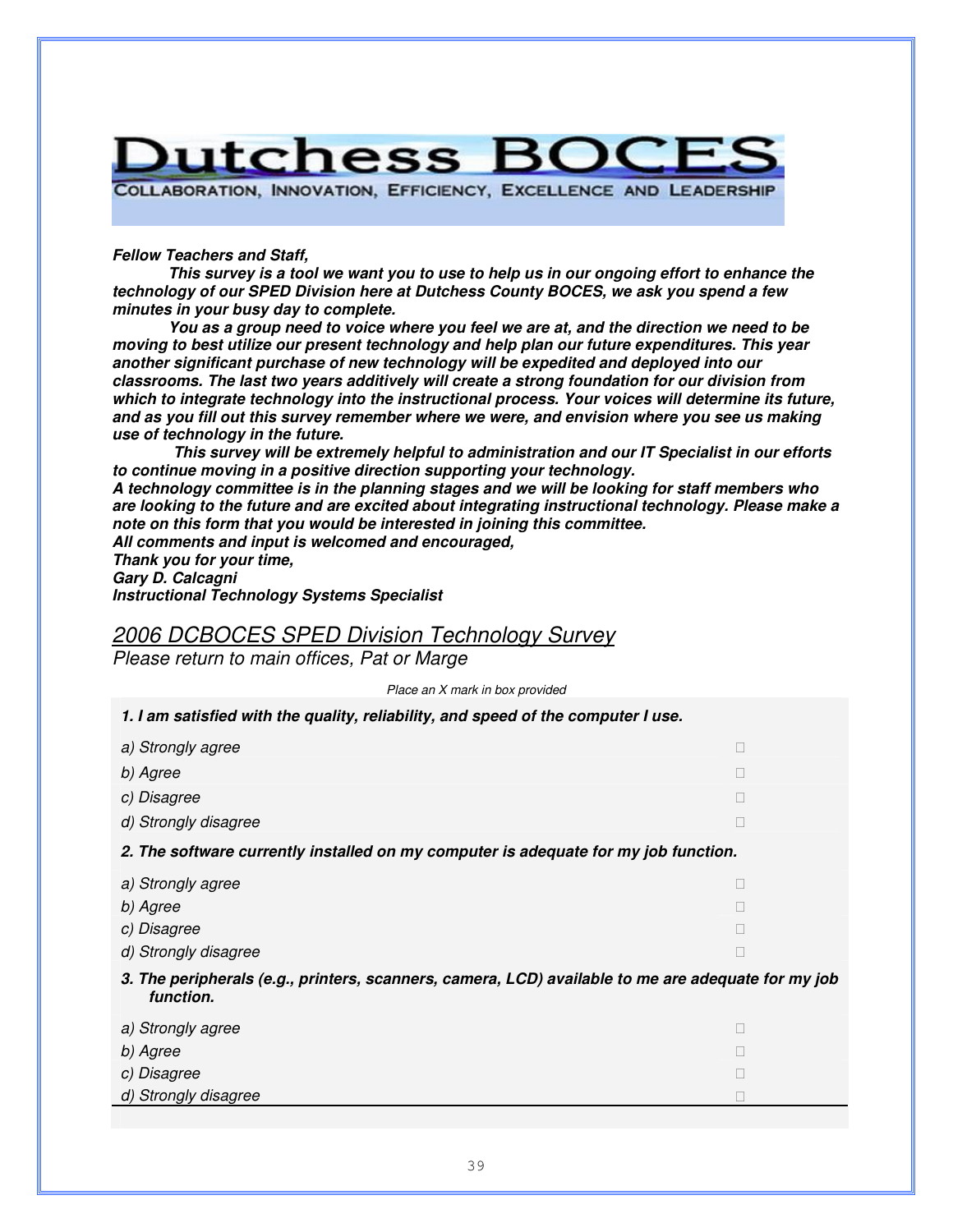# Dutchess BOCES

COLLABORATION, INNOVATION, EFFICIENCY, EXCELLENCE AND LEADERSHIP

***Fellow Teachers and Staff,***

***This survey is a tool we want you to use to help us in our ongoing effort to enhance the technology of our SPED Division here at Dutchess County BOCES, we ask you spend a few minutes in your busy day to complete.***

***You as a group need to voice where you feel we are at, and the direction we need to be moving to best utilize our present technology and help plan our future expenditures. This year another significant purchase of new technology will be expedited and deployed into our classrooms. The last two years additively will create a strong foundation for our division from which to integrate technology into the instructional process. Your voices will determine its future, and as you fill out this survey remember where we were, and envision where you see us making use of technology in the future.***

***This survey will be extremely helpful to administration and our IT Specialist in our efforts to continue moving in a positive direction supporting your technology.***

***A technology committee is in the planning stages and we will be looking for staff members who are looking to the future and are excited about integrating instructional technology. Please make a note on this form that you would be interested in joining this committee.***

***All comments and input is welcomed and encouraged,***

***Thank you for your time,***

***Gary D. Calcagni***

***Instructional Technology Systems Specialist***

## 2006 DCBOCES SPED Division Technology Survey

*Please return to main offices, Pat or Marge*

*Place an X mark in box provided*

***1. I am satisfied with the quality, reliability, and speed of the computer I use.***

*a) Strongly agree* ☐

*b) Agree* ☐

*c) Disagree* ☐

*d) Strongly disagree* ☐

***2. The software currently installed on my computer is adequate for my job function.***

*a) Strongly agree* ☐

*b) Agree* ☐

*c) Disagree* ☐

*d) Strongly disagree* ☐

***3. The peripherals (e.g., printers, scanners, camera, LCD) available to me are adequate for my job function.***

*a) Strongly agree* ☐

*b) Agree* ☐

*c) Disagree* ☐

*d) Strongly disagree* ☐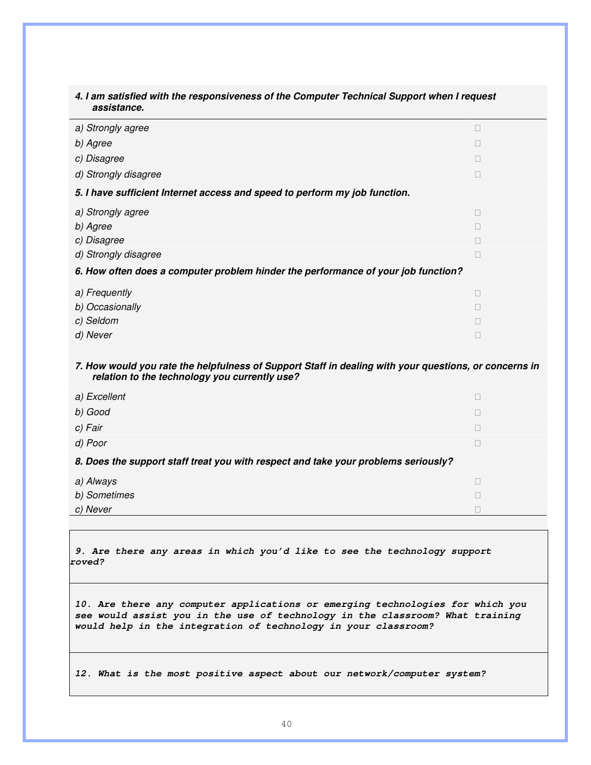***4. I am satisfied with the responsiveness of the Computer Technical Support when I request assistance.***

*a) Strongly agree* ☐
*b) Agree* ☐
*c) Disagree* ☐
*d) Strongly disagree* ☐

***5. I have sufficient Internet access and speed to perform my job function.***

*a) Strongly agree* ☐
*b) Agree* ☐
*c) Disagree* ☐
*d) Strongly disagree* ☐

***6. How often does a computer problem hinder the performance of your job function?***

*a) Frequently* ☐
*b) Occasionally* ☐
*c) Seldom* ☐
*d) Never* ☐

***7. How would you rate the helpfulness of Support Staff in dealing with your questions, or concerns in relation to the technology you currently use?***

*a) Excellent* ☐
*b) Good* ☐
*c) Fair* ☐
*d) Poor* ☐

***8. Does the support staff treat you with respect and take your problems seriously?***

*a) Always* ☐
*b) Sometimes* ☐
*c) Never* ☐

***9. Are there any areas in which you'd like to see the technology support roved?***

***10. Are there any computer applications or emerging technologies for which you see would assist you in the use of technology in the classroom? What training would help in the integration of technology in your classroom?***

***12. What is the most positive aspect about our network/computer system?***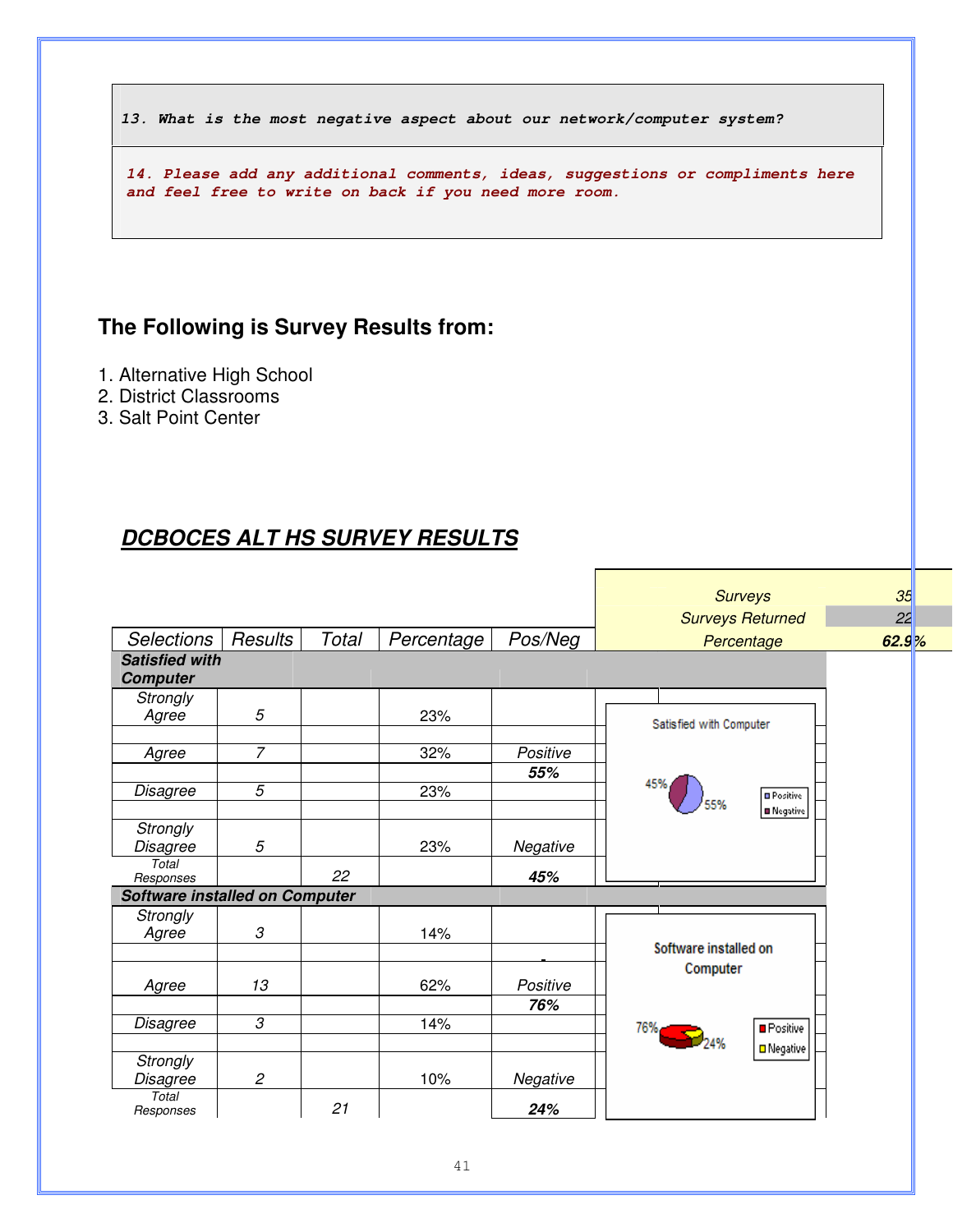**13. What is the most negative aspect about our network/computer system?**

**14. Please add any additional comments, ideas, suggestions or compliments here and feel free to write on back if you need more room.**

## The Following is Survey Results from:

1. Alternative High School
2. District Classrooms
3. Salt Point Center

## DCBOCES ALT HS SURVEY RESULTS

| | |
|---|---|
| Surveys | 35 |
| Surveys Returned | 22 |
| Percentage | **62.9%** |

| Selections | Results | Total | Percentage | Pos/Neg |
|---|---|---|---|---|
| ***Satisfied with Computer*** | | | | |
| Strongly Agree | 5 | | 23% | |
| Agree | 7 | | 32% | Positive |
| | | | | **55%** |
| Disagree | 5 | | 23% | |
| Strongly Disagree | 5 | | 23% | Negative |
| Total Responses | | 22 | | **45%** |
| ***Software installed on Computer*** | | | | |
| Strongly Agree | 3 | | 14% | |
| Agree | 13 | | 62% | Positive |
| | | | | **76%** |
| Disagree | 3 | | 14% | |
| Strongly Disagree | 2 | | 10% | Negative |
| Total Responses | | 21 | | **24%** |

Satisfied with Computer: Positive 55%, Negative 45%

Software installed on Computer: Positive 76%, Negative 24%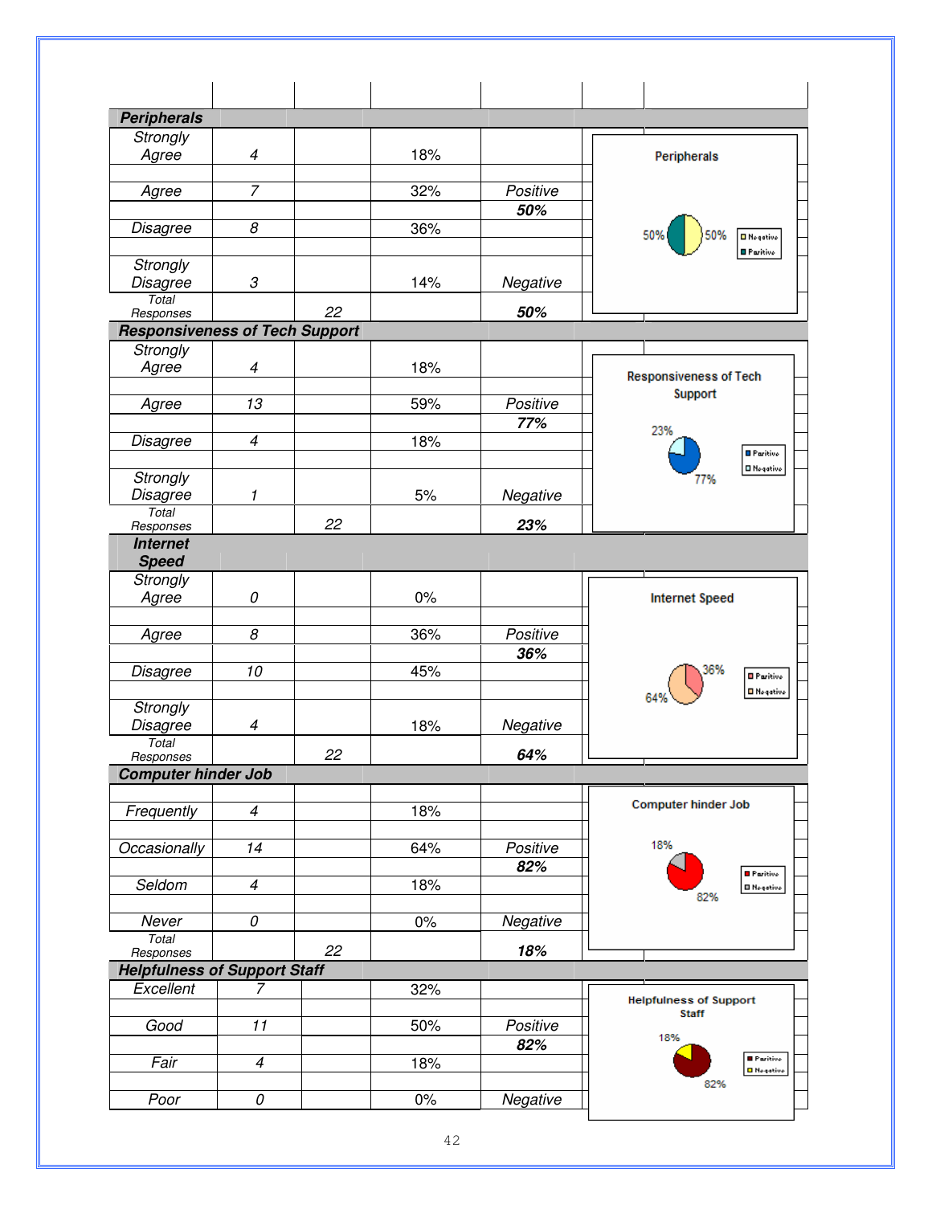## Peripherals

| Response | Count | Total | Percent | Summary |
|---|---|---|---|---|
| Strongly Agree | 4 | | 18% | |
| Agree | 7 | | 32% | Positive |
| | | | | **50%** |
| Disagree | 8 | | 36% | |
| Strongly Disagree | 3 | | 14% | Negative |
| Total Responses | | 22 | | **50%** |

Peripherals: 50% Negative, 50% Positive

## Responsiveness of Tech Support

| Response | Count | Total | Percent | Summary |
|---|---|---|---|---|
| Strongly Agree | 4 | | 18% | |
| Agree | 13 | | 59% | Positive |
| | | | | **77%** |
| Disagree | 4 | | 18% | |
| Strongly Disagree | 1 | | 5% | Negative |
| Total Responses | | 22 | | **23%** |

Responsiveness of Tech Support: 77% Positive, 23% Negative

## Internet Speed

| Response | Count | Total | Percent | Summary |
|---|---|---|---|---|
| Strongly Agree | 0 | | 0% | |
| Agree | 8 | | 36% | Positive |
| | | | | **36%** |
| Disagree | 10 | | 45% | |
| Strongly Disagree | 4 | | 18% | Negative |
| Total Responses | | 22 | | **64%** |

Internet Speed: 36% Positive, 64% Negative

## Computer hinder Job

| Response | Count | Total | Percent | Summary |
|---|---|---|---|---|
| Frequently | 4 | | 18% | |
| Occasionally | 14 | | 64% | Positive |
| | | | | **82%** |
| Seldom | 4 | | 18% | |
| Never | 0 | | 0% | Negative |
| Total Responses | | 22 | | **18%** |

Computer hinder Job: 82% Positive, 18% Negative

## Helpfulness of Support Staff

| Response | Count | Total | Percent | Summary |
|---|---|---|---|---|
| Excellent | 7 | | 32% | |
| Good | 11 | | 50% | Positive |
| | | | | **82%** |
| Fair | 4 | | 18% | |
| Poor | 0 | | 0% | Negative |

Helpfulness of Support Staff: 82% Positive, 18% Negative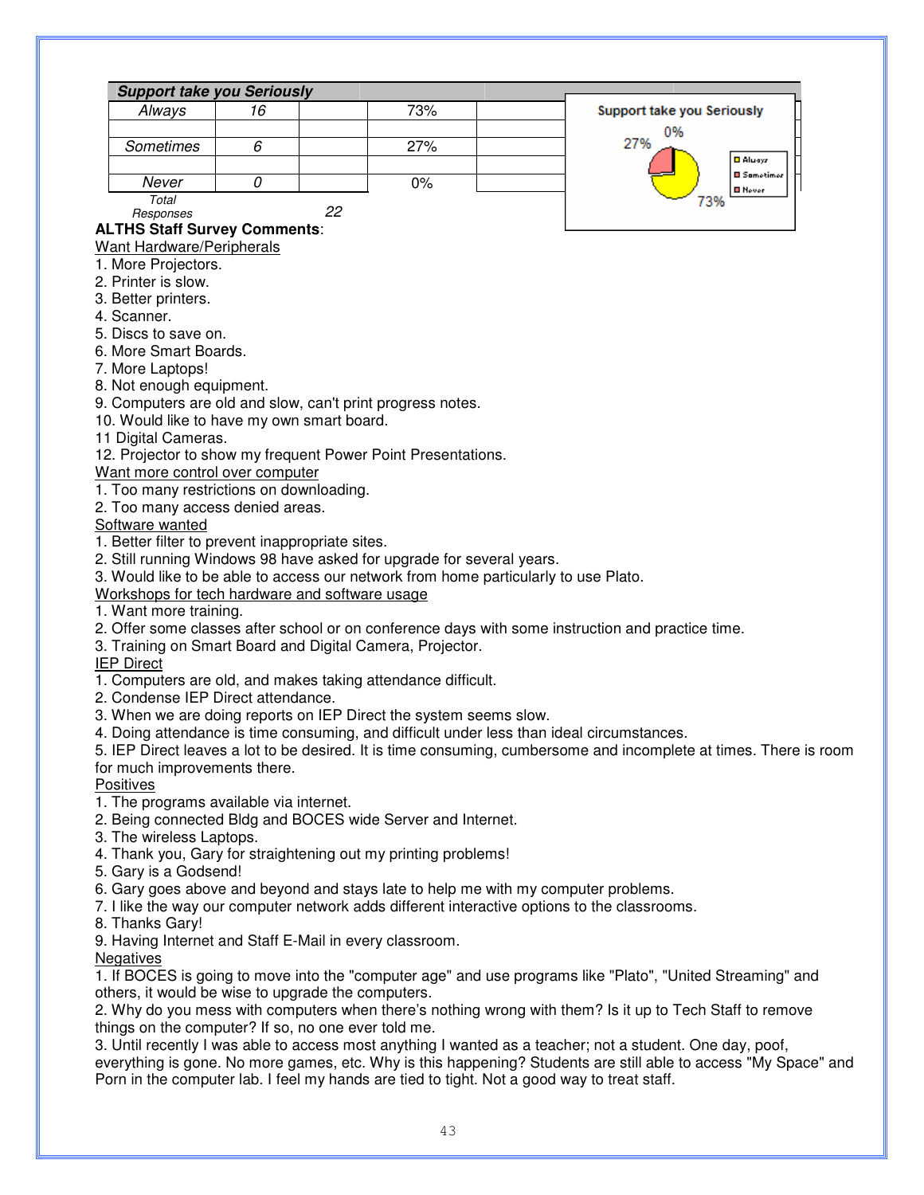| *Support take you Seriously* | | | |
|---|---|---|---|
| *Always* | *16* | | 73% |
| *Sometimes* | *6* | | 27% |
| *Never* | *0* | | 0% |
| *Total Responses* | | *22* | |

Support take you Seriously: Always 73%, Sometimes 27%, Never 0%

**ALTHS Staff Survey Comments**:

Want Hardware/Peripherals

1. More Projectors.
2. Printer is slow.
3. Better printers.
4. Scanner.
5. Discs to save on.
6. More Smart Boards.
7. More Laptops!
8. Not enough equipment.
9. Computers are old and slow, can't print progress notes.
10. Would like to have my own smart board.
11 Digital Cameras.
12. Projector to show my frequent Power Point Presentations.

Want more control over computer

1. Too many restrictions on downloading.
2. Too many access denied areas.

Software wanted

1. Better filter to prevent inappropriate sites.
2. Still running Windows 98 have asked for upgrade for several years.
3. Would like to be able to access our network from home particularly to use Plato.

Workshops for tech hardware and software usage

1. Want more training.
2. Offer some classes after school or on conference days with some instruction and practice time.
3. Training on Smart Board and Digital Camera, Projector.

IEP Direct

1. Computers are old, and makes taking attendance difficult.
2. Condense IEP Direct attendance.
3. When we are doing reports on IEP Direct the system seems slow.
4. Doing attendance is time consuming, and difficult under less than ideal circumstances.
5. IEP Direct leaves a lot to be desired. It is time consuming, cumbersome and incomplete at times. There is room for much improvements there.

Positives

1. The programs available via internet.
2. Being connected Bldg and BOCES wide Server and Internet.
3. The wireless Laptops.
4. Thank you, Gary for straightening out my printing problems!
5. Gary is a Godsend!
6. Gary goes above and beyond and stays late to help me with my computer problems.
7. I like the way our computer network adds different interactive options to the classrooms.
8. Thanks Gary!
9. Having Internet and Staff E-Mail in every classroom.

Negatives

1. If BOCES is going to move into the "computer age" and use programs like "Plato", "United Streaming" and others, it would be wise to upgrade the computers.
2. Why do you mess with computers when there's nothing wrong with them? Is it up to Tech Staff to remove things on the computer? If so, no one ever told me.
3. Until recently I was able to access most anything I wanted as a teacher; not a student. One day, poof, everything is gone. No more games, etc. Why is this happening? Students are still able to access "My Space" and Porn in the computer lab. I feel my hands are tied to tight. Not a good way to treat staff.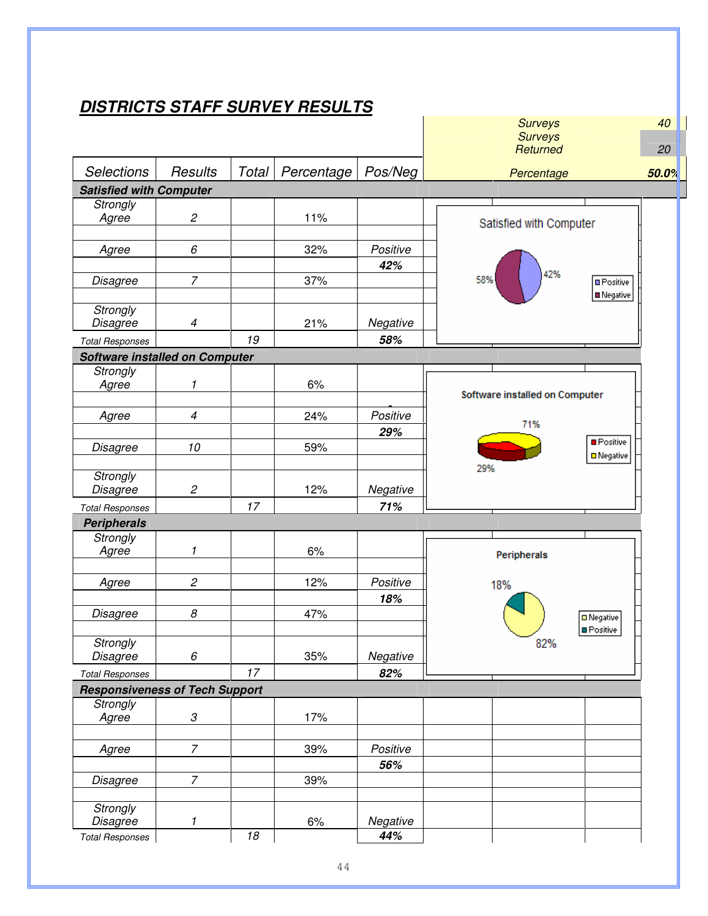## ***DISTRICTS STAFF SURVEY RESULTS***

| | |
|---|---|
| *Surveys* | *40* |
| *Surveys Returned* | *20* |
| *Percentage* | ***50.0%*** |

| Selections | Results | Total | Percentage | Pos/Neg |
|---|---|---|---|---|
| ***Satisfied with Computer*** | | | | |
| *Strongly Agree* | *2* | | 11% | |
| *Agree* | *6* | | 32% | *Positive* |
| | | | | ***42%*** |
| *Disagree* | *7* | | 37% | |
| *Strongly Disagree* | *4* | | 21% | *Negative* |
| *Total Responses* | | *19* | | ***58%*** |
| ***Software installed on Computer*** | | | | |
| *Strongly Agree* | *1* | | 6% | |
| *Agree* | *4* | | 24% | *Positive* |
| | | | | ***29%*** |
| *Disagree* | *10* | | 59% | |
| *Strongly Disagree* | *2* | | 12% | *Negative* |
| *Total Responses* | | *17* | | ***71%*** |
| ***Peripherals*** | | | | |
| *Strongly Agree* | *1* | | 6% | |
| *Agree* | *2* | | 12% | *Positive* |
| | | | | ***18%*** |
| *Disagree* | *8* | | 47% | |
| *Strongly Disagree* | *6* | | 35% | *Negative* |
| *Total Responses* | | *17* | | ***82%*** |
| ***Responsiveness of Tech Support*** | | | | |
| *Strongly Agree* | *3* | | 17% | |
| *Agree* | *7* | | 39% | *Positive* |
| | | | | ***56%*** |
| *Disagree* | *7* | | 39% | |
| *Strongly Disagree* | *1* | | 6% | *Negative* |
| *Total Responses* | | *18* | | ***44%*** |

**Satisfied with Computer**: Positive 42%, Negative 58%

**Software installed on Computer**: Positive 29%, Negative 71%

**Peripherals**: Negative 82%, Positive 18%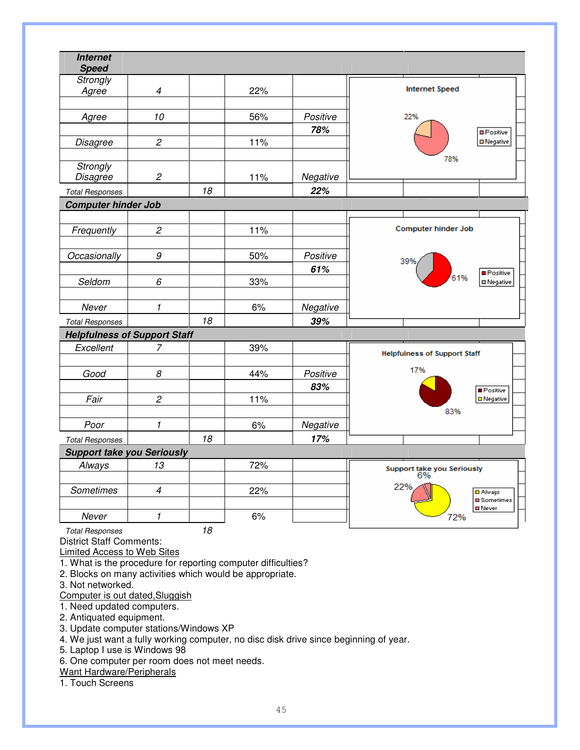| Internet Speed | | | | |
|---|---|---|---|---|
| Strongly Agree | 4 | | 22% | |
| Agree | 10 | | 56% | Positive |
| | | | | **78%** |
| Disagree | 2 | | 11% | |
| Strongly Disagree | 2 | | 11% | Negative |
| Total Responses | | 18 | | **22%** |

Internet Speed: Positive 78%, Negative 22%

| Computer hinder Job | | | | |
|---|---|---|---|---|
| Frequently | 2 | | 11% | |
| Occasionally | 9 | | 50% | Positive |
| | | | | **61%** |
| Seldom | 6 | | 33% | |
| Never | 1 | | 6% | Negative |
| Total Responses | | 18 | | **39%** |

Computer hinder Job: Positive 61%, Negative 39%

| Helpfulness of Support Staff | | | | |
|---|---|---|---|---|
| Excellent | 7 | | 39% | |
| Good | 8 | | 44% | Positive |
| | | | | **83%** |
| Fair | 2 | | 11% | |
| Poor | 1 | | 6% | Negative |
| Total Responses | | 18 | | **17%** |

Helpfulness of Support Staff: Positive 83%, Negative 17%

| Support take you Seriously | | | | |
|---|---|---|---|---|
| Always | 13 | | 72% | |
| Sometimes | 4 | | 22% | |
| Never | 1 | | 6% | |
| Total Responses | | 18 | | |

Support take you Seriously: Always 72%, Sometimes 22%, Never 6%

District Staff Comments:

Limited Access to Web Sites

1. What is the procedure for reporting computer difficulties?
2. Blocks on many activities which would be appropriate.
3. Not networked.

Computer is out dated,Sluggish

1. Need updated computers.
2. Antiquated equipment.
3. Update computer stations/Windows XP
4. We just want a fully working computer, no disc disk drive since beginning of year.
5. Laptop I use is Windows 98
6. One computer per room does not meet needs.

Want Hardware/Peripherals

1. Touch Screens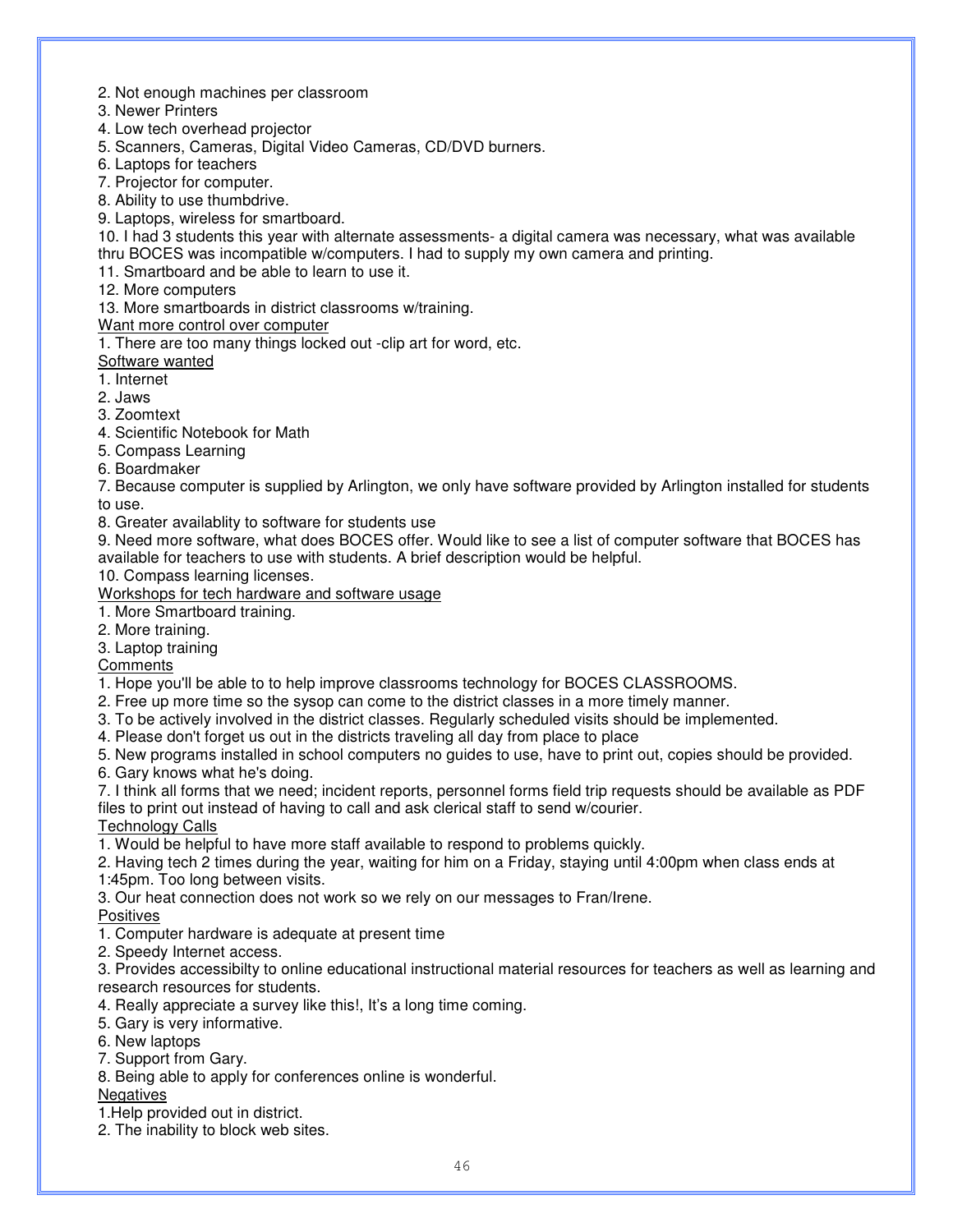2. Not enough machines per classroom
3. Newer Printers
4. Low tech overhead projector
5. Scanners, Cameras, Digital Video Cameras, CD/DVD burners.
6. Laptops for teachers
7. Projector for computer.
8. Ability to use thumbdrive.
9. Laptops, wireless for smartboard.
10. I had 3 students this year with alternate assessments- a digital camera was necessary, what was available thru BOCES was incompatible w/computers. I had to supply my own camera and printing.
11. Smartboard and be able to learn to use it.
12. More computers
13. More smartboards in district classrooms w/training.

<u>Want more control over computer</u>

1. There are too many things locked out -clip art for word, etc.

<u>Software wanted</u>

1. Internet
2. Jaws
3. Zoomtext
4. Scientific Notebook for Math
5. Compass Learning
6. Boardmaker
7. Because computer is supplied by Arlington, we only have software provided by Arlington installed for students to use.
8. Greater availablity to software for students use
9. Need more software, what does BOCES offer. Would like to see a list of computer software that BOCES has available for teachers to use with students. A brief description would be helpful.
10. Compass learning licenses.

<u>Workshops for tech hardware and software usage</u>

1. More Smartboard training.
2. More training.
3. Laptop training

<u>Comments</u>

1. Hope you'll be able to to help improve classrooms technology for BOCES CLASSROOMS.
2. Free up more time so the sysop can come to the district classes in a more timely manner.
3. To be actively involved in the district classes. Regularly scheduled visits should be implemented.
4. Please don't forget us out in the districts traveling all day from place to place
5. New programs installed in school computers no guides to use, have to print out, copies should be provided.
6. Gary knows what he's doing.
7. I think all forms that we need; incident reports, personnel forms field trip requests should be available as PDF files to print out instead of having to call and ask clerical staff to send w/courier.

<u>Technology Calls</u>

1. Would be helpful to have more staff available to respond to problems quickly.
2. Having tech 2 times during the year, waiting for him on a Friday, staying until 4:00pm when class ends at 1:45pm. Too long between visits.
3. Our heat connection does not work so we rely on our messages to Fran/Irene.

<u>Positives</u>

1. Computer hardware is adequate at present time
2. Speedy Internet access.
3. Provides accessibilty to online educational instructional material resources for teachers as well as learning and research resources for students.
4. Really appreciate a survey like this!, It's a long time coming.
5. Gary is very informative.
6. New laptops
7. Support from Gary.
8. Being able to apply for conferences online is wonderful.

<u>Negatives</u>

1. Help provided out in district.
2. The inability to block web sites.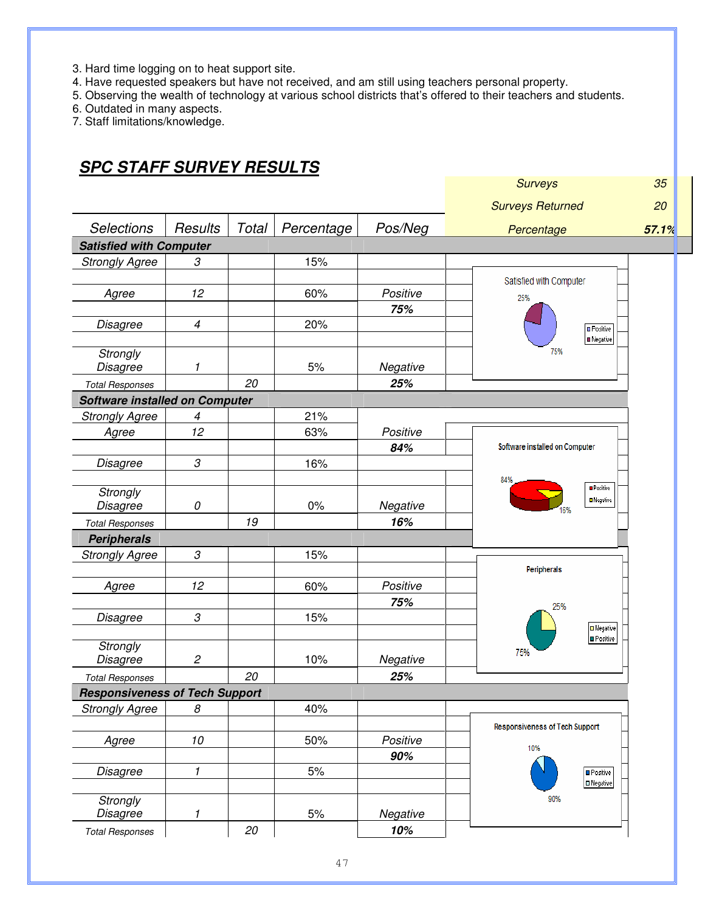3. Hard time logging on to heat support site.
4. Have requested speakers but have not received, and am still using teachers personal property.
5. Observing the wealth of technology at various school districts that's offered to their teachers and students.
6. Outdated in many aspects.
7. Staff limitations/knowledge.

## SPC STAFF SURVEY RESULTS

| Surveys | 35 |
|---|---|
| Surveys Returned | 20 |
| Percentage | 57.1% |

| Selections | Results | Total | Percentage | Pos/Neg |
|---|---|---|---|---|
| **Satisfied with Computer** | | | | |
| Strongly Agree | 3 | | 15% | |
| Agree | 12 | | 60% | Positive |
| | | | | **75%** |
| Disagree | 4 | | 20% | |
| Strongly Disagree | 1 | | 5% | Negative |
| Total Responses | | 20 | | **25%** |
| **Software installed on Computer** | | | | |
| Strongly Agree | 4 | | 21% | |
| Agree | 12 | | 63% | Positive |
| | | | | **84%** |
| Disagree | 3 | | 16% | |
| Strongly Disagree | 0 | | 0% | Negative |
| Total Responses | | 19 | | **16%** |
| **Peripherals** | | | | |
| Strongly Agree | 3 | | 15% | |
| Agree | 12 | | 60% | Positive |
| | | | | **75%** |
| Disagree | 3 | | 15% | |
| Strongly Disagree | 2 | | 10% | Negative |
| Total Responses | | 20 | | **25%** |
| **Responsiveness of Tech Support** | | | | |
| Strongly Agree | 8 | | 40% | |
| Agree | 10 | | 50% | Positive |
| | | | | **90%** |
| Disagree | 1 | | 5% | |
| Strongly Disagree | 1 | | 5% | Negative |
| Total Responses | | 20 | | **10%** |

Satisfied with Computer: Positive 75%, Negative 25%

Software installed on Computer: Positive 84%, Negative 16%

Peripherals: Negative 25%, Positive 75%

Responsiveness of Tech Support: Positive 90%, Negative 10%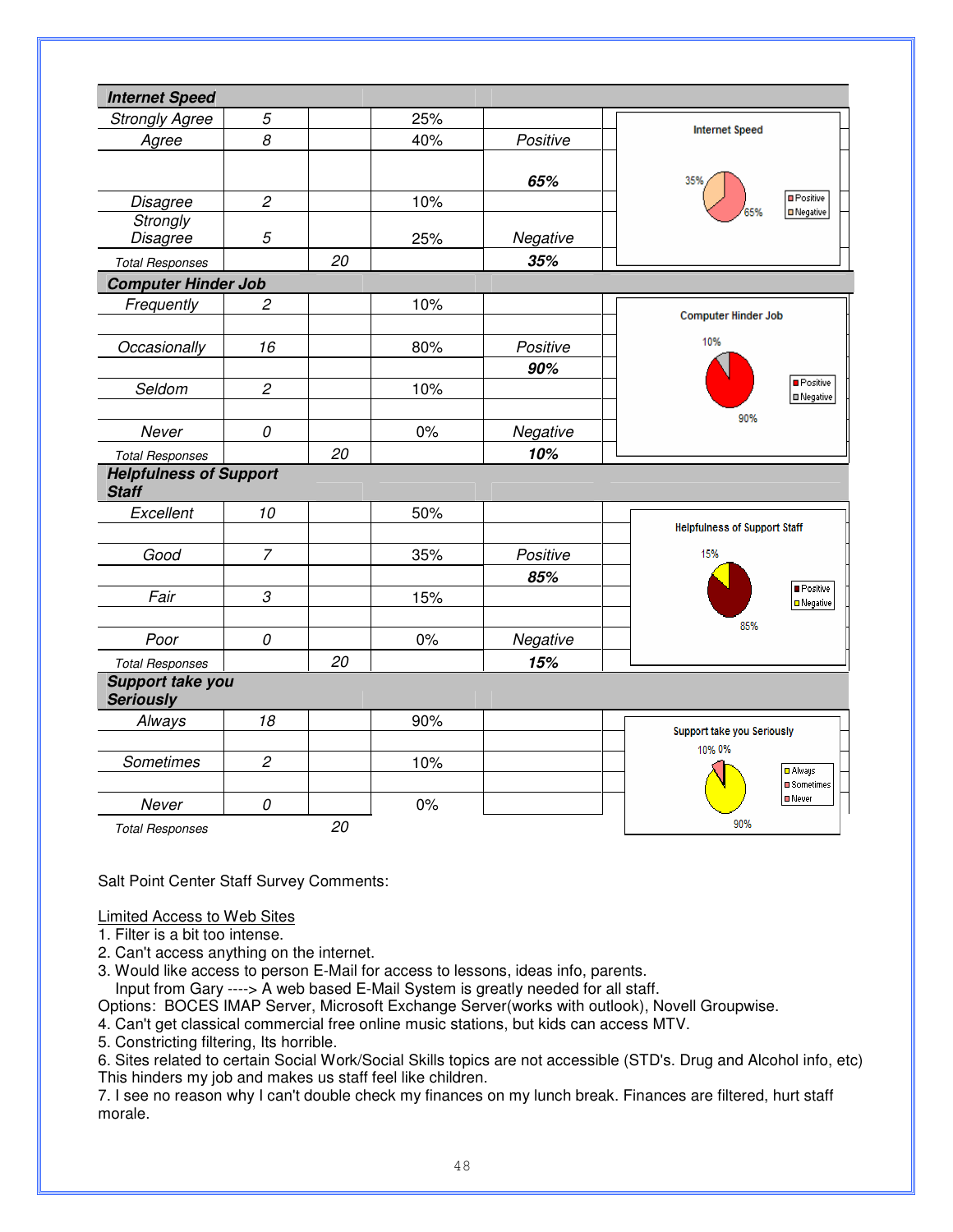| **Internet Speed** | | | | |
|---|---|---|---|---|
| *Strongly Agree* | *5* | | 25% | |
| *Agree* | *8* | | 40% | *Positive* |
| | | | | ***65%*** |
| *Disagree* | *2* | | 10% | |
| *Strongly Disagree* | *5* | | 25% | *Negative* |
| *Total Responses* | | *20* | | ***35%*** |

| **Computer Hinder Job** | | | | |
|---|---|---|---|---|
| *Frequently* | *2* | | 10% | |
| *Occasionally* | *16* | | 80% | *Positive* |
| | | | | ***90%*** |
| *Seldom* | *2* | | 10% | |
| *Never* | *0* | | 0% | *Negative* |
| *Total Responses* | | *20* | | ***10%*** |

| **Helpfulness of Support Staff** | | | | |
|---|---|---|---|---|
| *Excellent* | *10* | | 50% | |
| *Good* | *7* | | 35% | *Positive* |
| | | | | ***85%*** |
| *Fair* | *3* | | 15% | |
| *Poor* | *0* | | 0% | *Negative* |
| *Total Responses* | | *20* | | ***15%*** |

| **Support take you Seriously** | | | | |
|---|---|---|---|---|
| *Always* | *18* | | 90% | |
| *Sometimes* | *2* | | 10% | |
| *Never* | *0* | | 0% | |
| *Total Responses* | | *20* | | |

Salt Point Center Staff Survey Comments:

Limited Access to Web Sites

1. Filter is a bit too intense.
2. Can't access anything on the internet.
3. Would like access to person E-Mail for access to lessons, ideas info, parents.
   Input from Gary ----> A web based E-Mail System is greatly needed for all staff.

Options: BOCES IMAP Server, Microsoft Exchange Server(works with outlook), Novell Groupwise.

4. Can't get classical commercial free online music stations, but kids can access MTV.
5. Constricting filtering, Its horrible.
6. Sites related to certain Social Work/Social Skills topics are not accessible (STD's. Drug and Alcohol info, etc) This hinders my job and makes us staff feel like children.
7. I see no reason why I can't double check my finances on my lunch break. Finances are filtered, hurt staff morale.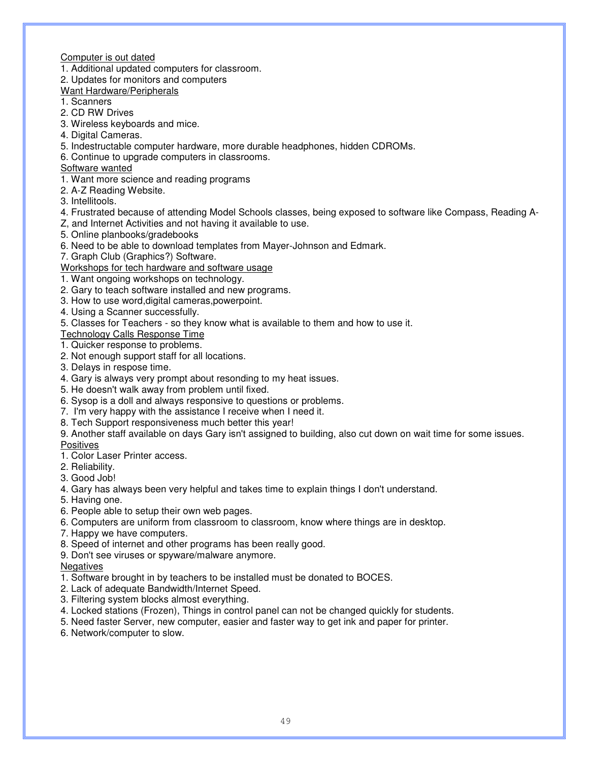Computer is out dated

1. Additional updated computers for classroom.
2. Updates for monitors and computers

Want Hardware/Peripherals

1. Scanners
2. CD RW Drives
3. Wireless keyboards and mice.
4. Digital Cameras.
5. Indestructable computer hardware, more durable headphones, hidden CDROMs.
6. Continue to upgrade computers in classrooms.

Software wanted

1. Want more science and reading programs
2. A-Z Reading Website.
3. Intellitools.
4. Frustrated because of attending Model Schools classes, being exposed to software like Compass, Reading A-Z, and Internet Activities and not having it available to use.
5. Online planbooks/gradebooks
6. Need to be able to download templates from Mayer-Johnson and Edmark.
7. Graph Club (Graphics?) Software.

Workshops for tech hardware and software usage

1. Want ongoing workshops on technology.
2. Gary to teach software installed and new programs.
3. How to use word,digital cameras,powerpoint.
4. Using a Scanner successfully.
5. Classes for Teachers - so they know what is available to them and how to use it.

Technology Calls Response Time

1. Quicker response to problems.
2. Not enough support staff for all locations.
3. Delays in respose time.
4. Gary is always very prompt about resonding to my heat issues.
5. He doesn't walk away from problem until fixed.
6. Sysop is a doll and always responsive to questions or problems.
7. I'm very happy with the assistance I receive when I need it.
8. Tech Support responsiveness much better this year!
9. Another staff available on days Gary isn't assigned to building, also cut down on wait time for some issues.

Positives

1. Color Laser Printer access.
2. Reliability.
3. Good Job!
4. Gary has always been very helpful and takes time to explain things I don't understand.
5. Having one.
6. People able to setup their own web pages.
6. Computers are uniform from classroom to classroom, know where things are in desktop.
7. Happy we have computers.
8. Speed of internet and other programs has been really good.
9. Don't see viruses or spyware/malware anymore.

Negatives

1. Software brought in by teachers to be installed must be donated to BOCES.
2. Lack of adequate Bandwidth/Internet Speed.
3. Filtering system blocks almost everything.
4. Locked stations (Frozen), Things in control panel can not be changed quickly for students.
5. Need faster Server, new computer, easier and faster way to get ink and paper for printer.
6. Network/computer to slow.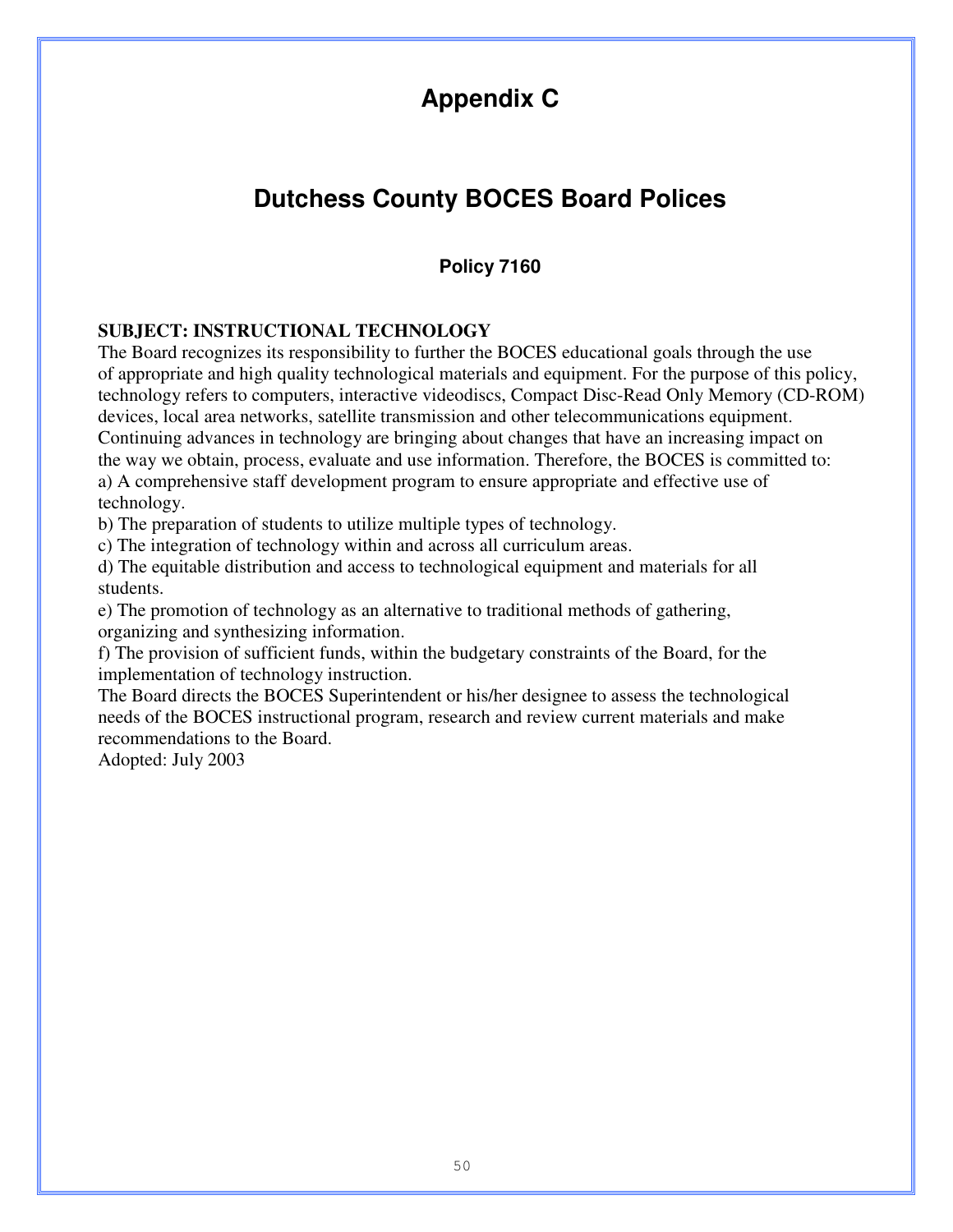# Appendix C

# Dutchess County BOCES Board Polices

### Policy 7160

**SUBJECT: INSTRUCTIONAL TECHNOLOGY**

The Board recognizes its responsibility to further the BOCES educational goals through the use of appropriate and high quality technological materials and equipment. For the purpose of this policy, technology refers to computers, interactive videodiscs, Compact Disc-Read Only Memory (CD-ROM) devices, local area networks, satellite transmission and other telecommunications equipment. Continuing advances in technology are bringing about changes that have an increasing impact on the way we obtain, process, evaluate and use information. Therefore, the BOCES is committed to:

a) A comprehensive staff development program to ensure appropriate and effective use of technology.

b) The preparation of students to utilize multiple types of technology.

c) The integration of technology within and across all curriculum areas.

d) The equitable distribution and access to technological equipment and materials for all students.

e) The promotion of technology as an alternative to traditional methods of gathering, organizing and synthesizing information.

f) The provision of sufficient funds, within the budgetary constraints of the Board, for the implementation of technology instruction.

The Board directs the BOCES Superintendent or his/her designee to assess the technological needs of the BOCES instructional program, research and review current materials and make recommendations to the Board.

Adopted: July 2003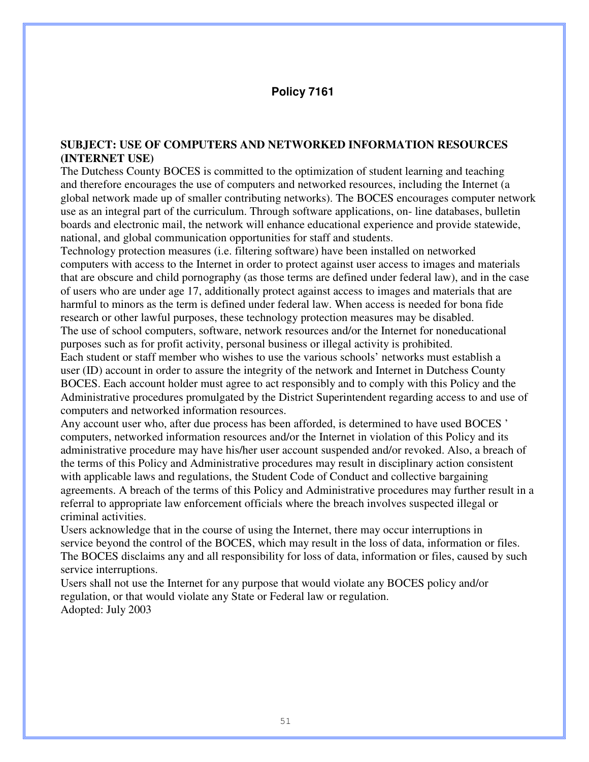## Policy 7161

**SUBJECT: USE OF COMPUTERS AND NETWORKED INFORMATION RESOURCES (INTERNET USE)**

The Dutchess County BOCES is committed to the optimization of student learning and teaching and therefore encourages the use of computers and networked resources, including the Internet (a global network made up of smaller contributing networks). The BOCES encourages computer network use as an integral part of the curriculum. Through software applications, on- line databases, bulletin boards and electronic mail, the network will enhance educational experience and provide statewide, national, and global communication opportunities for staff and students.

Technology protection measures (i.e. filtering software) have been installed on networked computers with access to the Internet in order to protect against user access to images and materials that are obscure and child pornography (as those terms are defined under federal law), and in the case of users who are under age 17, additionally protect against access to images and materials that are harmful to minors as the term is defined under federal law. When access is needed for bona fide research or other lawful purposes, these technology protection measures may be disabled.

The use of school computers, software, network resources and/or the Internet for noneducational purposes such as for profit activity, personal business or illegal activity is prohibited.

Each student or staff member who wishes to use the various schools' networks must establish a user (ID) account in order to assure the integrity of the network and Internet in Dutchess County BOCES. Each account holder must agree to act responsibly and to comply with this Policy and the Administrative procedures promulgated by the District Superintendent regarding access to and use of computers and networked information resources.

Any account user who, after due process has been afforded, is determined to have used BOCES ' computers, networked information resources and/or the Internet in violation of this Policy and its administrative procedure may have his/her user account suspended and/or revoked. Also, a breach of the terms of this Policy and Administrative procedures may result in disciplinary action consistent with applicable laws and regulations, the Student Code of Conduct and collective bargaining agreements. A breach of the terms of this Policy and Administrative procedures may further result in a referral to appropriate law enforcement officials where the breach involves suspected illegal or criminal activities.

Users acknowledge that in the course of using the Internet, there may occur interruptions in service beyond the control of the BOCES, which may result in the loss of data, information or files. The BOCES disclaims any and all responsibility for loss of data, information or files, caused by such service interruptions.

Users shall not use the Internet for any purpose that would violate any BOCES policy and/or regulation, or that would violate any State or Federal law or regulation.

Adopted: July 2003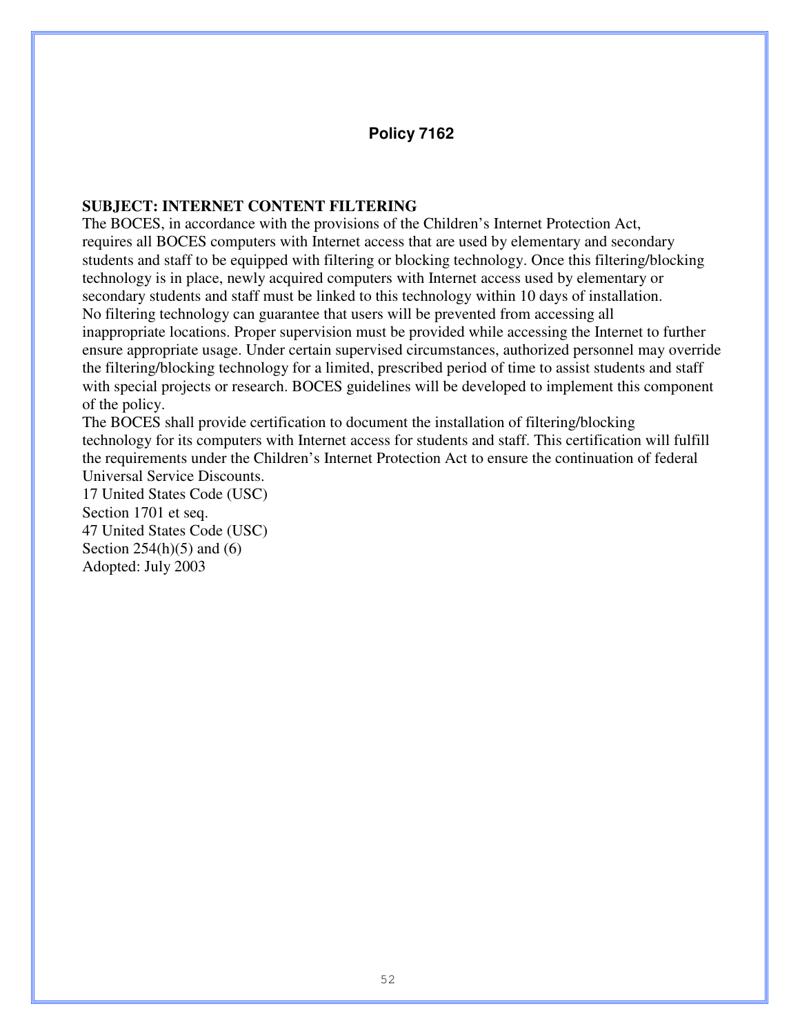## Policy 7162

**SUBJECT: INTERNET CONTENT FILTERING**

The BOCES, in accordance with the provisions of the Children's Internet Protection Act, requires all BOCES computers with Internet access that are used by elementary and secondary students and staff to be equipped with filtering or blocking technology. Once this filtering/blocking technology is in place, newly acquired computers with Internet access used by elementary or secondary students and staff must be linked to this technology within 10 days of installation.

No filtering technology can guarantee that users will be prevented from accessing all inappropriate locations. Proper supervision must be provided while accessing the Internet to further ensure appropriate usage. Under certain supervised circumstances, authorized personnel may override the filtering/blocking technology for a limited, prescribed period of time to assist students and staff with special projects or research. BOCES guidelines will be developed to implement this component of the policy.

The BOCES shall provide certification to document the installation of filtering/blocking technology for its computers with Internet access for students and staff. This certification will fulfill the requirements under the Children's Internet Protection Act to ensure the continuation of federal Universal Service Discounts.

17 United States Code (USC)
Section 1701 et seq.
47 United States Code (USC)
Section 254(h)(5) and (6)
Adopted: July 2003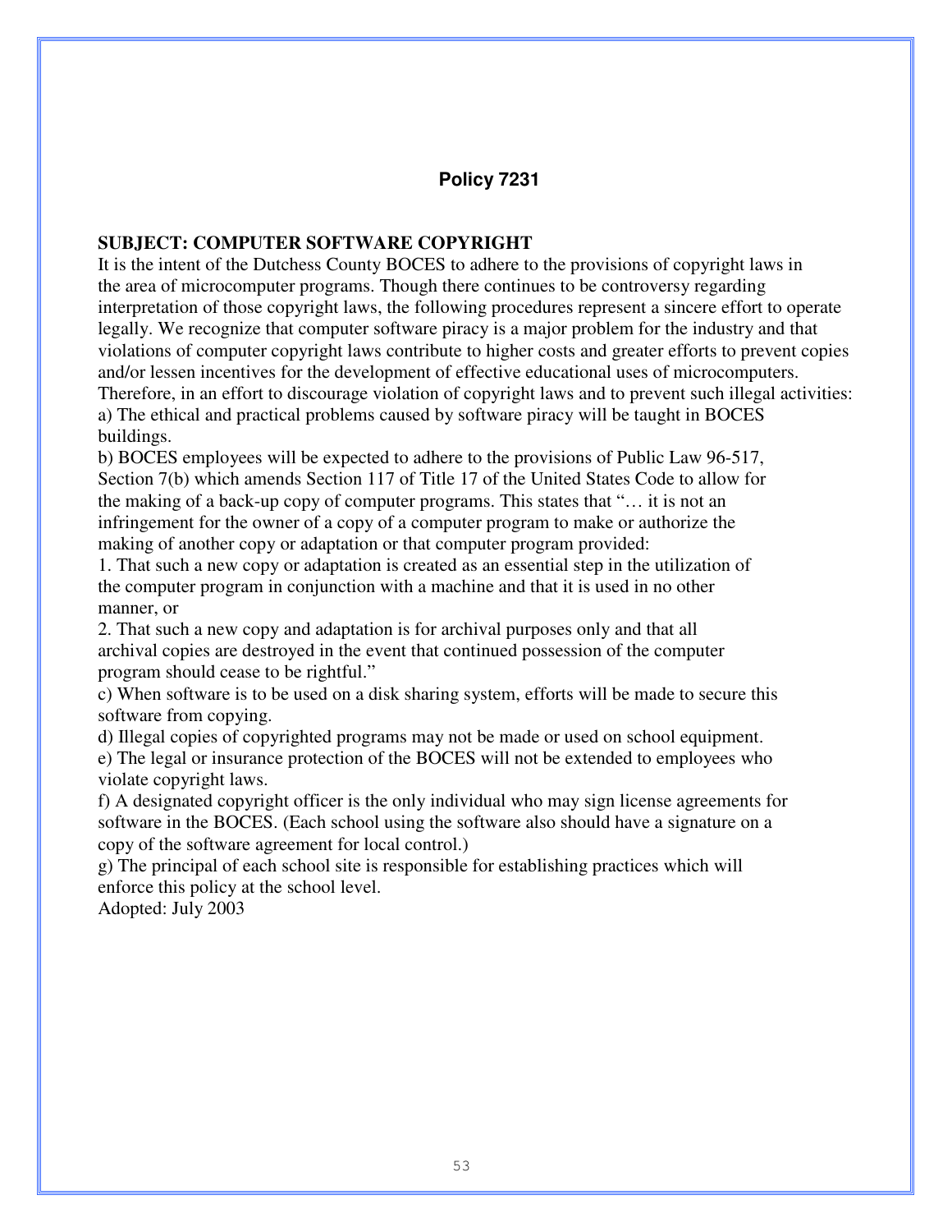## Policy 7231

**SUBJECT: COMPUTER SOFTWARE COPYRIGHT**

It is the intent of the Dutchess County BOCES to adhere to the provisions of copyright laws in the area of microcomputer programs. Though there continues to be controversy regarding interpretation of those copyright laws, the following procedures represent a sincere effort to operate legally. We recognize that computer software piracy is a major problem for the industry and that violations of computer copyright laws contribute to higher costs and greater efforts to prevent copies and/or lessen incentives for the development of effective educational uses of microcomputers. Therefore, in an effort to discourage violation of copyright laws and to prevent such illegal activities:

a) The ethical and practical problems caused by software piracy will be taught in BOCES buildings.

b) BOCES employees will be expected to adhere to the provisions of Public Law 96-517, Section 7(b) which amends Section 117 of Title 17 of the United States Code to allow for the making of a back-up copy of computer programs. This states that "… it is not an infringement for the owner of a copy of a computer program to make or authorize the making of another copy or adaptation or that computer program provided:

1. That such a new copy or adaptation is created as an essential step in the utilization of the computer program in conjunction with a machine and that it is used in no other manner, or
2. That such a new copy and adaptation is for archival purposes only and that all archival copies are destroyed in the event that continued possession of the computer program should cease to be rightful."

c) When software is to be used on a disk sharing system, efforts will be made to secure this software from copying.

d) Illegal copies of copyrighted programs may not be made or used on school equipment.

e) The legal or insurance protection of the BOCES will not be extended to employees who violate copyright laws.

f) A designated copyright officer is the only individual who may sign license agreements for software in the BOCES. (Each school using the software also should have a signature on a copy of the software agreement for local control.)

g) The principal of each school site is responsible for establishing practices which will enforce this policy at the school level.

Adopted: July 2003